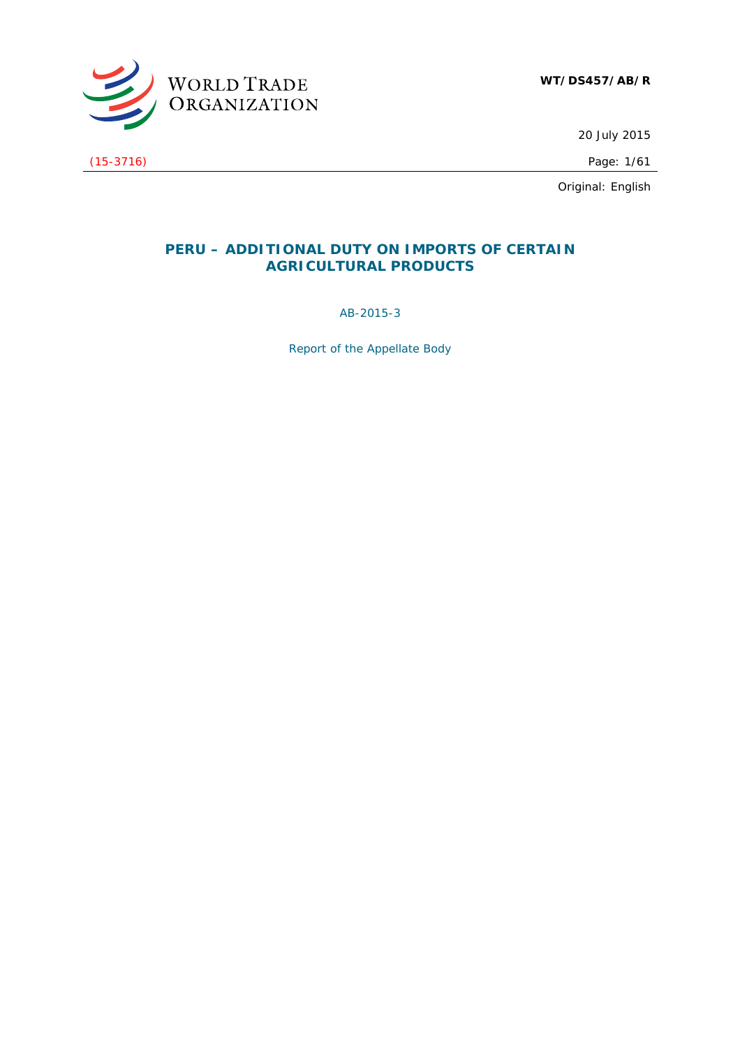WORLD TRADE ORGANIZATION

**WT/DS457/AB/R**

20 July 2015

(15-3716)

Original: English

# PERU – ADDITIONAL DUTY ON IMPORTS OF CERTAIN AGRICULTURAL PRODUCTS

AB-2015-3

Report of the Appellate Body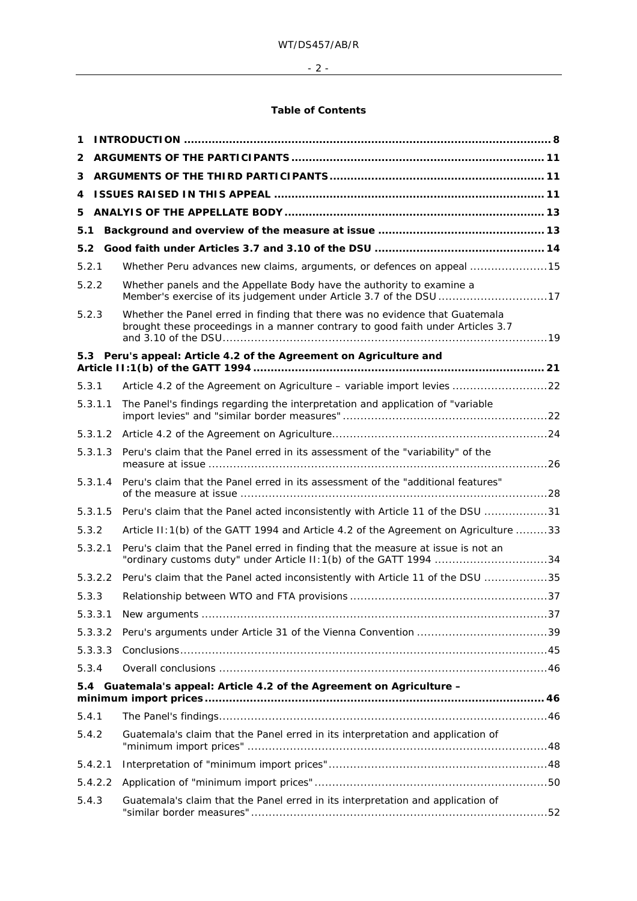**Table of Contents**

| | | |
|---|---|---|
| **1** | **INTRODUCTION** | **8** |
| **2** | **ARGUMENTS OF THE PARTICIPANTS** | **11** |
| **3** | **ARGUMENTS OF THE THIRD PARTICIPANTS** | **11** |
| **4** | **ISSUES RAISED IN THIS APPEAL** | **11** |
| **5** | **ANALYSIS OF THE APPELLATE BODY** | **13** |
| **5.1** | **Background and overview of the measure at issue** | **13** |
| **5.2** | **Good faith under Articles 3.7 and 3.10 of the DSU** | **14** |
| 5.2.1 | Whether Peru advances new claims, arguments, or defences on appeal | 15 |
| 5.2.2 | Whether panels and the Appellate Body have the authority to examine a Member's exercise of its judgement under Article 3.7 of the DSU | 17 |
| 5.2.3 | Whether the Panel erred in finding that there was no evidence that Guatemala brought these proceedings in a manner contrary to good faith under Articles 3.7 and 3.10 of the DSU | 19 |
| **5.3** | **Peru's appeal: Article 4.2 of the Agreement on Agriculture and Article II:1(b) of the GATT 1994** | **21** |
| 5.3.1 | Article 4.2 of the Agreement on Agriculture – variable import levies | 22 |
| 5.3.1.1 | The Panel's findings regarding the interpretation and application of "variable import levies" and "similar border measures" | 22 |
| 5.3.1.2 | Article 4.2 of the Agreement on Agriculture | 24 |
| 5.3.1.3 | Peru's claim that the Panel erred in its assessment of the "variability" of the measure at issue | 26 |
| 5.3.1.4 | Peru's claim that the Panel erred in its assessment of the "additional features" of the measure at issue | 28 |
| 5.3.1.5 | Peru's claim that the Panel acted inconsistently with Article 11 of the DSU | 31 |
| 5.3.2 | Article II:1(b) of the GATT 1994 and Article 4.2 of the Agreement on Agriculture | 33 |
| 5.3.2.1 | Peru's claim that the Panel erred in finding that the measure at issue is not an "ordinary customs duty" under Article II:1(b) of the GATT 1994 | 34 |
| 5.3.2.2 | Peru's claim that the Panel acted inconsistently with Article 11 of the DSU | 35 |
| 5.3.3 | Relationship between WTO and FTA provisions | 37 |
| 5.3.3.1 | New arguments | 37 |
| 5.3.3.2 | Peru's arguments under Article 31 of the Vienna Convention | 39 |
| 5.3.3.3 | Conclusions | 45 |
| 5.3.4 | Overall conclusions | 46 |
| **5.4** | **Guatemala's appeal: Article 4.2 of the Agreement on Agriculture – minimum import prices** | **46** |
| 5.4.1 | The Panel's findings | 46 |
| 5.4.2 | Guatemala's claim that the Panel erred in its interpretation and application of "minimum import prices" | 48 |
| 5.4.2.1 | Interpretation of "minimum import prices" | 48 |
| 5.4.2.2 | Application of "minimum import prices" | 50 |
| 5.4.3 | Guatemala's claim that the Panel erred in its interpretation and application of "similar border measures" | 52 |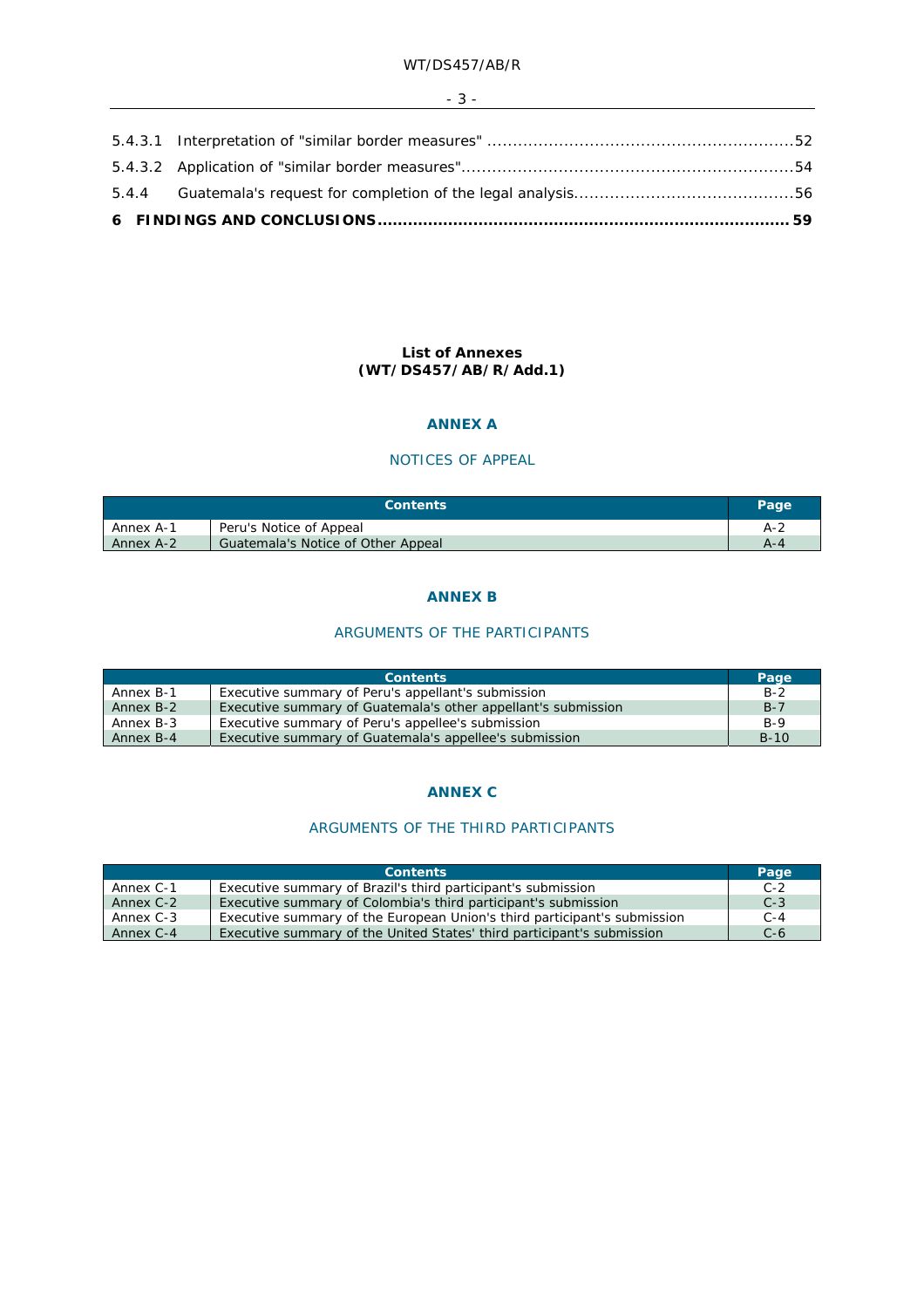5.4.3.1 Interpretation of "similar border measures" ............................................................52

5.4.3.2 Application of "similar border measures".................................................................54

5.4.4 Guatemala's request for completion of the legal analysis...........................................56

**6 FINDINGS AND CONCLUSIONS ................................................................................ 59**

**List of Annexes**
**(WT/DS457/AB/R/Add.1)**

## ANNEX A

### NOTICES OF APPEAL

| Contents | | Page |
|---|---|---|
| Annex A-1 | Peru's Notice of Appeal | A-2 |
| Annex A-2 | Guatemala's Notice of Other Appeal | A-4 |

## ANNEX B

### ARGUMENTS OF THE PARTICIPANTS

| Contents | | Page |
|---|---|---|
| Annex B-1 | Executive summary of Peru's appellant's submission | B-2 |
| Annex B-2 | Executive summary of Guatemala's other appellant's submission | B-7 |
| Annex B-3 | Executive summary of Peru's appellee's submission | B-9 |
| Annex B-4 | Executive summary of Guatemala's appellee's submission | B-10 |

## ANNEX C

### ARGUMENTS OF THE THIRD PARTICIPANTS

| Contents | | Page |
|---|---|---|
| Annex C-1 | Executive summary of Brazil's third participant's submission | C-2 |
| Annex C-2 | Executive summary of Colombia's third participant's submission | C-3 |
| Annex C-3 | Executive summary of the European Union's third participant's submission | C-4 |
| Annex C-4 | Executive summary of the United States' third participant's submission | C-6 |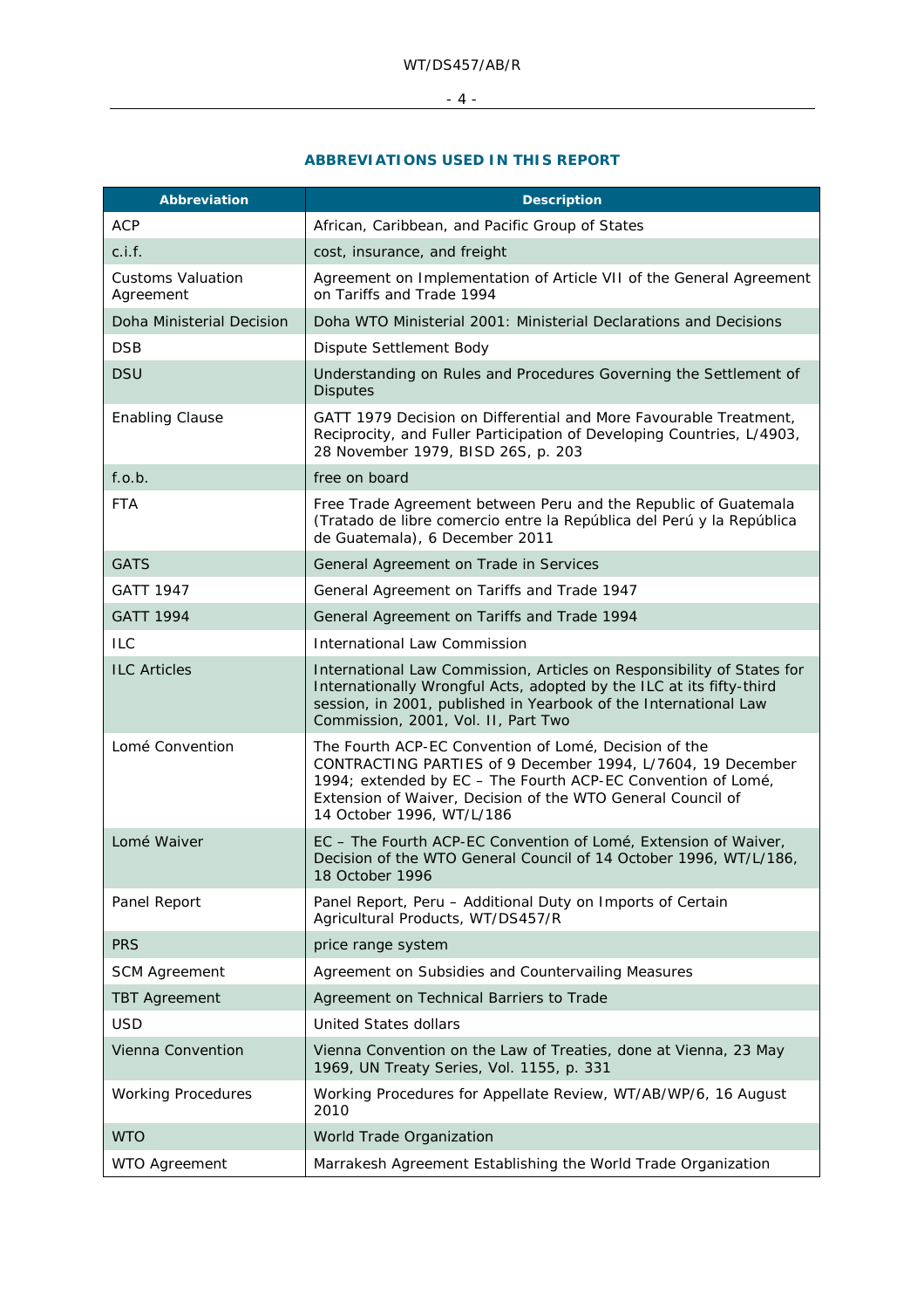## ABBREVIATIONS USED IN THIS REPORT

| Abbreviation | Description |
|---|---|
| ACP | African, Caribbean, and Pacific Group of States |
| c.i.f. | cost, insurance, and freight |
| Customs Valuation Agreement | Agreement on Implementation of Article VII of the General Agreement on Tariffs and Trade 1994 |
| Doha Ministerial Decision | Doha WTO Ministerial 2001: Ministerial Declarations and Decisions |
| DSB | Dispute Settlement Body |
| DSU | Understanding on Rules and Procedures Governing the Settlement of Disputes |
| Enabling Clause | GATT 1979 Decision on Differential and More Favourable Treatment, Reciprocity, and Fuller Participation of Developing Countries, L/4903, 28 November 1979, BISD 26S, p. 203 |
| f.o.b. | free on board |
| FTA | Free Trade Agreement between Peru and the Republic of Guatemala (Tratado de libre comercio entre la República del Perú y la República de Guatemala), 6 December 2011 |
| GATS | General Agreement on Trade in Services |
| GATT 1947 | General Agreement on Tariffs and Trade 1947 |
| GATT 1994 | General Agreement on Tariffs and Trade 1994 |
| ILC | International Law Commission |
| ILC Articles | International Law Commission, Articles on Responsibility of States for Internationally Wrongful Acts, adopted by the ILC at its fifty-third session, in 2001, published in Yearbook of the International Law Commission, 2001, Vol. II, Part Two |
| Lomé Convention | The Fourth ACP-EC Convention of Lomé, Decision of the CONTRACTING PARTIES of 9 December 1994, L/7604, 19 December 1994; extended by EC – The Fourth ACP-EC Convention of Lomé, Extension of Waiver, Decision of the WTO General Council of 14 October 1996, WT/L/186 |
| Lomé Waiver | EC – The Fourth ACP-EC Convention of Lomé, Extension of Waiver, Decision of the WTO General Council of 14 October 1996, WT/L/186, 18 October 1996 |
| Panel Report | Panel Report, Peru – Additional Duty on Imports of Certain Agricultural Products, WT/DS457/R |
| PRS | price range system |
| SCM Agreement | Agreement on Subsidies and Countervailing Measures |
| TBT Agreement | Agreement on Technical Barriers to Trade |
| USD | United States dollars |
| Vienna Convention | Vienna Convention on the Law of Treaties, done at Vienna, 23 May 1969, UN Treaty Series, Vol. 1155, p. 331 |
| Working Procedures | Working Procedures for Appellate Review, WT/AB/WP/6, 16 August 2010 |
| WTO | World Trade Organization |
| WTO Agreement | Marrakesh Agreement Establishing the World Trade Organization |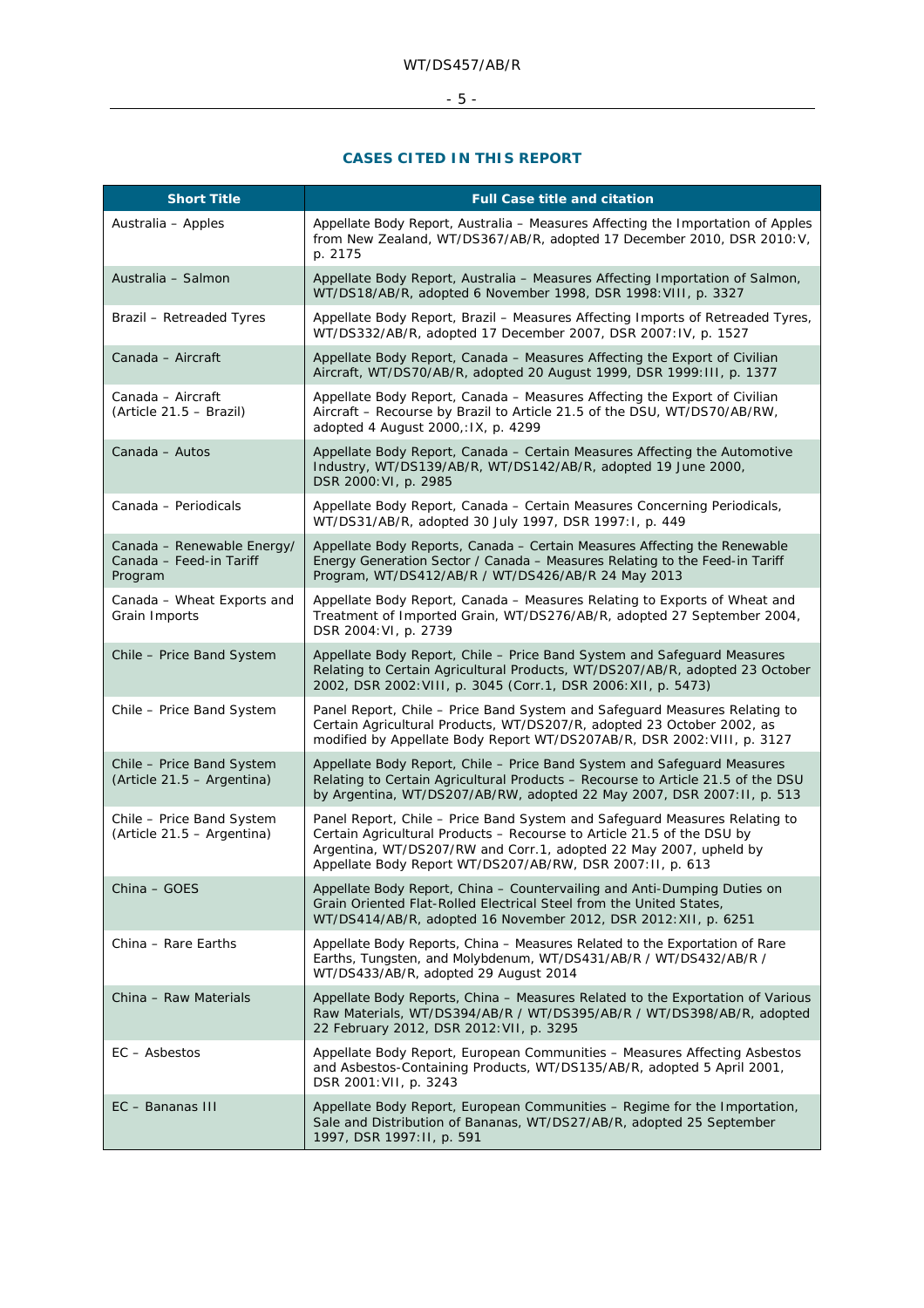## CASES CITED IN THIS REPORT

| Short Title | Full Case title and citation |
|---|---|
| Australia – Apples | Appellate Body Report, Australia – Measures Affecting the Importation of Apples from New Zealand, WT/DS367/AB/R, adopted 17 December 2010, DSR 2010:V, p. 2175 |
| Australia – Salmon | Appellate Body Report, Australia – Measures Affecting Importation of Salmon, WT/DS18/AB/R, adopted 6 November 1998, DSR 1998:VIII, p. 3327 |
| Brazil – Retreaded Tyres | Appellate Body Report, Brazil – Measures Affecting Imports of Retreaded Tyres, WT/DS332/AB/R, adopted 17 December 2007, DSR 2007:IV, p. 1527 |
| Canada – Aircraft | Appellate Body Report, Canada – Measures Affecting the Export of Civilian Aircraft, WT/DS70/AB/R, adopted 20 August 1999, DSR 1999:III, p. 1377 |
| Canada – Aircraft (Article 21.5 – Brazil) | Appellate Body Report, Canada – Measures Affecting the Export of Civilian Aircraft – Recourse by Brazil to Article 21.5 of the DSU, WT/DS70/AB/RW, adopted 4 August 2000,:IX, p. 4299 |
| Canada – Autos | Appellate Body Report, Canada – Certain Measures Affecting the Automotive Industry, WT/DS139/AB/R, WT/DS142/AB/R, adopted 19 June 2000, DSR 2000:VI, p. 2985 |
| Canada – Periodicals | Appellate Body Report, Canada – Certain Measures Concerning Periodicals, WT/DS31/AB/R, adopted 30 July 1997, DSR 1997:I, p. 449 |
| Canada – Renewable Energy/ Canada – Feed-in Tariff Program | Appellate Body Reports, Canada – Certain Measures Affecting the Renewable Energy Generation Sector / Canada – Measures Relating to the Feed-in Tariff Program, WT/DS412/AB/R / WT/DS426/AB/R 24 May 2013 |
| Canada – Wheat Exports and Grain Imports | Appellate Body Report, Canada – Measures Relating to Exports of Wheat and Treatment of Imported Grain, WT/DS276/AB/R, adopted 27 September 2004, DSR 2004:VI, p. 2739 |
| Chile – Price Band System | Appellate Body Report, Chile – Price Band System and Safeguard Measures Relating to Certain Agricultural Products, WT/DS207/AB/R, adopted 23 October 2002, DSR 2002:VIII, p. 3045 (Corr.1, DSR 2006:XII, p. 5473) |
| Chile – Price Band System | Panel Report, Chile – Price Band System and Safeguard Measures Relating to Certain Agricultural Products, WT/DS207/R, adopted 23 October 2002, as modified by Appellate Body Report WT/DS207AB/R, DSR 2002:VIII, p. 3127 |
| Chile – Price Band System (Article 21.5 – Argentina) | Appellate Body Report, Chile – Price Band System and Safeguard Measures Relating to Certain Agricultural Products – Recourse to Article 21.5 of the DSU by Argentina, WT/DS207/AB/RW, adopted 22 May 2007, DSR 2007:II, p. 513 |
| Chile – Price Band System (Article 21.5 – Argentina) | Panel Report, Chile – Price Band System and Safeguard Measures Relating to Certain Agricultural Products – Recourse to Article 21.5 of the DSU by Argentina, WT/DS207/RW and Corr.1, adopted 22 May 2007, upheld by Appellate Body Report WT/DS207/AB/RW, DSR 2007:II, p. 613 |
| China – GOES | Appellate Body Report, China – Countervailing and Anti-Dumping Duties on Grain Oriented Flat-Rolled Electrical Steel from the United States, WT/DS414/AB/R, adopted 16 November 2012, DSR 2012:XII, p. 6251 |
| China – Rare Earths | Appellate Body Reports, China – Measures Related to the Exportation of Rare Earths, Tungsten, and Molybdenum, WT/DS431/AB/R / WT/DS432/AB/R / WT/DS433/AB/R, adopted 29 August 2014 |
| China – Raw Materials | Appellate Body Reports, China – Measures Related to the Exportation of Various Raw Materials, WT/DS394/AB/R / WT/DS395/AB/R / WT/DS398/AB/R, adopted 22 February 2012, DSR 2012:VII, p. 3295 |
| EC – Asbestos | Appellate Body Report, European Communities – Measures Affecting Asbestos and Asbestos-Containing Products, WT/DS135/AB/R, adopted 5 April 2001, DSR 2001:VII, p. 3243 |
| EC – Bananas III | Appellate Body Report, European Communities – Regime for the Importation, Sale and Distribution of Bananas, WT/DS27/AB/R, adopted 25 September 1997, DSR 1997:II, p. 591 |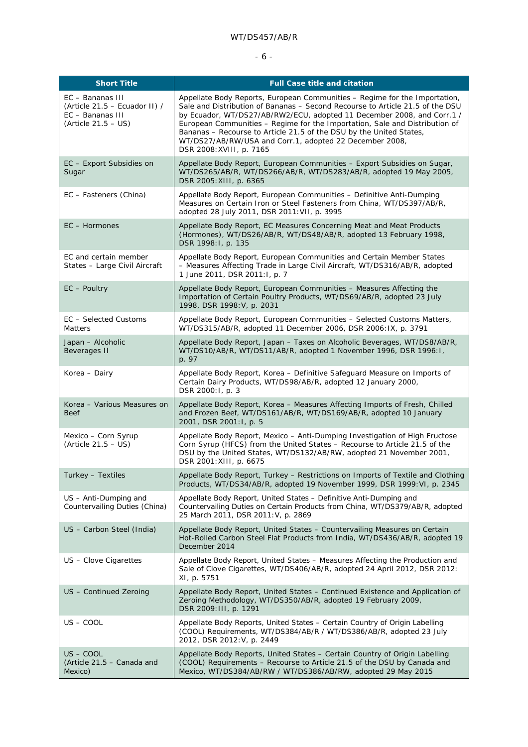| Short Title | Full Case title and citation |
|---|---|
| EC – Bananas III (Article 21.5 – Ecuador II) / EC – Bananas III (Article 21.5 – US) | Appellate Body Reports, European Communities – Regime for the Importation, Sale and Distribution of Bananas – Second Recourse to Article 21.5 of the DSU by Ecuador, WT/DS27/AB/RW2/ECU, adopted 11 December 2008, and Corr.1 / European Communities – Regime for the Importation, Sale and Distribution of Bananas – Recourse to Article 21.5 of the DSU by the United States, WT/DS27/AB/RW/USA and Corr.1, adopted 22 December 2008, DSR 2008:XVIII, p. 7165 |
| EC – Export Subsidies on Sugar | Appellate Body Report, European Communities – Export Subsidies on Sugar, WT/DS265/AB/R, WT/DS266/AB/R, WT/DS283/AB/R, adopted 19 May 2005, DSR 2005:XIII, p. 6365 |
| EC – Fasteners (China) | Appellate Body Report, European Communities – Definitive Anti-Dumping Measures on Certain Iron or Steel Fasteners from China, WT/DS397/AB/R, adopted 28 July 2011, DSR 2011:VII, p. 3995 |
| EC – Hormones | Appellate Body Report, EC Measures Concerning Meat and Meat Products (Hormones), WT/DS26/AB/R, WT/DS48/AB/R, adopted 13 February 1998, DSR 1998:I, p. 135 |
| EC and certain member States – Large Civil Aircraft | Appellate Body Report, European Communities and Certain Member States – Measures Affecting Trade in Large Civil Aircraft, WT/DS316/AB/R, adopted 1 June 2011, DSR 2011:I, p. 7 |
| EC – Poultry | Appellate Body Report, European Communities – Measures Affecting the Importation of Certain Poultry Products, WT/DS69/AB/R, adopted 23 July 1998, DSR 1998:V, p. 2031 |
| EC – Selected Customs Matters | Appellate Body Report, European Communities – Selected Customs Matters, WT/DS315/AB/R, adopted 11 December 2006, DSR 2006:IX, p. 3791 |
| Japan – Alcoholic Beverages II | Appellate Body Report, Japan – Taxes on Alcoholic Beverages, WT/DS8/AB/R, WT/DS10/AB/R, WT/DS11/AB/R, adopted 1 November 1996, DSR 1996:I, p. 97 |
| Korea – Dairy | Appellate Body Report, Korea – Definitive Safeguard Measure on Imports of Certain Dairy Products, WT/DS98/AB/R, adopted 12 January 2000, DSR 2000:I, p. 3 |
| Korea – Various Measures on Beef | Appellate Body Report, Korea – Measures Affecting Imports of Fresh, Chilled and Frozen Beef, WT/DS161/AB/R, WT/DS169/AB/R, adopted 10 January 2001, DSR 2001:I, p. 5 |
| Mexico – Corn Syrup (Article 21.5 – US) | Appellate Body Report, Mexico – Anti-Dumping Investigation of High Fructose Corn Syrup (HFCS) from the United States – Recourse to Article 21.5 of the DSU by the United States, WT/DS132/AB/RW, adopted 21 November 2001, DSR 2001:XIII, p. 6675 |
| Turkey – Textiles | Appellate Body Report, Turkey – Restrictions on Imports of Textile and Clothing Products, WT/DS34/AB/R, adopted 19 November 1999, DSR 1999:VI, p. 2345 |
| US – Anti-Dumping and Countervailing Duties (China) | Appellate Body Report, United States – Definitive Anti-Dumping and Countervailing Duties on Certain Products from China, WT/DS379/AB/R, adopted 25 March 2011, DSR 2011:V, p. 2869 |
| US – Carbon Steel (India) | Appellate Body Report, United States – Countervailing Measures on Certain Hot-Rolled Carbon Steel Flat Products from India, WT/DS436/AB/R, adopted 19 December 2014 |
| US – Clove Cigarettes | Appellate Body Report, United States – Measures Affecting the Production and Sale of Clove Cigarettes, WT/DS406/AB/R, adopted 24 April 2012, DSR 2012: XI, p. 5751 |
| US – Continued Zeroing | Appellate Body Report, United States – Continued Existence and Application of Zeroing Methodology, WT/DS350/AB/R, adopted 19 February 2009, DSR 2009:III, p. 1291 |
| US – COOL | Appellate Body Reports, United States – Certain Country of Origin Labelling (COOL) Requirements, WT/DS384/AB/R / WT/DS386/AB/R, adopted 23 July 2012, DSR 2012:V, p. 2449 |
| US – COOL (Article 21.5 – Canada and Mexico) | Appellate Body Reports, United States – Certain Country of Origin Labelling (COOL) Requirements – Recourse to Article 21.5 of the DSU by Canada and Mexico, WT/DS384/AB/RW / WT/DS386/AB/RW, adopted 29 May 2015 |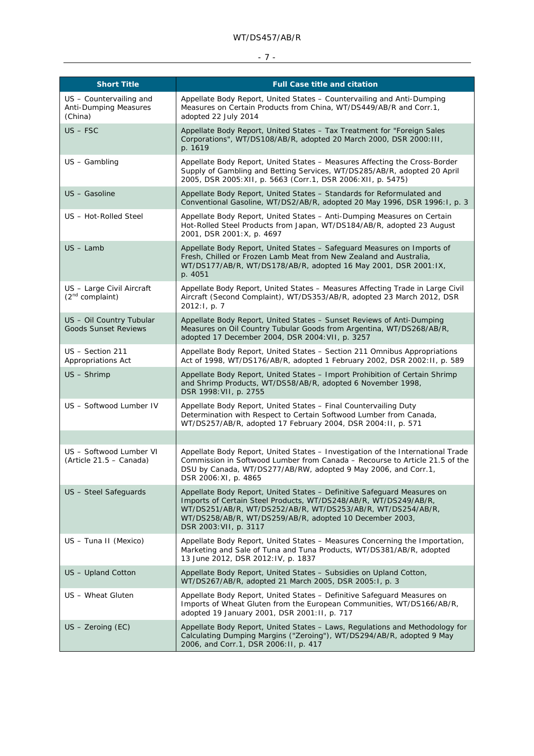| Short Title | Full Case title and citation |
|---|---|
| US – Countervailing and Anti-Dumping Measures (China) | Appellate Body Report, United States – Countervailing and Anti-Dumping Measures on Certain Products from China, WT/DS449/AB/R and Corr.1, adopted 22 July 2014 |
| US – FSC | Appellate Body Report, United States – Tax Treatment for "Foreign Sales Corporations", WT/DS108/AB/R, adopted 20 March 2000, DSR 2000:III, p. 1619 |
| US – Gambling | Appellate Body Report, United States – Measures Affecting the Cross-Border Supply of Gambling and Betting Services, WT/DS285/AB/R, adopted 20 April 2005, DSR 2005:XII, p. 5663 (Corr.1, DSR 2006:XII, p. 5475) |
| US – Gasoline | Appellate Body Report, United States – Standards for Reformulated and Conventional Gasoline, WT/DS2/AB/R, adopted 20 May 1996, DSR 1996:I, p. 3 |
| US – Hot-Rolled Steel | Appellate Body Report, United States – Anti-Dumping Measures on Certain Hot-Rolled Steel Products from Japan, WT/DS184/AB/R, adopted 23 August 2001, DSR 2001:X, p. 4697 |
| US – Lamb | Appellate Body Report, United States – Safeguard Measures on Imports of Fresh, Chilled or Frozen Lamb Meat from New Zealand and Australia, WT/DS177/AB/R, WT/DS178/AB/R, adopted 16 May 2001, DSR 2001:IX, p. 4051 |
| US – Large Civil Aircraft (2nd complaint) | Appellate Body Report, United States – Measures Affecting Trade in Large Civil Aircraft (Second Complaint), WT/DS353/AB/R, adopted 23 March 2012, DSR 2012:I, p. 7 |
| US – Oil Country Tubular Goods Sunset Reviews | Appellate Body Report, United States – Sunset Reviews of Anti-Dumping Measures on Oil Country Tubular Goods from Argentina, WT/DS268/AB/R, adopted 17 December 2004, DSR 2004:VII, p. 3257 |
| US – Section 211 Appropriations Act | Appellate Body Report, United States – Section 211 Omnibus Appropriations Act of 1998, WT/DS176/AB/R, adopted 1 February 2002, DSR 2002:II, p. 589 |
| US – Shrimp | Appellate Body Report, United States – Import Prohibition of Certain Shrimp and Shrimp Products, WT/DS58/AB/R, adopted 6 November 1998, DSR 1998:VII, p. 2755 |
| US – Softwood Lumber IV | Appellate Body Report, United States – Final Countervailing Duty Determination with Respect to Certain Softwood Lumber from Canada, WT/DS257/AB/R, adopted 17 February 2004, DSR 2004:II, p. 571 |
| | |
| US – Softwood Lumber VI (Article 21.5 – Canada) | Appellate Body Report, United States – Investigation of the International Trade Commission in Softwood Lumber from Canada – Recourse to Article 21.5 of the DSU by Canada, WT/DS277/AB/RW, adopted 9 May 2006, and Corr.1, DSR 2006:XI, p. 4865 |
| US – Steel Safeguards | Appellate Body Report, United States – Definitive Safeguard Measures on Imports of Certain Steel Products, WT/DS248/AB/R, WT/DS249/AB/R, WT/DS251/AB/R, WT/DS252/AB/R, WT/DS253/AB/R, WT/DS254/AB/R, WT/DS258/AB/R, WT/DS259/AB/R, adopted 10 December 2003, DSR 2003:VII, p. 3117 |
| US – Tuna II (Mexico) | Appellate Body Report, United States – Measures Concerning the Importation, Marketing and Sale of Tuna and Tuna Products, WT/DS381/AB/R, adopted 13 June 2012, DSR 2012:IV, p. 1837 |
| US – Upland Cotton | Appellate Body Report, United States – Subsidies on Upland Cotton, WT/DS267/AB/R, adopted 21 March 2005, DSR 2005:I, p. 3 |
| US – Wheat Gluten | Appellate Body Report, United States – Definitive Safeguard Measures on Imports of Wheat Gluten from the European Communities, WT/DS166/AB/R, adopted 19 January 2001, DSR 2001:II, p. 717 |
| US – Zeroing (EC) | Appellate Body Report, United States – Laws, Regulations and Methodology for Calculating Dumping Margins ("Zeroing"), WT/DS294/AB/R, adopted 9 May 2006, and Corr.1, DSR 2006:II, p. 417 |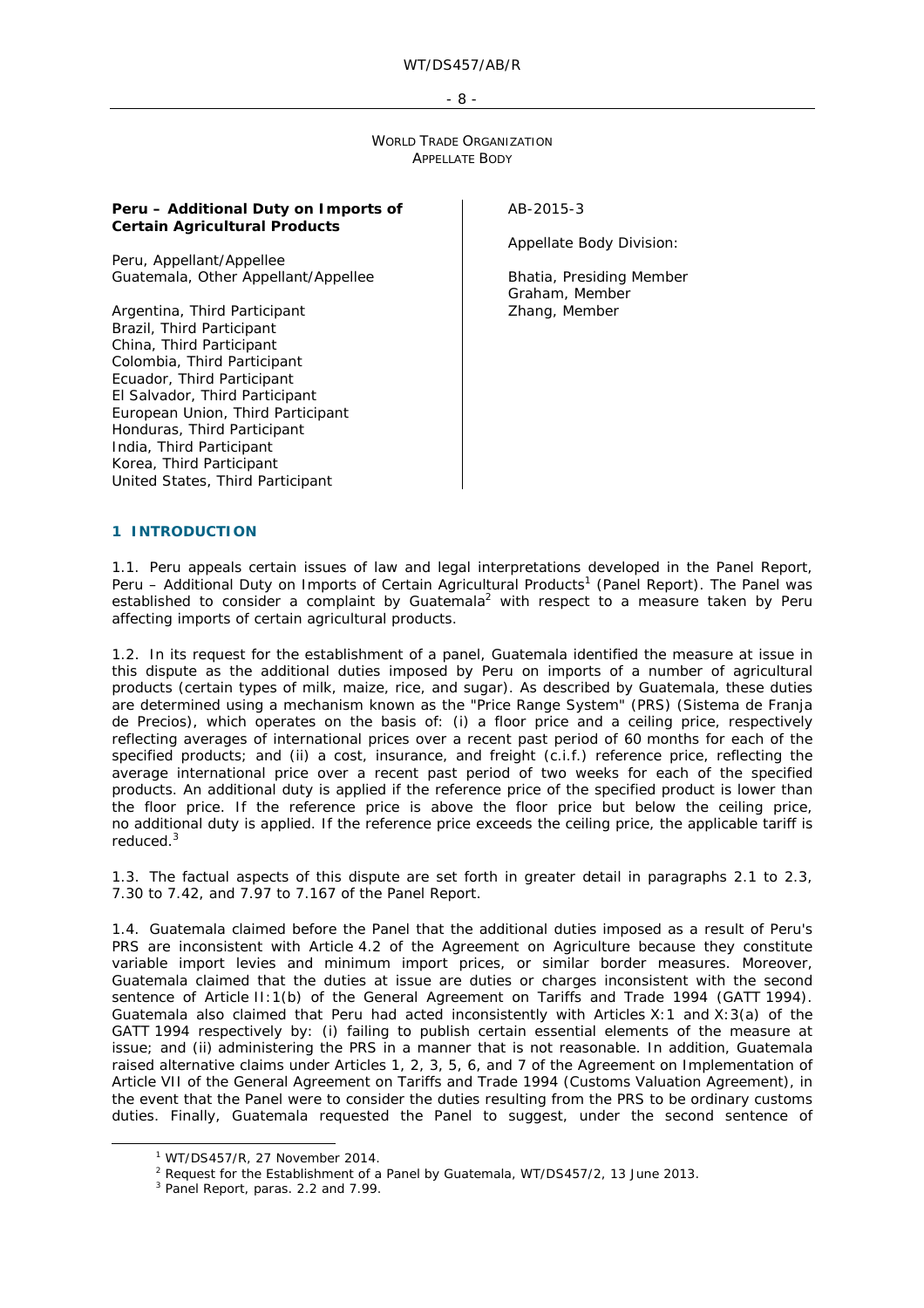WORLD TRADE ORGANIZATION
APPELLATE BODY

**Peru – Additional Duty on Imports of Certain Agricultural Products**

Peru, Appellant/Appellee
Guatemala, Other Appellant/Appellee

Argentina, Third Participant
Brazil, Third Participant
China, Third Participant
Colombia, Third Participant
Ecuador, Third Participant
El Salvador, Third Participant
European Union, Third Participant
Honduras, Third Participant
India, Third Participant
Korea, Third Participant
United States, Third Participant

AB-2015-3

Appellate Body Division:

Bhatia, Presiding Member
Graham, Member
Zhang, Member

## 1 INTRODUCTION

1.1. Peru appeals certain issues of law and legal interpretations developed in the Panel Report, *Peru – Additional Duty on Imports of Certain Agricultural Products*[1] (Panel Report). The Panel was established to consider a complaint by Guatemala[2] with respect to a measure taken by Peru affecting imports of certain agricultural products.

1.2. In its request for the establishment of a panel, Guatemala identified the measure at issue in this dispute as the additional duties imposed by Peru on imports of a number of agricultural products (certain types of milk, maize, rice, and sugar). As described by Guatemala, these duties are determined using a mechanism known as the "Price Range System" (PRS) (Sistema de Franja de Precios), which operates on the basis of: (i) a floor price and a ceiling price, respectively reflecting averages of international prices over a recent past period of 60 months for each of the specified products; and (ii) a cost, insurance, and freight (c.i.f.) reference price, reflecting the average international price over a recent past period of two weeks for each of the specified products. An additional duty is applied if the reference price of the specified product is lower than the floor price. If the reference price is above the floor price but below the ceiling price, no additional duty is applied. If the reference price exceeds the ceiling price, the applicable tariff is reduced.[3]

1.3. The factual aspects of this dispute are set forth in greater detail in paragraphs 2.1 to 2.3, 7.30 to 7.42, and 7.97 to 7.167 of the Panel Report.

1.4. Guatemala claimed before the Panel that the additional duties imposed as a result of Peru's PRS are inconsistent with Article 4.2 of the Agreement on Agriculture because they constitute variable import levies and minimum import prices, or similar border measures. Moreover, Guatemala claimed that the duties at issue are duties or charges inconsistent with the second sentence of Article II:1(b) of the General Agreement on Tariffs and Trade 1994 (GATT 1994). Guatemala also claimed that Peru had acted inconsistently with Articles X:1 and X:3(a) of the GATT 1994 respectively by: (i) failing to publish certain essential elements of the measure at issue; and (ii) administering the PRS in a manner that is not reasonable. In addition, Guatemala raised alternative claims under Articles 1, 2, 3, 5, 6, and 7 of the Agreement on Implementation of Article VII of the General Agreement on Tariffs and Trade 1994 (Customs Valuation Agreement), in the event that the Panel were to consider the duties resulting from the PRS to be ordinary customs duties. Finally, Guatemala requested the Panel to suggest, under the second sentence of

[1] WT/DS457/R, 27 November 2014.

[2] Request for the Establishment of a Panel by Guatemala, WT/DS457/2, 13 June 2013.

[3] Panel Report, paras. 2.2 and 7.99.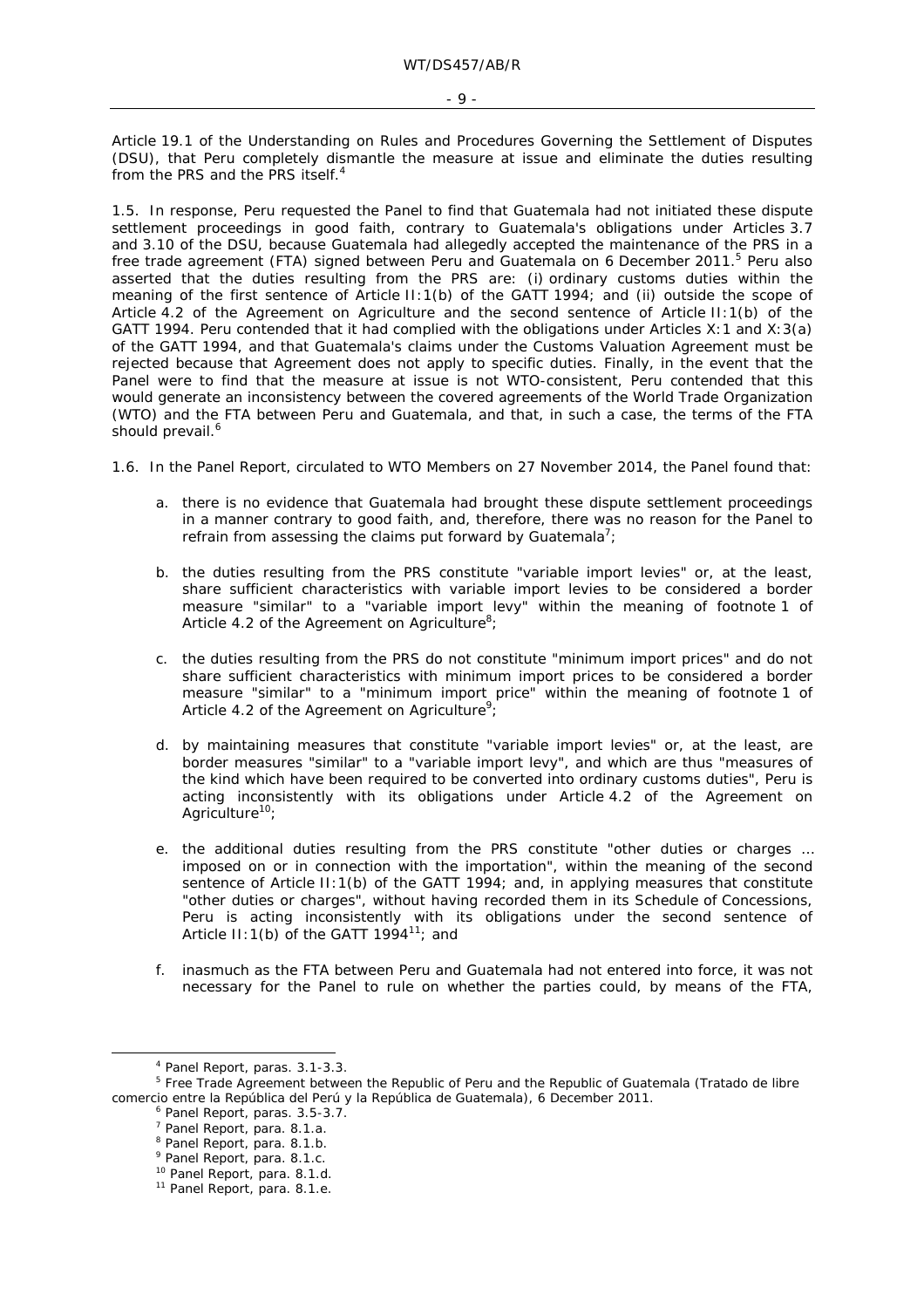Article 19.1 of the Understanding on Rules and Procedures Governing the Settlement of Disputes (DSU), that Peru completely dismantle the measure at issue and eliminate the duties resulting from the PRS and the PRS itself.[4]

1.5. In response, Peru requested the Panel to find that Guatemala had not initiated these dispute settlement proceedings in good faith, contrary to Guatemala's obligations under Articles 3.7 and 3.10 of the DSU, because Guatemala had allegedly accepted the maintenance of the PRS in a free trade agreement (FTA) signed between Peru and Guatemala on 6 December 2011.[5] Peru also asserted that the duties resulting from the PRS are: (i) ordinary customs duties within the meaning of the first sentence of Article II:1(b) of the GATT 1994; and (ii) outside the scope of Article 4.2 of the Agreement on Agriculture and the second sentence of Article II:1(b) of the GATT 1994. Peru contended that it had complied with the obligations under Articles X:1 and X:3(a) of the GATT 1994, and that Guatemala's claims under the Customs Valuation Agreement must be rejected because that Agreement does not apply to specific duties. Finally, in the event that the Panel were to find that the measure at issue is not WTO-consistent, Peru contended that this would generate an inconsistency between the covered agreements of the World Trade Organization (WTO) and the FTA between Peru and Guatemala, and that, in such a case, the terms of the FTA should prevail.[6]

1.6. In the Panel Report, circulated to WTO Members on 27 November 2014, the Panel found that:

a. there is no evidence that Guatemala had brought these dispute settlement proceedings in a manner contrary to good faith, and, therefore, there was no reason for the Panel to refrain from assessing the claims put forward by Guatemala[7];

b. the duties resulting from the PRS constitute "variable import levies" or, at the least, share sufficient characteristics with variable import levies to be considered a border measure "similar" to a "variable import levy" within the meaning of footnote 1 of Article 4.2 of the Agreement on Agriculture[8];

c. the duties resulting from the PRS do not constitute "minimum import prices" and do not share sufficient characteristics with minimum import prices to be considered a border measure "similar" to a "minimum import price" within the meaning of footnote 1 of Article 4.2 of the Agreement on Agriculture[9];

d. by maintaining measures that constitute "variable import levies" or, at the least, are border measures "similar" to a "variable import levy", and which are thus "measures of the kind which have been required to be converted into ordinary customs duties", Peru is acting inconsistently with its obligations under Article 4.2 of the Agreement on Agriculture[10];

e. the additional duties resulting from the PRS constitute "other duties or charges ... imposed on or in connection with the importation", within the meaning of the second sentence of Article II:1(b) of the GATT 1994; and, in applying measures that constitute "other duties or charges", without having recorded them in its Schedule of Concessions, Peru is acting inconsistently with its obligations under the second sentence of Article II:1(b) of the GATT 1994[11]; and

f. inasmuch as the FTA between Peru and Guatemala had not entered into force, it was not necessary for the Panel to rule on whether the parties could, by means of the FTA,

---

[4] Panel Report, paras. 3.1-3.3.

[5] Free Trade Agreement between the Republic of Peru and the Republic of Guatemala (Tratado de libre comercio entre la República del Perú y la República de Guatemala), 6 December 2011.

[6] Panel Report, paras. 3.5-3.7.

[7] Panel Report, para. 8.1.a.

[8] Panel Report, para. 8.1.b.

[9] Panel Report, para. 8.1.c.

[10] Panel Report, para. 8.1.d.

[11] Panel Report, para. 8.1.e.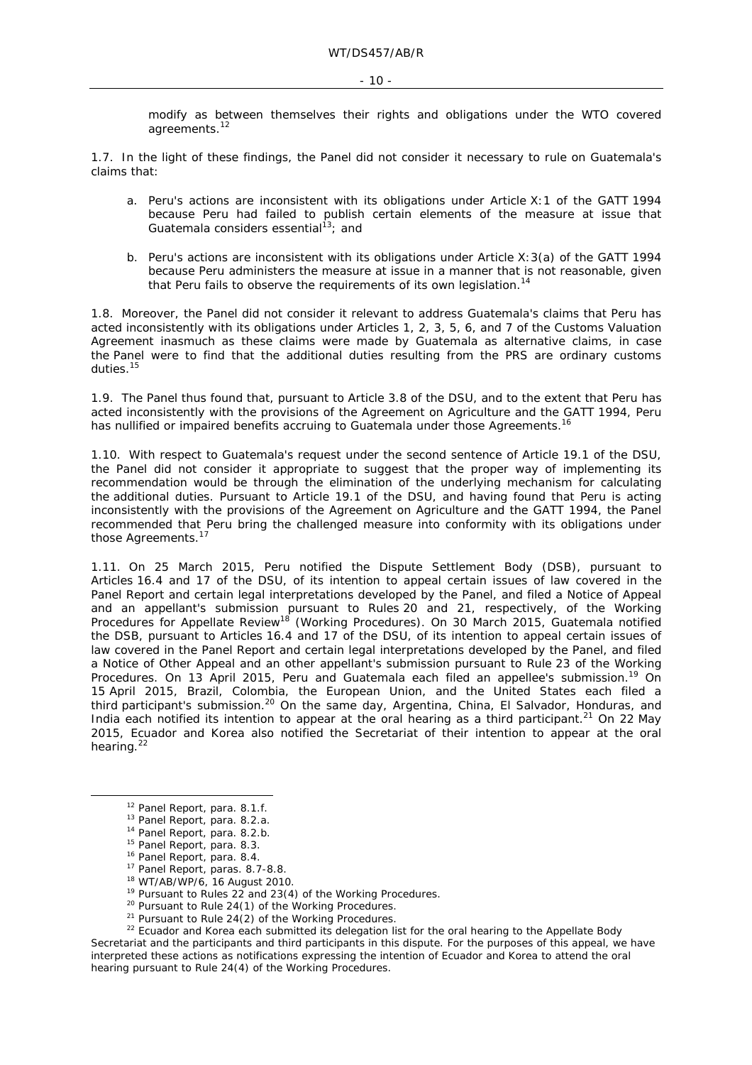modify as between themselves their rights and obligations under the WTO covered agreements.[12]

1.7. In the light of these findings, the Panel did not consider it necessary to rule on Guatemala's claims that:

a. Peru's actions are inconsistent with its obligations under Article X:1 of the GATT 1994 because Peru had failed to publish certain elements of the measure at issue that Guatemala considers essential[13]; and

b. Peru's actions are inconsistent with its obligations under Article X:3(a) of the GATT 1994 because Peru administers the measure at issue in a manner that is not reasonable, given that Peru fails to observe the requirements of its own legislation.[14]

1.8. Moreover, the Panel did not consider it relevant to address Guatemala's claims that Peru has acted inconsistently with its obligations under Articles 1, 2, 3, 5, 6, and 7 of the Customs Valuation Agreement inasmuch as these claims were made by Guatemala as alternative claims, in case the Panel were to find that the additional duties resulting from the PRS are ordinary customs duties.[15]

1.9. The Panel thus found that, pursuant to Article 3.8 of the DSU, and to the extent that Peru has acted inconsistently with the provisions of the Agreement on Agriculture and the GATT 1994, Peru has nullified or impaired benefits accruing to Guatemala under those Agreements.[16]

1.10. With respect to Guatemala's request under the second sentence of Article 19.1 of the DSU, the Panel did not consider it appropriate to suggest that the proper way of implementing its recommendation would be through the elimination of the underlying mechanism for calculating the additional duties. Pursuant to Article 19.1 of the DSU, and having found that Peru is acting inconsistently with the provisions of the Agreement on Agriculture and the GATT 1994, the Panel recommended that Peru bring the challenged measure into conformity with its obligations under those Agreements.[17]

1.11. On 25 March 2015, Peru notified the Dispute Settlement Body (DSB), pursuant to Articles 16.4 and 17 of the DSU, of its intention to appeal certain issues of law covered in the Panel Report and certain legal interpretations developed by the Panel, and filed a Notice of Appeal and an appellant's submission pursuant to Rules 20 and 21, respectively, of the *Working Procedures for Appellate Review*[18] (Working Procedures). On 30 March 2015, Guatemala notified the DSB, pursuant to Articles 16.4 and 17 of the DSU, of its intention to appeal certain issues of law covered in the Panel Report and certain legal interpretations developed by the Panel, and filed a Notice of Other Appeal and an other appellant's submission pursuant to Rule 23 of the Working Procedures. On 13 April 2015, Peru and Guatemala each filed an appellee's submission.[19] On 15 April 2015, Brazil, Colombia, the European Union, and the United States each filed a third participant's submission.[20] On the same day, Argentina, China, El Salvador, Honduras, and India each notified its intention to appear at the oral hearing as a third participant.[21] On 22 May 2015, Ecuador and Korea also notified the Secretariat of their intention to appear at the oral hearing.[22]

---

[12] Panel Report, para. 8.1.f.

[13] Panel Report, para. 8.2.a.

[14] Panel Report, para. 8.2.b.

[15] Panel Report, para. 8.3.

[16] Panel Report, para. 8.4.

[17] Panel Report, paras. 8.7-8.8.

[18] WT/AB/WP/6, 16 August 2010.

[19] Pursuant to Rules 22 and 23(4) of the Working Procedures.

[20] Pursuant to Rule 24(1) of the Working Procedures.

[21] Pursuant to Rule 24(2) of the Working Procedures.

[22] Ecuador and Korea each submitted its delegation list for the oral hearing to the Appellate Body Secretariat and the participants and third participants in this dispute. For the purposes of this appeal, we have interpreted these actions as notifications expressing the intention of Ecuador and Korea to attend the oral hearing pursuant to Rule 24(4) of the Working Procedures.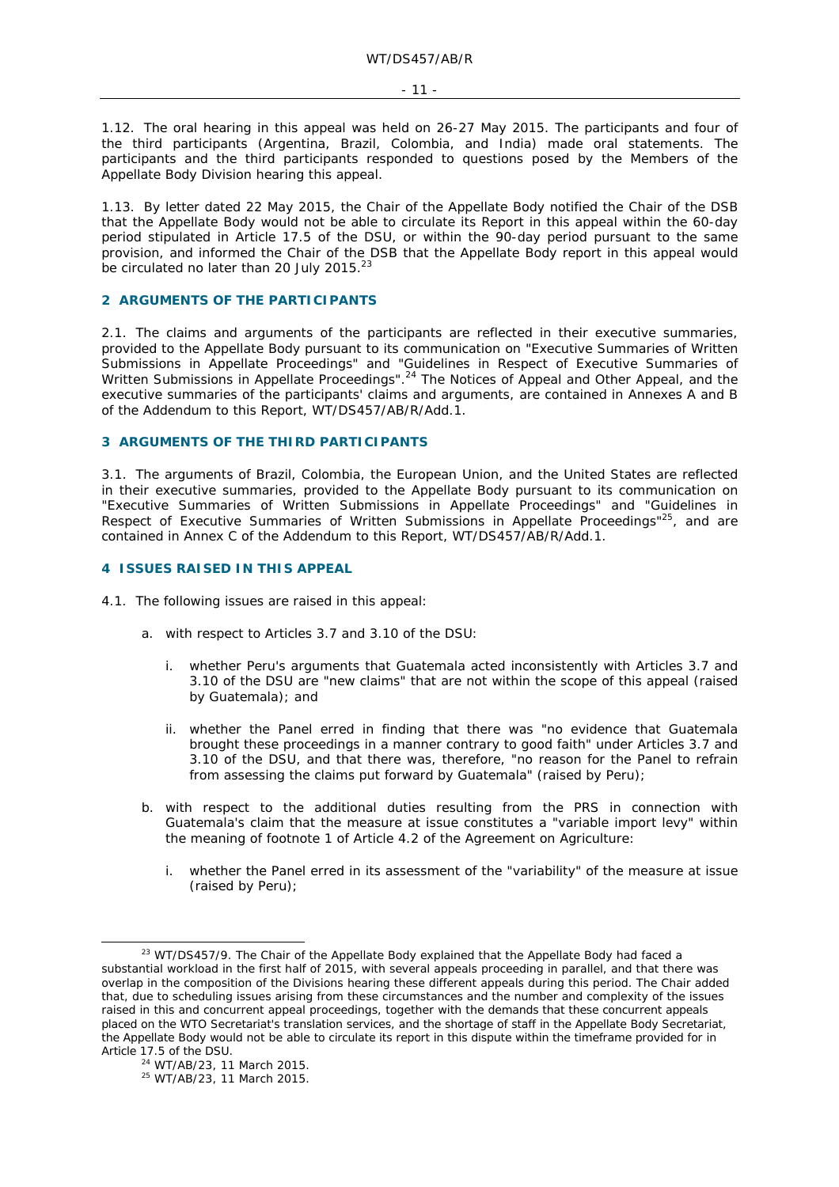1.12. The oral hearing in this appeal was held on 26-27 May 2015. The participants and four of the third participants (Argentina, Brazil, Colombia, and India) made oral statements. The participants and the third participants responded to questions posed by the Members of the Appellate Body Division hearing this appeal.

1.13. By letter dated 22 May 2015, the Chair of the Appellate Body notified the Chair of the DSB that the Appellate Body would not be able to circulate its Report in this appeal within the 60-day period stipulated in Article 17.5 of the DSU, or within the 90-day period pursuant to the same provision, and informed the Chair of the DSB that the Appellate Body report in this appeal would be circulated no later than 20 July 2015.[23]

## 2 ARGUMENTS OF THE PARTICIPANTS

2.1. The claims and arguments of the participants are reflected in their executive summaries, provided to the Appellate Body pursuant to its communication on "Executive Summaries of Written Submissions in Appellate Proceedings" and "Guidelines in Respect of Executive Summaries of Written Submissions in Appellate Proceedings".[24] The Notices of Appeal and Other Appeal, and the executive summaries of the participants' claims and arguments, are contained in Annexes A and B of the Addendum to this Report, WT/DS457/AB/R/Add.1.

## 3 ARGUMENTS OF THE THIRD PARTICIPANTS

3.1. The arguments of Brazil, Colombia, the European Union, and the United States are reflected in their executive summaries, provided to the Appellate Body pursuant to its communication on "Executive Summaries of Written Submissions in Appellate Proceedings" and "Guidelines in Respect of Executive Summaries of Written Submissions in Appellate Proceedings"[25], and are contained in Annex C of the Addendum to this Report, WT/DS457/AB/R/Add.1.

## 4 ISSUES RAISED IN THIS APPEAL

4.1. The following issues are raised in this appeal:

a. with respect to Articles 3.7 and 3.10 of the DSU:

   i. whether Peru's arguments that Guatemala acted inconsistently with Articles 3.7 and 3.10 of the DSU are "new claims" that are not within the scope of this appeal (raised by Guatemala); and

   ii. whether the Panel erred in finding that there was "no evidence that Guatemala brought these proceedings in a manner contrary to good faith" under Articles 3.7 and 3.10 of the DSU, and that there was, therefore, "no reason for the Panel to refrain from assessing the claims put forward by Guatemala" (raised by Peru);

b. with respect to the additional duties resulting from the PRS in connection with Guatemala's claim that the measure at issue constitutes a "variable import levy" within the meaning of footnote 1 of Article 4.2 of the Agreement on Agriculture:

   i. whether the Panel erred in its assessment of the "variability" of the measure at issue (raised by Peru);

---

[23] WT/DS457/9. The Chair of the Appellate Body explained that the Appellate Body had faced a substantial workload in the first half of 2015, with several appeals proceeding in parallel, and that there was overlap in the composition of the Divisions hearing these different appeals during this period. The Chair added that, due to scheduling issues arising from these circumstances and the number and complexity of the issues raised in this and concurrent appeal proceedings, together with the demands that these concurrent appeals placed on the WTO Secretariat's translation services, and the shortage of staff in the Appellate Body Secretariat, the Appellate Body would not be able to circulate its report in this dispute within the timeframe provided for in Article 17.5 of the DSU.

[24] WT/AB/23, 11 March 2015.

[25] WT/AB/23, 11 March 2015.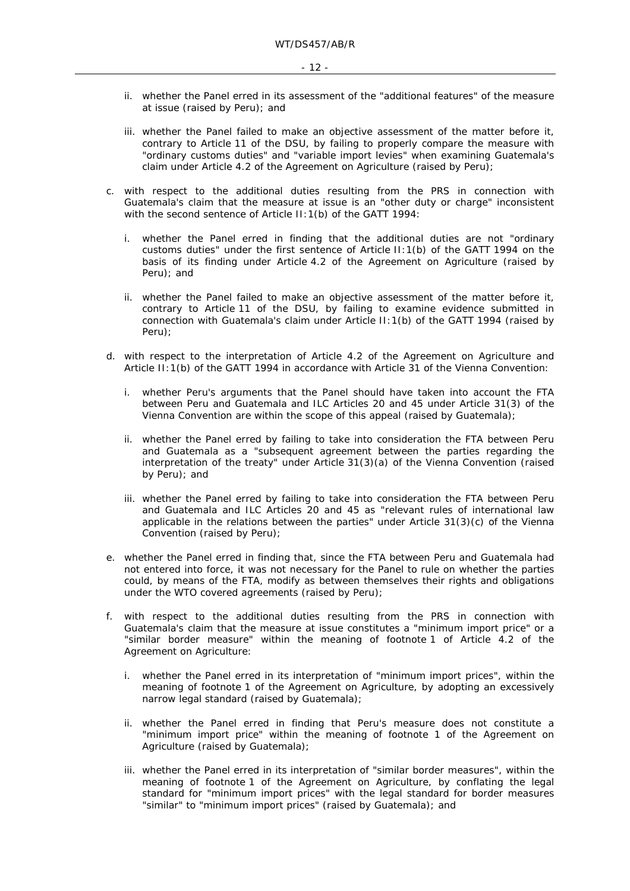ii. whether the Panel erred in its assessment of the "additional features" of the measure at issue (raised by Peru); and

   iii. whether the Panel failed to make an objective assessment of the matter before it, contrary to Article 11 of the DSU, by failing to properly compare the measure with "ordinary customs duties" and "variable import levies" when examining Guatemala's claim under Article 4.2 of the Agreement on Agriculture (raised by Peru);

c. with respect to the additional duties resulting from the PRS in connection with Guatemala's claim that the measure at issue is an "other duty or charge" inconsistent with the second sentence of Article II:1(b) of the GATT 1994:

   i. whether the Panel erred in finding that the additional duties are not "ordinary customs duties" under the first sentence of Article II:1(b) of the GATT 1994 on the basis of its finding under Article 4.2 of the Agreement on Agriculture (raised by Peru); and

   ii. whether the Panel failed to make an objective assessment of the matter before it, contrary to Article 11 of the DSU, by failing to examine evidence submitted in connection with Guatemala's claim under Article II:1(b) of the GATT 1994 (raised by Peru);

d. with respect to the interpretation of Article 4.2 of the Agreement on Agriculture and Article II:1(b) of the GATT 1994 in accordance with Article 31 of the Vienna Convention:

   i. whether Peru's arguments that the Panel should have taken into account the FTA between Peru and Guatemala and ILC Articles 20 and 45 under Article 31(3) of the Vienna Convention are within the scope of this appeal (raised by Guatemala);

   ii. whether the Panel erred by failing to take into consideration the FTA between Peru and Guatemala as a "subsequent agreement between the parties regarding the interpretation of the treaty" under Article 31(3)(a) of the Vienna Convention (raised by Peru); and

   iii. whether the Panel erred by failing to take into consideration the FTA between Peru and Guatemala and ILC Articles 20 and 45 as "relevant rules of international law applicable in the relations between the parties" under Article 31(3)(c) of the Vienna Convention (raised by Peru);

e. whether the Panel erred in finding that, since the FTA between Peru and Guatemala had not entered into force, it was not necessary for the Panel to rule on whether the parties could, by means of the FTA, modify as between themselves their rights and obligations under the WTO covered agreements (raised by Peru);

f. with respect to the additional duties resulting from the PRS in connection with Guatemala's claim that the measure at issue constitutes a "minimum import price" or a "similar border measure" within the meaning of footnote 1 of Article 4.2 of the Agreement on Agriculture:

   i. whether the Panel erred in its interpretation of "minimum import prices", within the meaning of footnote 1 of the Agreement on Agriculture, by adopting an excessively narrow legal standard (raised by Guatemala);

   ii. whether the Panel erred in finding that Peru's measure does not constitute a "minimum import price" within the meaning of footnote 1 of the Agreement on Agriculture (raised by Guatemala);

   iii. whether the Panel erred in its interpretation of "similar border measures", within the meaning of footnote 1 of the Agreement on Agriculture, by conflating the legal standard for "minimum import prices" with the legal standard for border measures "similar" to "minimum import prices" (raised by Guatemala); and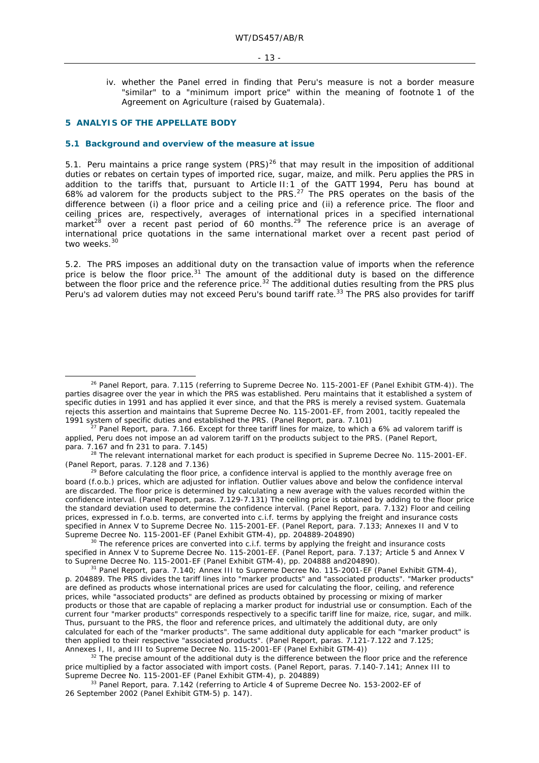iv. whether the Panel erred in finding that Peru's measure is not a border measure "similar" to a "minimum import price" within the meaning of footnote 1 of the Agreement on Agriculture (raised by Guatemala).

## 5 ANALYIS OF THE APPELLATE BODY

### 5.1 Background and overview of the measure at issue

5.1. Peru maintains a price range system (PRS)[26] that may result in the imposition of additional duties or rebates on certain types of imported rice, sugar, maize, and milk. Peru applies the PRS in addition to the tariffs that, pursuant to Article II:1 of the GATT 1994, Peru has bound at 68% *ad valorem* for the products subject to the PRS.[27] The PRS operates on the basis of the difference between (i) a floor price and a ceiling price and (ii) a reference price. The floor and ceiling prices are, respectively, averages of international prices in a specified international market[28] over a recent past period of 60 months.[29] The reference price is an average of international price quotations in the same international market over a recent past period of two weeks.[30]

5.2. The PRS imposes an additional duty on the transaction value of imports when the reference price is below the floor price.[31] The amount of the additional duty is based on the difference between the floor price and the reference price.[32] The additional duties resulting from the PRS plus Peru's *ad valorem* duties may not exceed Peru's bound tariff rate.[33] The PRS also provides for tariff

---

[26] Panel Report, para. 7.115 (referring to Supreme Decree No. 115-2001-EF (Panel Exhibit GTM-4)). The parties disagree over the year in which the PRS was established. Peru maintains that it established a system of specific duties in 1991 and has applied it ever since, and that the PRS is merely a revised system. Guatemala rejects this assertion and maintains that Supreme Decree No. 115-2001-EF, from 2001, tacitly repealed the 1991 system of specific duties and established the PRS. (Panel Report, para. 7.101)

[27] Panel Report, para. 7.166. Except for three tariff lines for maize, to which a 6% *ad valorem* tariff is applied, Peru does not impose an *ad valorem* tariff on the products subject to the PRS. (Panel Report, para. 7.167 and fn 231 to para. 7.145)

[28] The relevant international market for each product is specified in Supreme Decree No. 115-2001-EF. (Panel Report, paras. 7.128 and 7.136)

[29] Before calculating the floor price, a confidence interval is applied to the monthly average free on board (f.o.b.) prices, which are adjusted for inflation. Outlier values above and below the confidence interval are discarded. The floor price is determined by calculating a new average with the values recorded within the confidence interval. (Panel Report, paras. 7.129-7.131) The ceiling price is obtained by adding to the floor price the standard deviation used to determine the confidence interval. (Panel Report, para. 7.132) Floor and ceiling prices, expressed in f.o.b. terms, are converted into c.i.f. terms by applying the freight and insurance costs specified in Annex V to Supreme Decree No. 115-2001-EF. (Panel Report, para. 7.133; Annexes II and V to Supreme Decree No. 115-2001-EF (Panel Exhibit GTM-4), pp. 204889-204890)

[30] The reference prices are converted into c.i.f. terms by applying the freight and insurance costs specified in Annex V to Supreme Decree No. 115-2001-EF. (Panel Report, para. 7.137; Article 5 and Annex V to Supreme Decree No. 115-2001-EF (Panel Exhibit GTM-4), pp. 204888 and204890).

[31] Panel Report, para. 7.140; Annex III to Supreme Decree No. 115-2001-EF (Panel Exhibit GTM-4), p. 204889. The PRS divides the tariff lines into "marker products" and "associated products". "Marker products" are defined as products whose international prices are used for calculating the floor, ceiling, and reference prices, while "associated products" are defined as products obtained by processing or mixing of marker products or those that are capable of replacing a marker product for industrial use or consumption. Each of the current four "marker products" corresponds respectively to a specific tariff line for maize, rice, sugar, and milk. Thus, pursuant to the PRS, the floor and reference prices, and ultimately the additional duty, are only calculated for each of the "marker products". The same additional duty applicable for each "marker product" is then applied to their respective "associated products". (Panel Report, paras. 7.121-7.122 and 7.125; Annexes I, II, and III to Supreme Decree No. 115-2001-EF (Panel Exhibit GTM-4))

[32] The precise amount of the additional duty is the difference between the floor price and the reference price multiplied by a factor associated with import costs. (Panel Report, paras. 7.140-7.141; Annex III to Supreme Decree No. 115-2001-EF (Panel Exhibit GTM-4), p. 204889)

[33] Panel Report, para. 7.142 (referring to Article 4 of Supreme Decree No. 153-2002-EF of 26 September 2002 (Panel Exhibit GTM-5) p. 147).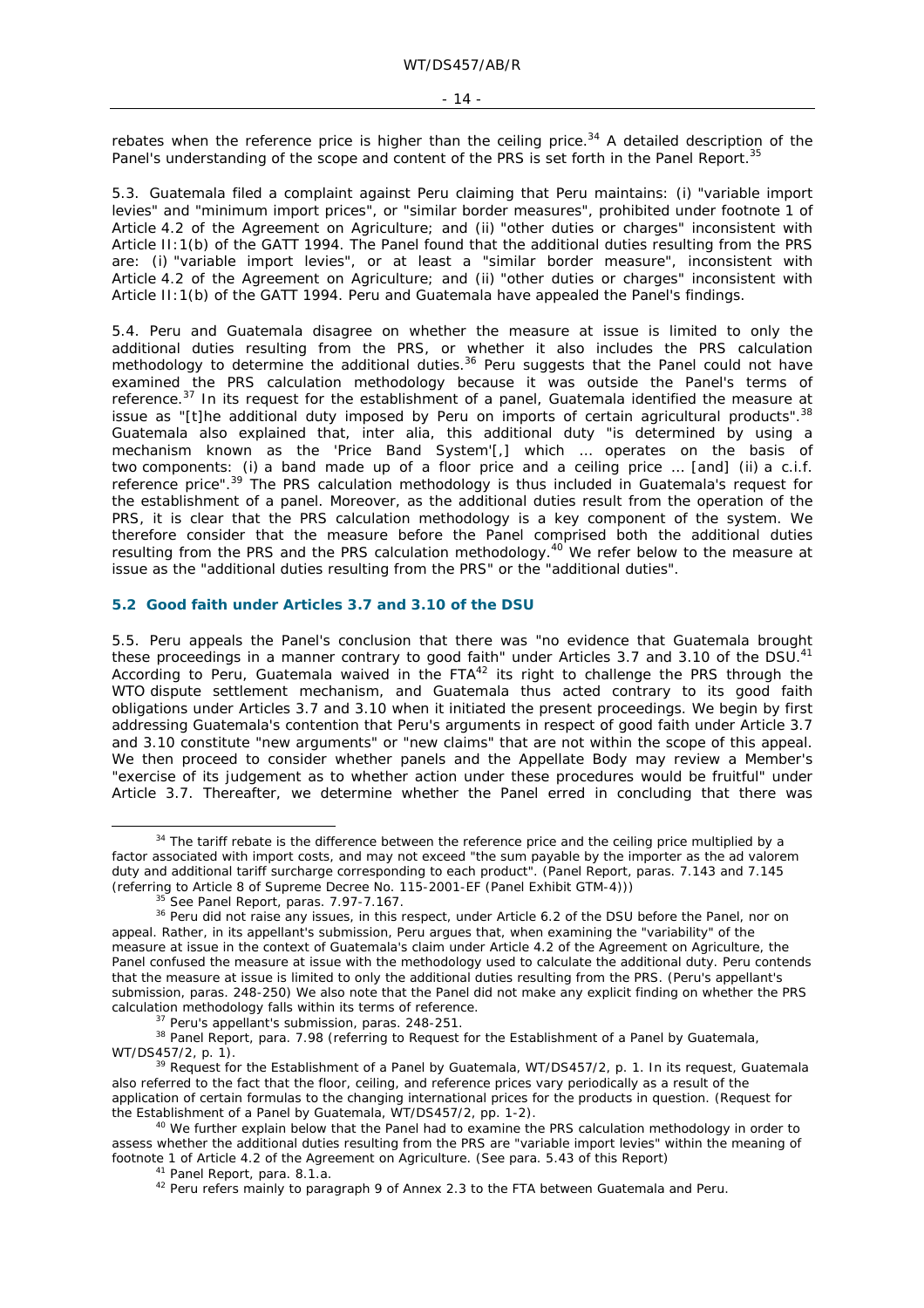rebates when the reference price is higher than the ceiling price.[34] A detailed description of the Panel's understanding of the scope and content of the PRS is set forth in the Panel Report.[35]

5.3. Guatemala filed a complaint against Peru claiming that Peru maintains: (i) "variable import levies" and "minimum import prices", or "similar border measures", prohibited under footnote 1 of Article 4.2 of the Agreement on Agriculture; and (ii) "other duties or charges" inconsistent with Article II:1(b) of the GATT 1994. The Panel found that the additional duties resulting from the PRS are: (i) "variable import levies", or at least a "similar border measure", inconsistent with Article 4.2 of the Agreement on Agriculture; and (ii) "other duties or charges" inconsistent with Article II:1(b) of the GATT 1994. Peru and Guatemala have appealed the Panel's findings.

5.4. Peru and Guatemala disagree on whether the measure at issue is limited to only the additional duties resulting from the PRS, or whether it also includes the PRS calculation methodology to determine the additional duties.[36] Peru suggests that the Panel could not have examined the PRS calculation methodology because it was outside the Panel's terms of reference.[37] In its request for the establishment of a panel, Guatemala identified the measure at issue as "[t]he additional duty imposed by Peru on imports of certain agricultural products".[38] Guatemala also explained that, inter alia, this additional duty "is determined by using a mechanism known as the 'Price Band System'[,] which ... operates on the basis of two components: (i) a band made up of a floor price and a ceiling price ... [and] (ii) a c.i.f. reference price".[39] The PRS calculation methodology is thus included in Guatemala's request for the establishment of a panel. Moreover, as the additional duties result from the operation of the PRS, it is clear that the PRS calculation methodology is a key component of the system. We therefore consider that the measure before the Panel comprised both the additional duties resulting from the PRS and the PRS calculation methodology.[40] We refer below to the measure at issue as the "additional duties resulting from the PRS" or the "additional duties".

### 5.2 Good faith under Articles 3.7 and 3.10 of the DSU

5.5. Peru appeals the Panel's conclusion that there was "no evidence that Guatemala brought these proceedings in a manner contrary to good faith" under Articles 3.7 and 3.10 of the DSU.[41] According to Peru, Guatemala waived in the FTA[42] its right to challenge the PRS through the WTO dispute settlement mechanism, and Guatemala thus acted contrary to its good faith obligations under Articles 3.7 and 3.10 when it initiated the present proceedings. We begin by first addressing Guatemala's contention that Peru's arguments in respect of good faith under Article 3.7 and 3.10 constitute "new arguments" or "new claims" that are not within the scope of this appeal. We then proceed to consider whether panels and the Appellate Body may review a Member's "exercise of its judgement as to whether action under these procedures would be fruitful" under Article 3.7. Thereafter, we determine whether the Panel erred in concluding that there was

---

[34] The tariff rebate is the difference between the reference price and the ceiling price multiplied by a factor associated with import costs, and may not exceed "the sum payable by the importer as the ad valorem duty and additional tariff surcharge corresponding to each product". (Panel Report, paras. 7.143 and 7.145 (referring to Article 8 of Supreme Decree No. 115-2001-EF (Panel Exhibit GTM-4)))

[35] See Panel Report, paras. 7.97-7.167.

[36] Peru did not raise any issues, in this respect, under Article 6.2 of the DSU before the Panel, nor on appeal. Rather, in its appellant's submission, Peru argues that, when examining the "variability" of the measure at issue in the context of Guatemala's claim under Article 4.2 of the Agreement on Agriculture, the Panel confused the measure at issue with the methodology used to calculate the additional duty. Peru contends that the measure at issue is limited to only the additional duties resulting from the PRS. (Peru's appellant's submission, paras. 248-250) We also note that the Panel did not make any explicit finding on whether the PRS calculation methodology falls within its terms of reference.

[37] Peru's appellant's submission, paras. 248-251.

[38] Panel Report, para. 7.98 (referring to Request for the Establishment of a Panel by Guatemala, WT/DS457/2, p. 1).

[39] Request for the Establishment of a Panel by Guatemala, WT/DS457/2, p. 1. In its request, Guatemala also referred to the fact that the floor, ceiling, and reference prices vary periodically as a result of the application of certain formulas to the changing international prices for the products in question. (Request for the Establishment of a Panel by Guatemala, WT/DS457/2, pp. 1-2).

[40] We further explain below that the Panel had to examine the PRS calculation methodology in order to assess whether the additional duties resulting from the PRS are "variable import levies" within the meaning of footnote 1 of Article 4.2 of the Agreement on Agriculture. (See para. 5.43 of this Report)

[41] Panel Report, para. 8.1.a.

[42] Peru refers mainly to paragraph 9 of Annex 2.3 to the FTA between Guatemala and Peru.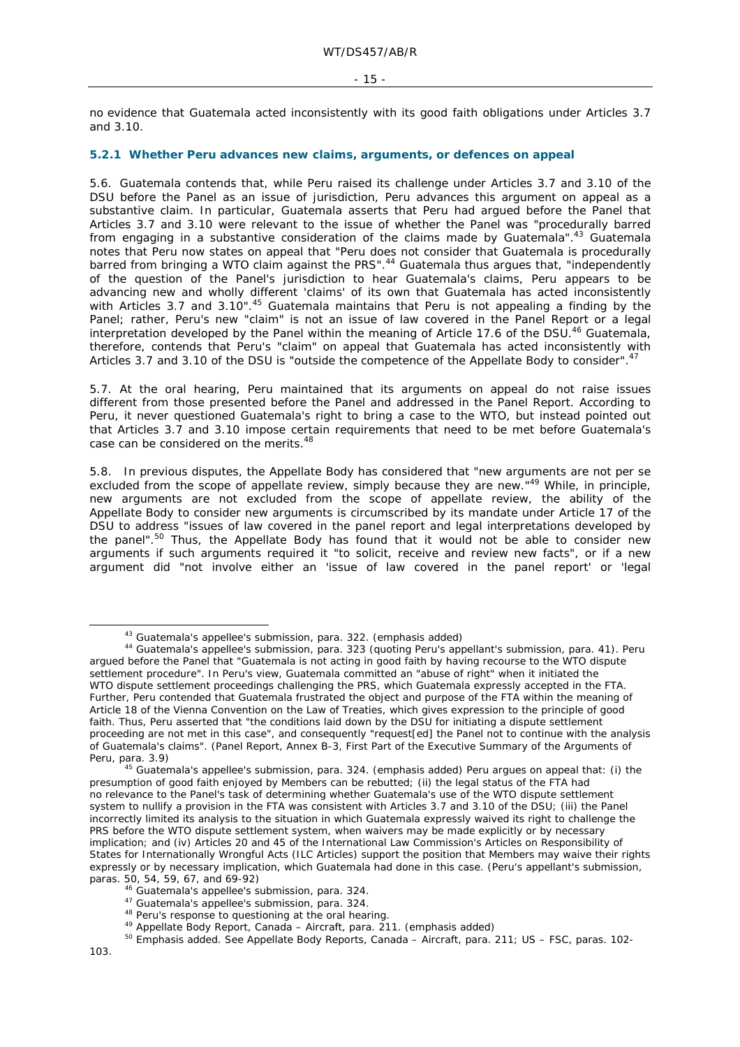no evidence that Guatemala acted inconsistently with its good faith obligations under Articles 3.7 and 3.10.

### 5.2.1 Whether Peru advances new claims, arguments, or defences on appeal

5.6. Guatemala contends that, while Peru raised its challenge under Articles 3.7 and 3.10 of the DSU before the Panel as an issue of jurisdiction, Peru advances this argument on appeal as a substantive claim. In particular, Guatemala asserts that Peru had argued before the Panel that Articles 3.7 and 3.10 were relevant to the issue of whether the Panel was "procedurally barred from engaging in a substantive consideration of the claims made by Guatemala".[43] Guatemala notes that Peru now states on appeal that "Peru does not consider that Guatemala is procedurally barred from bringing a WTO claim against the PRS".[44] Guatemala thus argues that, "independently of the question of the Panel's jurisdiction to hear Guatemala's claims, Peru appears to be advancing new and wholly different 'claims' of its own that Guatemala has acted inconsistently with Articles 3.7 and 3.10".[45] Guatemala maintains that Peru is not appealing a finding by the Panel; rather, Peru's new "claim" is not an issue of law covered in the Panel Report or a legal interpretation developed by the Panel within the meaning of Article 17.6 of the DSU.[46] Guatemala, therefore, contends that Peru's "claim" on appeal that Guatemala has acted inconsistently with Articles 3.7 and 3.10 of the DSU is "outside the competence of the Appellate Body to consider".[47]

5.7. At the oral hearing, Peru maintained that its arguments on appeal do not raise issues different from those presented before the Panel and addressed in the Panel Report. According to Peru, it never questioned Guatemala's right to bring a case to the WTO, but instead pointed out that Articles 3.7 and 3.10 impose certain requirements that need to be met before Guatemala's case can be considered on the merits.[48]

5.8. In previous disputes, the Appellate Body has considered that "new arguments are not *per se* excluded from the scope of appellate review, simply because they are *new*."[49] While, in principle, new arguments are not excluded from the scope of appellate review, the ability of the Appellate Body to consider new arguments is circumscribed by its mandate under Article 17 of the DSU to address "issues of law covered in the panel report and legal interpretations developed by the panel".[50] Thus, the Appellate Body has found that it would not be able to consider new arguments if such arguments required it "to solicit, receive and review new facts", or if a new argument did "not involve either an 'issue of law covered in the panel report' or 'legal

---

[43] Guatemala's appellee's submission, para. 322. (emphasis added)

[44] Guatemala's appellee's submission, para. 323 (quoting Peru's appellant's submission, para. 41). Peru argued before the Panel that "Guatemala is not acting in good faith by having recourse to the WTO dispute settlement procedure". In Peru's view, Guatemala committed an "abuse of right" when it initiated the WTO dispute settlement proceedings challenging the PRS, which Guatemala expressly accepted in the FTA. Further, Peru contended that Guatemala frustrated the object and purpose of the FTA within the meaning of Article 18 of the Vienna Convention on the Law of Treaties, which gives expression to the principle of good faith. Thus, Peru asserted that "the conditions laid down by the DSU for initiating a dispute settlement proceeding are not met in this case", and consequently "request[ed] the Panel not to continue with the analysis of Guatemala's claims". (Panel Report, Annex B-3, First Part of the Executive Summary of the Arguments of Peru, para. 3.9)

[45] Guatemala's appellee's submission, para. 324. (emphasis added) Peru argues on appeal that: (i) the presumption of good faith enjoyed by Members can be rebutted; (ii) the legal status of the FTA had no relevance to the Panel's task of determining whether Guatemala's use of the WTO dispute settlement system to nullify a provision in the FTA was consistent with Articles 3.7 and 3.10 of the DSU; (iii) the Panel incorrectly limited its analysis to the situation in which Guatemala expressly waived its right to challenge the PRS before the WTO dispute settlement system, when waivers may be made explicitly or by necessary implication; and (iv) Articles 20 and 45 of the International Law Commission's Articles on Responsibility of States for Internationally Wrongful Acts (ILC Articles) support the position that Members may waive their rights expressly or by necessary implication, which Guatemala had done in this case. (Peru's appellant's submission, paras. 50, 54, 59, 67, and 69-92)

[46] Guatemala's appellee's submission, para. 324.

[47] Guatemala's appellee's submission, para. 324.

[48] Peru's response to questioning at the oral hearing.

[49] Appellate Body Report, *Canada – Aircraft*, para. 211. (emphasis added)

[50] Emphasis added. See Appellate Body Reports, *Canada – Aircraft*, para. 211; *US – FSC*, paras. 102-103.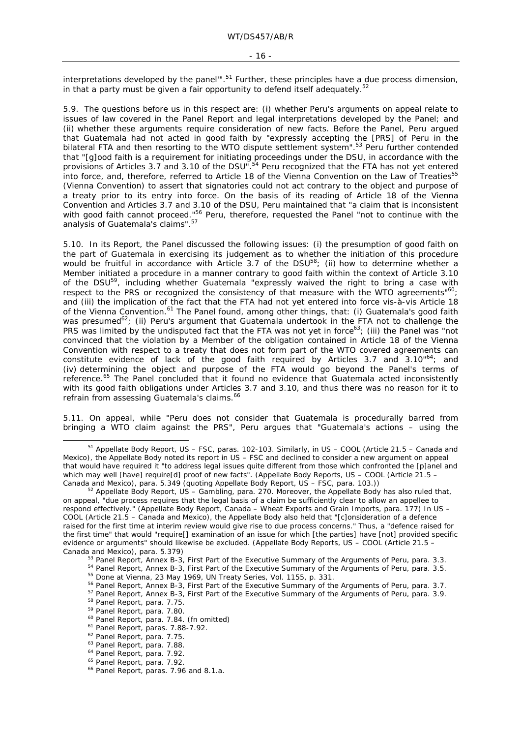interpretations developed by the panel'".[51] Further, these principles have a due process dimension, in that a party must be given a fair opportunity to defend itself adequately.[52]

5.9. The questions before us in this respect are: (i) whether Peru's arguments on appeal relate to issues of law covered in the Panel Report and legal interpretations developed by the Panel; and (ii) whether these arguments require consideration of new facts. Before the Panel, Peru argued that Guatemala had not acted in good faith by "expressly accepting the [PRS] of Peru in the bilateral FTA and then resorting to the WTO dispute settlement system".[53] Peru further contended that "[g]ood faith is a requirement for initiating proceedings under the DSU, in accordance with the provisions of Articles 3.7 and 3.10 of the DSU".[54] Peru recognized that the FTA has not yet entered into force, and, therefore, referred to Article 18 of the Vienna Convention on the Law of Treaties[55] (Vienna Convention) to assert that signatories could not act contrary to the object and purpose of a treaty prior to its entry into force. On the basis of its reading of Article 18 of the Vienna Convention and Articles 3.7 and 3.10 of the DSU, Peru maintained that "a claim that is inconsistent with good faith cannot proceed."[56] Peru, therefore, requested the Panel "not to continue with the analysis of Guatemala's claims".[57]

5.10. In its Report, the Panel discussed the following issues: (i) the presumption of good faith on the part of Guatemala in exercising its judgement as to whether the initiation of this procedure would be fruitful in accordance with Article 3.7 of the DSU[58]; (ii) how to determine whether a Member initiated a procedure in a manner contrary to good faith within the context of Article 3.10 of the DSU[59], including whether Guatemala "expressly waived the right to bring a case with respect to the PRS or recognized the consistency of that measure with the WTO agreements"[60]; and (iii) the implication of the fact that the FTA had not yet entered into force vis-à-vis Article 18 of the Vienna Convention.[61] The Panel found, among other things, that: (i) Guatemala's good faith was presumed[62]; (ii) Peru's argument that Guatemala undertook in the FTA not to challenge the PRS was limited by the undisputed fact that the FTA was not yet in force[63]; (iii) the Panel was "not convinced that the violation by a Member of the obligation contained in Article 18 of the Vienna Convention with respect to a treaty that does not form part of the WTO covered agreements can constitute evidence of lack of the good faith required by Articles 3.7 and 3.10"[64]; and (iv) determining the object and purpose of the FTA would go beyond the Panel's terms of reference.[65] The Panel concluded that it found no evidence that Guatemala acted inconsistently with its good faith obligations under Articles 3.7 and 3.10, and thus there was no reason for it to refrain from assessing Guatemala's claims.[66]

5.11. On appeal, while "Peru does not consider that Guatemala is procedurally barred from bringing a WTO claim against the PRS", Peru argues that "Guatemala's actions – using the

---

[51] Appellate Body Report, *US – FSC*, paras. 102-103. Similarly, in *US – COOL (Article 21.5 – Canada and Mexico)*, the Appellate Body noted its report in *US – FSC* and declined to consider a new argument on appeal that would have required it "to address legal issues quite different from those which confronted the [p]anel and which may well [have] require[d] proof of new facts". (Appellate Body Reports, *US – COOL (Article 21.5 – Canada and Mexico)*, para. 5.349 (quoting Appellate Body Report, *US – FSC*, para. 103.))

[52] Appellate Body Report, *US – Gambling*, para. 270. Moreover, the Appellate Body has also ruled that, on appeal, "due process requires that the legal basis of a claim be sufficiently clear to allow an appellee to respond effectively." (Appellate Body Report, *Canada – Wheat Exports and Grain Imports*, para. 177) In *US – COOL (Article 21.5 – Canada and Mexico)*, the Appellate Body also held that "[c]onsideration of a defence raised for the first time at interim review would give rise to due process concerns." Thus, a "defence raised for the first time" that would "require[] examination of an issue for which [the parties] have [not] provided specific evidence or arguments" should likewise be excluded. (Appellate Body Reports, *US – COOL (Article 21.5 – Canada and Mexico)*, para. 5.379)

[53] Panel Report, Annex B-3, First Part of the Executive Summary of the Arguments of Peru, para. 3.3.

[54] Panel Report, Annex B-3, First Part of the Executive Summary of the Arguments of Peru, para. 3.5.

[55] Done at Vienna, 23 May 1969, UN Treaty Series, Vol. 1155, p. 331.

[56] Panel Report, Annex B-3, First Part of the Executive Summary of the Arguments of Peru, para. 3.7.

[57] Panel Report, Annex B-3, First Part of the Executive Summary of the Arguments of Peru, para. 3.9.

[58] Panel Report, para. 7.75.

[59] Panel Report, para. 7.80.

[60] Panel Report, para. 7.84. (fn omitted)

[61] Panel Report, paras. 7.88-7.92.

[62] Panel Report, para. 7.75.

[63] Panel Report, para. 7.88.

[64] Panel Report, para. 7.92.

[65] Panel Report, para. 7.92.

[66] Panel Report, paras. 7.96 and 8.1.a.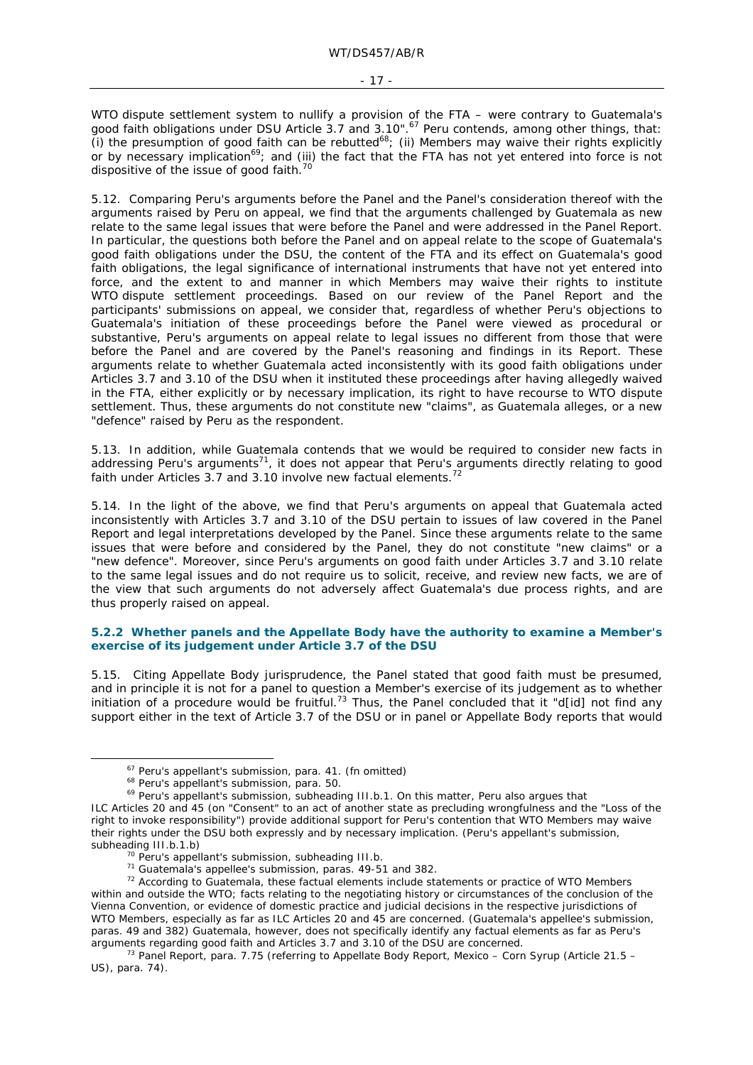WTO dispute settlement system to nullify a provision of the FTA – were contrary to Guatemala's good faith obligations under DSU Article 3.7 and 3.10".[67] Peru contends, among other things, that: (i) the presumption of good faith can be rebutted[68]; (ii) Members may waive their rights explicitly or by necessary implication[69]; and (iii) the fact that the FTA has not yet entered into force is not dispositive of the issue of good faith.[70]

5.12. Comparing Peru's arguments before the Panel and the Panel's consideration thereof with the arguments raised by Peru on appeal, we find that the arguments challenged by Guatemala as new relate to the same legal issues that were before the Panel and were addressed in the Panel Report. In particular, the questions both before the Panel and on appeal relate to the scope of Guatemala's good faith obligations under the DSU, the content of the FTA and its effect on Guatemala's good faith obligations, the legal significance of international instruments that have not yet entered into force, and the extent to and manner in which Members may waive their rights to institute WTO dispute settlement proceedings. Based on our review of the Panel Report and the participants' submissions on appeal, we consider that, regardless of whether Peru's objections to Guatemala's initiation of these proceedings before the Panel were viewed as procedural or substantive, Peru's arguments on appeal relate to legal issues no different from those that were before the Panel and are covered by the Panel's reasoning and findings in its Report. These arguments relate to whether Guatemala acted inconsistently with its good faith obligations under Articles 3.7 and 3.10 of the DSU when it instituted these proceedings after having allegedly waived in the FTA, either explicitly or by necessary implication, its right to have recourse to WTO dispute settlement. Thus, these arguments do not constitute new "claims", as Guatemala alleges, or a new "defence" raised by Peru as the respondent.

5.13. In addition, while Guatemala contends that we would be required to consider new facts in addressing Peru's arguments[71], it does not appear that Peru's arguments directly relating to good faith under Articles 3.7 and 3.10 involve new factual elements.[72]

5.14. In the light of the above, we find that Peru's arguments on appeal that Guatemala acted inconsistently with Articles 3.7 and 3.10 of the DSU pertain to issues of law covered in the Panel Report and legal interpretations developed by the Panel. Since these arguments relate to the same issues that were before and considered by the Panel, they do not constitute "new claims" or a "new defence". Moreover, since Peru's arguments on good faith under Articles 3.7 and 3.10 relate to the same legal issues and do not require us to solicit, receive, and review new facts, we are of the view that such arguments do not adversely affect Guatemala's due process rights, and are thus properly raised on appeal.

### 5.2.2 Whether panels and the Appellate Body have the authority to examine a Member's exercise of its judgement under Article 3.7 of the DSU

5.15. Citing Appellate Body jurisprudence, the Panel stated that good faith must be presumed, and in principle it is not for a panel to question a Member's exercise of its judgement as to whether initiation of a procedure would be fruitful.[73] Thus, the Panel concluded that it "d[id] not find any support either in the text of Article 3.7 of the DSU or in panel or Appellate Body reports that would

---

[67] Peru's appellant's submission, para. 41. (fn omitted)

[68] Peru's appellant's submission, para. 50.

[69] Peru's appellant's submission, subheading III.b.1. On this matter, Peru also argues that ILC Articles 20 and 45 (on "Consent" to an act of another state as precluding wrongfulness and the "Loss of the right to invoke responsibility") provide additional support for Peru's contention that WTO Members may waive their rights under the DSU both expressly and by necessary implication. (Peru's appellant's submission, subheading III.b.1.b)

[70] Peru's appellant's submission, subheading III.b.

[71] Guatemala's appellee's submission, paras. 49-51 and 382.

[72] According to Guatemala, these factual elements include statements or practice of WTO Members within and outside the WTO; facts relating to the negotiating history or circumstances of the conclusion of the Vienna Convention, or evidence of domestic practice and judicial decisions in the respective jurisdictions of WTO Members, especially as far as ILC Articles 20 and 45 are concerned. (Guatemala's appellee's submission, paras. 49 and 382) Guatemala, however, does not specifically identify any factual elements as far as Peru's arguments regarding good faith and Articles 3.7 and 3.10 of the DSU are concerned.

[73] Panel Report, para. 7.75 (referring to Appellate Body Report, *Mexico – Corn Syrup (Article 21.5 – US)*, para. 74).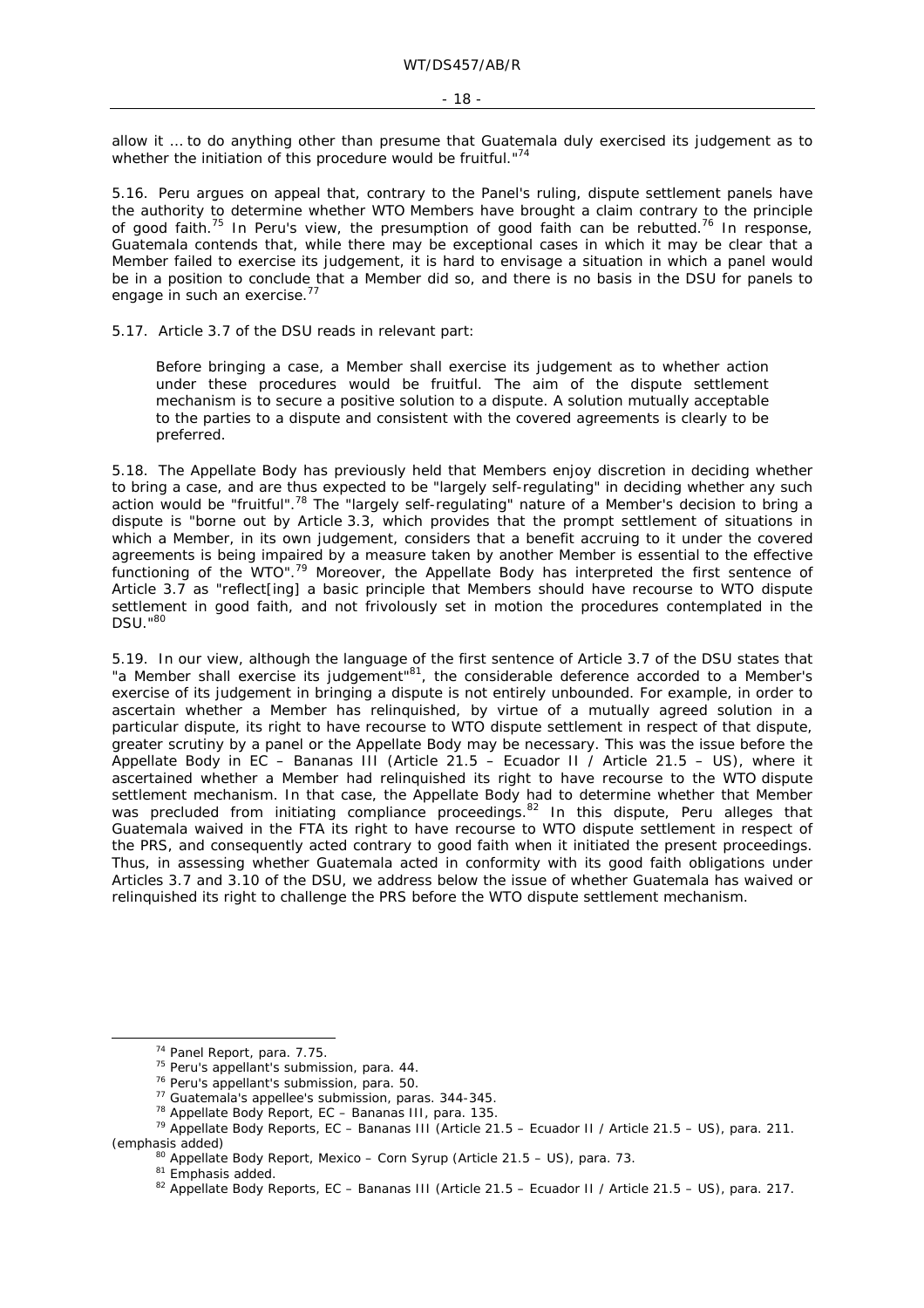allow it … to do anything other than presume that Guatemala duly exercised its judgement as to whether the initiation of this procedure would be fruitful."[74]

5.16. Peru argues on appeal that, contrary to the Panel's ruling, dispute settlement panels have the authority to determine whether WTO Members have brought a claim contrary to the principle of good faith.[75] In Peru's view, the presumption of good faith can be rebutted.[76] In response, Guatemala contends that, while there may be exceptional cases in which it may be clear that a Member failed to exercise its judgement, it is hard to envisage a situation in which a panel would be in a position to conclude that a Member did so, and there is no basis in the DSU for panels to engage in such an exercise.[77]

5.17. Article 3.7 of the DSU reads in relevant part:

> Before bringing a case, a Member shall exercise its judgement as to whether action under these procedures would be fruitful. The aim of the dispute settlement mechanism is to secure a positive solution to a dispute. A solution mutually acceptable to the parties to a dispute and consistent with the covered agreements is clearly to be preferred.

5.18. The Appellate Body has previously held that Members enjoy discretion in deciding whether to bring a case, and are thus expected to be "largely self-regulating" in deciding whether any such action would be "fruitful".[78] The "largely self-regulating" nature of a Member's decision to bring a dispute is "borne out by Article 3.3, which provides that the prompt settlement of situations in which a Member, *in its own judgement*, considers that a benefit accruing to it under the covered agreements is being impaired by a measure taken by another Member is essential to the effective functioning of the WTO".[79] Moreover, the Appellate Body has interpreted the first sentence of Article 3.7 as "reflect[ing] a basic principle that Members should have recourse to WTO dispute settlement in good faith, and not frivolously set in motion the procedures contemplated in the DSU."[80]

5.19. In our view, although the language of the first sentence of Article 3.7 of the DSU states that "a Member shall exercise *its* judgement"[81], the considerable deference accorded to a Member's exercise of its judgement in bringing a dispute is not entirely unbounded. For example, in order to ascertain whether a Member has relinquished, by virtue of a mutually agreed solution in a particular dispute, its right to have recourse to WTO dispute settlement in respect of that dispute, greater scrutiny by a panel or the Appellate Body may be necessary. This was the issue before the Appellate Body in *EC – Bananas III (Article 21.5 – Ecuador II / Article 21.5 – US)*, where it ascertained whether a Member had relinquished its right to have recourse to the WTO dispute settlement mechanism. In that case, the Appellate Body had to determine whether that Member was precluded from initiating compliance proceedings.[82] In this dispute, Peru alleges that Guatemala waived in the FTA its right to have recourse to WTO dispute settlement in respect of the PRS, and consequently acted contrary to good faith when it initiated the present proceedings. Thus, in assessing whether Guatemala acted in conformity with its good faith obligations under Articles 3.7 and 3.10 of the DSU, we address below the issue of whether Guatemala has waived or relinquished its right to challenge the PRS before the WTO dispute settlement mechanism.

---

[74] Panel Report, para. 7.75.

[75] Peru's appellant's submission, para. 44.

[76] Peru's appellant's submission, para. 50.

[77] Guatemala's appellee's submission, paras. 344-345.

[78] Appellate Body Report, *EC – Bananas III*, para. 135.

[79] Appellate Body Reports, *EC – Bananas III (Article 21.5 – Ecuador II / Article 21.5 – US)*, para. 211. (emphasis added)

[80] Appellate Body Report, *Mexico – Corn Syrup (Article 21.5 – US)*, para. 73.

[81] Emphasis added.

[82] Appellate Body Reports, *EC – Bananas III (Article 21.5 – Ecuador II / Article 21.5 – US)*, para. 217.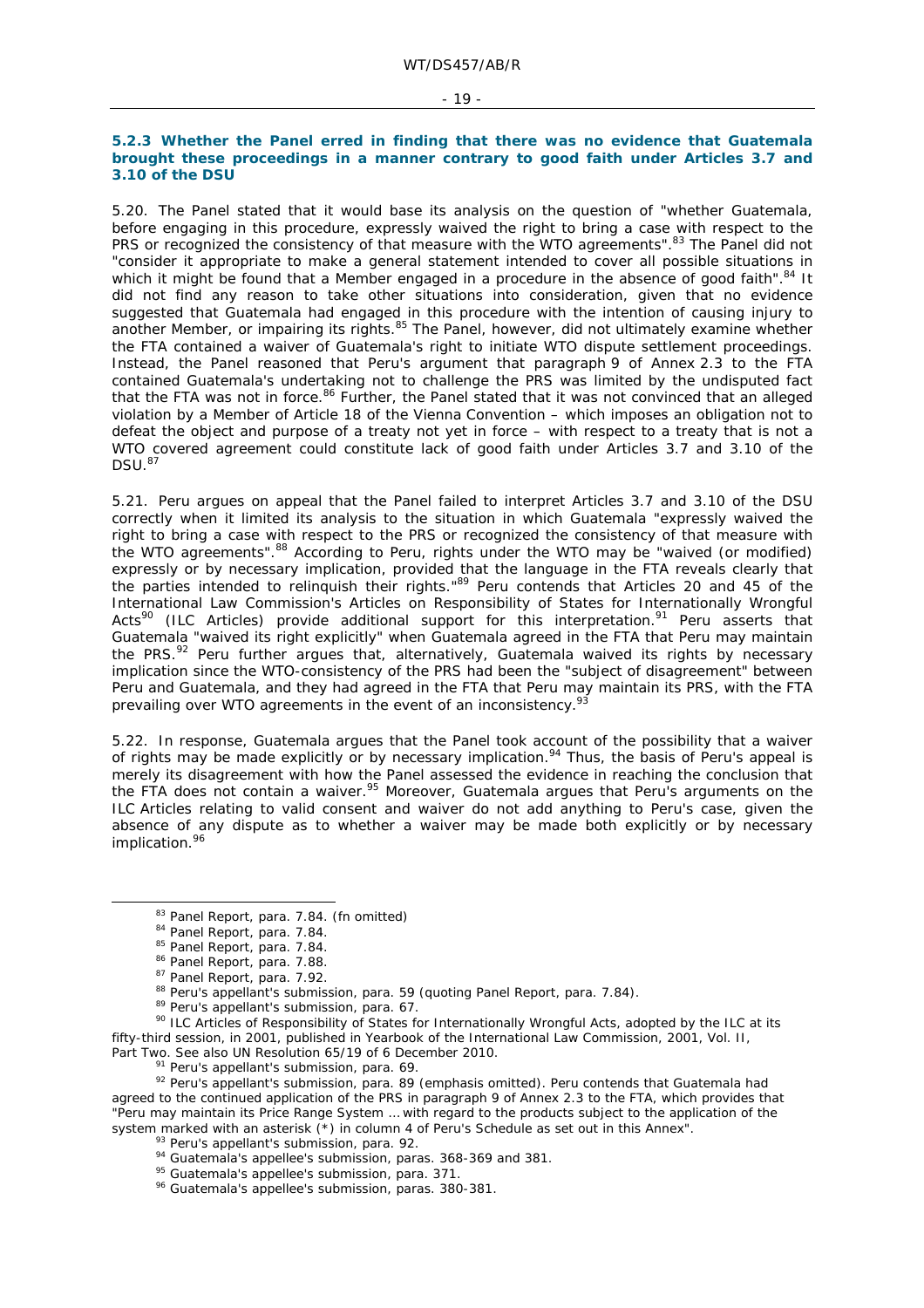### 5.2.3 Whether the Panel erred in finding that there was no evidence that Guatemala brought these proceedings in a manner contrary to good faith under Articles 3.7 and 3.10 of the DSU

5.20. The Panel stated that it would base its analysis on the question of "whether Guatemala, before engaging in this procedure, expressly waived the right to bring a case with respect to the PRS or recognized the consistency of that measure with the WTO agreements".[83] The Panel did not "consider it appropriate to make a general statement intended to cover all possible situations in which it might be found that a Member engaged in a procedure in the absence of good faith".[84] It did not find any reason to take other situations into consideration, given that no evidence suggested that Guatemala had engaged in this procedure with the intention of causing injury to another Member, or impairing its rights.[85] The Panel, however, did not ultimately examine whether the FTA contained a waiver of Guatemala's right to initiate WTO dispute settlement proceedings. Instead, the Panel reasoned that Peru's argument that paragraph 9 of Annex 2.3 to the FTA contained Guatemala's undertaking not to challenge the PRS was limited by the undisputed fact that the FTA was not in force.[86] Further, the Panel stated that it was not convinced that an alleged violation by a Member of Article 18 of the Vienna Convention – which imposes an obligation not to defeat the object and purpose of a treaty not yet in force – with respect to a treaty that is not a WTO covered agreement could constitute lack of good faith under Articles 3.7 and 3.10 of the DSU.[87]

5.21. Peru argues on appeal that the Panel failed to interpret Articles 3.7 and 3.10 of the DSU correctly when it limited its analysis to the situation in which Guatemala "expressly waived the right to bring a case with respect to the PRS or recognized the consistency of that measure with the WTO agreements".[88] According to Peru, rights under the WTO may be "waived (or modified) expressly or by necessary implication, provided that the language in the FTA reveals clearly that the parties intended to relinquish their rights."[89] Peru contends that Articles 20 and 45 of the International Law Commission's Articles on Responsibility of States for Internationally Wrongful Acts[90] (ILC Articles) provide additional support for this interpretation.[91] Peru asserts that Guatemala "waived its right explicitly" when Guatemala agreed in the FTA that Peru may maintain the PRS.[92] Peru further argues that, alternatively, Guatemala waived its rights by necessary implication since the WTO-consistency of the PRS had been the "subject of disagreement" between Peru and Guatemala, and they had agreed in the FTA that Peru may maintain its PRS, with the FTA prevailing over WTO agreements in the event of an inconsistency.[93]

5.22. In response, Guatemala argues that the Panel took account of the possibility that a waiver of rights may be made explicitly or by necessary implication.[94] Thus, the basis of Peru's appeal is merely its disagreement with how the Panel assessed the evidence in reaching the conclusion that the FTA does not contain a waiver.[95] Moreover, Guatemala argues that Peru's arguments on the ILC Articles relating to valid consent and waiver do not add anything to Peru's case, given the absence of any dispute as to whether a waiver may be made both explicitly or by necessary implication.[96]

---

[83] Panel Report, para. 7.84. (fn omitted)

[84] Panel Report, para. 7.84.

[85] Panel Report, para. 7.84.

[86] Panel Report, para. 7.88.

[87] Panel Report, para. 7.92.

[88] Peru's appellant's submission, para. 59 (quoting Panel Report, para. 7.84).

[89] Peru's appellant's submission, para. 67.

[90] ILC Articles of Responsibility of States for Internationally Wrongful Acts, adopted by the ILC at its fifty-third session, in 2001, published in *Yearbook of the International Law Commission*, 2001, Vol. II, Part Two. See also UN Resolution 65/19 of 6 December 2010.

[91] Peru's appellant's submission, para. 69.

[92] Peru's appellant's submission, para. 89 (emphasis omitted). Peru contends that Guatemala had agreed to the continued application of the PRS in paragraph 9 of Annex 2.3 to the FTA, which provides that "Peru may maintain its Price Range System … with regard to the products subject to the application of the system marked with an asterisk (*) in column 4 of Peru's Schedule as set out in this Annex".

[93] Peru's appellant's submission, para. 92.

[94] Guatemala's appellee's submission, paras. 368-369 and 381.

[95] Guatemala's appellee's submission, para. 371.

[96] Guatemala's appellee's submission, paras. 380-381.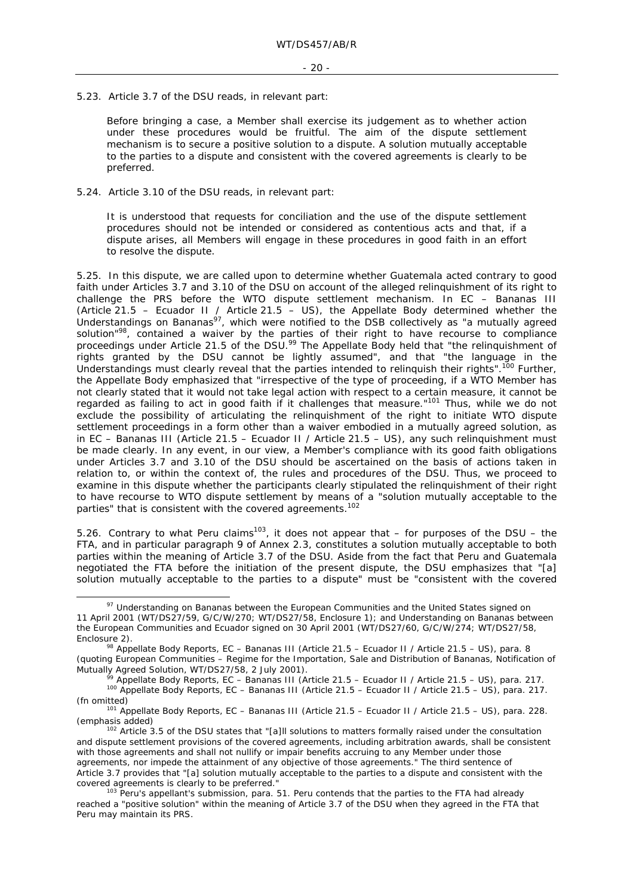5.23. Article 3.7 of the DSU reads, in relevant part:

> Before bringing a case, a Member shall exercise its judgement as to whether action under these procedures would be fruitful. The aim of the dispute settlement mechanism is to secure a positive solution to a dispute. A solution mutually acceptable to the parties to a dispute and consistent with the covered agreements is clearly to be preferred.

5.24. Article 3.10 of the DSU reads, in relevant part:

> It is understood that requests for conciliation and the use of the dispute settlement procedures should not be intended or considered as contentious acts and that, if a dispute arises, all Members will engage in these procedures in good faith in an effort to resolve the dispute.

5.25. In this dispute, we are called upon to determine whether Guatemala acted contrary to good faith under Articles 3.7 and 3.10 of the DSU on account of the alleged relinquishment of its right to challenge the PRS before the WTO dispute settlement mechanism. In *EC – Bananas III (Article 21.5 – Ecuador II / Article 21.5 – US)*, the Appellate Body determined whether the Understandings on Bananas[97], which were notified to the DSB collectively as "a mutually agreed solution"[98], contained a waiver by the parties of their right to have recourse to compliance proceedings under Article 21.5 of the DSU.[99] The Appellate Body held that "the relinquishment of rights granted by the DSU cannot be lightly assumed", and that "the language in the Understandings must clearly reveal that the parties intended to relinquish their rights".[100] Further, the Appellate Body emphasized that "irrespective of the type of proceeding, if a WTO Member has not *clearly* stated that it would not take legal action with respect to a certain measure, it cannot be regarded as failing to act in good faith if it challenges that measure."[101] Thus, while we do not exclude the possibility of articulating the relinquishment of the right to initiate WTO dispute settlement proceedings in a form other than a waiver embodied in a mutually agreed solution, as in *EC – Bananas III (Article 21.5 – Ecuador II / Article 21.5 – US)*, any such relinquishment must be made clearly. In any event, in our view, a Member's compliance with its good faith obligations under Articles 3.7 and 3.10 of the DSU should be ascertained on the basis of actions taken in relation to, or within the context of, the rules and procedures of the DSU. Thus, we proceed to examine in this dispute whether the participants clearly stipulated the relinquishment of their right to have recourse to WTO dispute settlement by means of a "solution mutually acceptable to the parties" that is consistent with the covered agreements.[102]

5.26. Contrary to what Peru claims[103], it does not appear that – for purposes of the DSU – the FTA, and in particular paragraph 9 of Annex 2.3, constitutes a solution mutually acceptable to both parties within the meaning of Article 3.7 of the DSU. Aside from the fact that Peru and Guatemala negotiated the FTA before the initiation of the present dispute, the DSU emphasizes that "[a] solution mutually acceptable to the parties to a dispute" must be "consistent with the covered

---

[97] Understanding on Bananas between the European Communities and the United States signed on 11 April 2001 (WT/DS27/59, G/C/W/270; WT/DS27/58, Enclosure 1); and Understanding on Bananas between the European Communities and Ecuador signed on 30 April 2001 (WT/DS27/60, G/C/W/274; WT/DS27/58, Enclosure 2).

[98] Appellate Body Reports, *EC – Bananas III (Article 21.5 – Ecuador II / Article 21.5 – US)*, para. 8 (quoting European Communities – Regime for the Importation, Sale and Distribution of Bananas, Notification of Mutually Agreed Solution, WT/DS27/58, 2 July 2001).

[99] Appellate Body Reports, *EC – Bananas III (Article 21.5 – Ecuador II / Article 21.5 – US)*, para. 217.

[100] Appellate Body Reports, *EC – Bananas III (Article 21.5 – Ecuador II / Article 21.5 – US)*, para. 217. (fn omitted)

[101] Appellate Body Reports, *EC – Bananas III (Article 21.5 – Ecuador II / Article 21.5 – US)*, para. 228. (emphasis added)

[102] Article 3.5 of the DSU states that "[a]ll solutions to matters formally raised under the consultation and dispute settlement provisions of the covered agreements, including arbitration awards, shall be consistent with those agreements and shall not nullify or impair benefits accruing to any Member under those agreements, nor impede the attainment of any objective of those agreements." The third sentence of Article 3.7 provides that "[a] solution mutually acceptable to the parties to a dispute and consistent with the covered agreements is clearly to be preferred."

[103] Peru's appellant's submission, para. 51. Peru contends that the parties to the FTA had already reached a "positive solution" within the meaning of Article 3.7 of the DSU when they agreed in the FTA that Peru may maintain its PRS.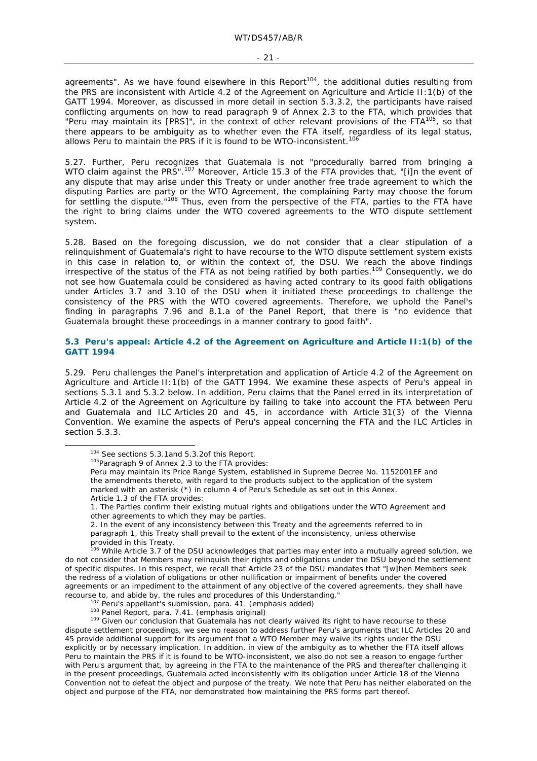agreements". As we have found elsewhere in this Report[104], the additional duties resulting from the PRS are inconsistent with Article 4.2 of the Agreement on Agriculture and Article II:1(b) of the GATT 1994. Moreover, as discussed in more detail in section 5.3.3.2, the participants have raised conflicting arguments on how to read paragraph 9 of Annex 2.3 to the FTA, which provides that "Peru may maintain its [PRS]", in the context of other relevant provisions of the FTA[105], so that there appears to be ambiguity as to whether even the FTA itself, regardless of its legal status, allows Peru to maintain the PRS if it is found to be WTO-inconsistent.[106]

5.27. Further, Peru recognizes that Guatemala is not "*procedurally* barred from bringing a WTO claim against the PRS".[107] Moreover, Article 15.3 of the FTA provides that, "[i]n the event of any dispute that may arise under this Treaty or under another free trade agreement to which the disputing Parties are party or the WTO Agreement, the complaining Party *may choose the forum* for settling the dispute."[108] Thus, even from the perspective of the FTA, parties to the FTA have the right to bring claims under the WTO covered agreements to the WTO dispute settlement system.

5.28. Based on the foregoing discussion, we do not consider that a clear stipulation of a relinquishment of Guatemala's right to have recourse to the WTO dispute settlement system exists in this case in relation to, or within the context of, the DSU. We reach the above findings irrespective of the status of the FTA as not being ratified by both parties.[109] Consequently, we do not see how Guatemala could be considered as having acted contrary to its good faith obligations under Articles 3.7 and 3.10 of the DSU when it initiated these proceedings to challenge the consistency of the PRS with the WTO covered agreements. Therefore, we uphold the Panel's finding in paragraphs 7.96 and 8.1.a of the Panel Report, that there is "no evidence that Guatemala brought these proceedings in a manner contrary to good faith".

### 5.3 Peru's appeal: Article 4.2 of the Agreement on Agriculture and Article II:1(b) of the GATT 1994

5.29. Peru challenges the Panel's interpretation and application of Article 4.2 of the Agreement on Agriculture and Article II:1(b) of the GATT 1994. We examine these aspects of Peru's appeal in sections 5.3.1 and 5.3.2 below. In addition, Peru claims that the Panel erred in its interpretation of Article 4.2 of the Agreement on Agriculture by failing to take into account the FTA between Peru and Guatemala and ILC Articles 20 and 45, in accordance with Article 31(3) of the Vienna Convention. We examine the aspects of Peru's appeal concerning the FTA and the ILC Articles in section 5.3.3.

---

[104] See sections 5.3.1and 5.3.2of this Report.

[105] Paragraph 9 of Annex 2.3 to the FTA provides:

> Peru may maintain its Price Range System, established in Supreme Decree No. 1152001EF and the amendments thereto, with regard to the products subject to the application of the system marked with an asterisk (*) in column 4 of Peru's Schedule as set out in this Annex.

Article 1.3 of the FTA provides:

> 1. The Parties confirm their existing mutual rights and obligations under the WTO Agreement and other agreements to which they may be parties.
>
> 2. In the event of any inconsistency between this Treaty and the agreements referred to in paragraph 1, this Treaty shall prevail to the extent of the inconsistency, unless otherwise provided in this Treaty.

[106] While Article 3.7 of the DSU acknowledges that parties may enter into a mutually agreed solution, we do not consider that Members may relinquish their rights and obligations under the DSU beyond the settlement of specific disputes. In this respect, we recall that Article 23 of the DSU mandates that "[w]hen Members seek the redress of a violation of obligations or other nullification or impairment of benefits under the covered agreements or an impediment to the attainment of any objective of the covered agreements, they shall have recourse to, and abide by, the rules and procedures of this Understanding."

[107] Peru's appellant's submission, para. 41. (emphasis added)

[108] Panel Report, para. 7.41. (emphasis original)

[109] Given our conclusion that Guatemala has not clearly waived its right to have recourse to these dispute settlement proceedings, we see no reason to address further Peru's arguments that ILC Articles 20 and 45 provide additional support for its argument that a WTO Member may waive its rights under the DSU explicitly or by necessary implication. In addition, in view of the ambiguity as to whether the FTA itself allows Peru to maintain the PRS if it is found to be WTO-inconsistent, we also do not see a reason to engage further with Peru's argument that, by agreeing in the FTA to the maintenance of the PRS and thereafter challenging it in the present proceedings, Guatemala acted inconsistently with its obligation under Article 18 of the Vienna Convention not to defeat the object and purpose of the treaty. We note that Peru has neither elaborated on the object and purpose of the FTA, nor demonstrated how maintaining the PRS forms part thereof.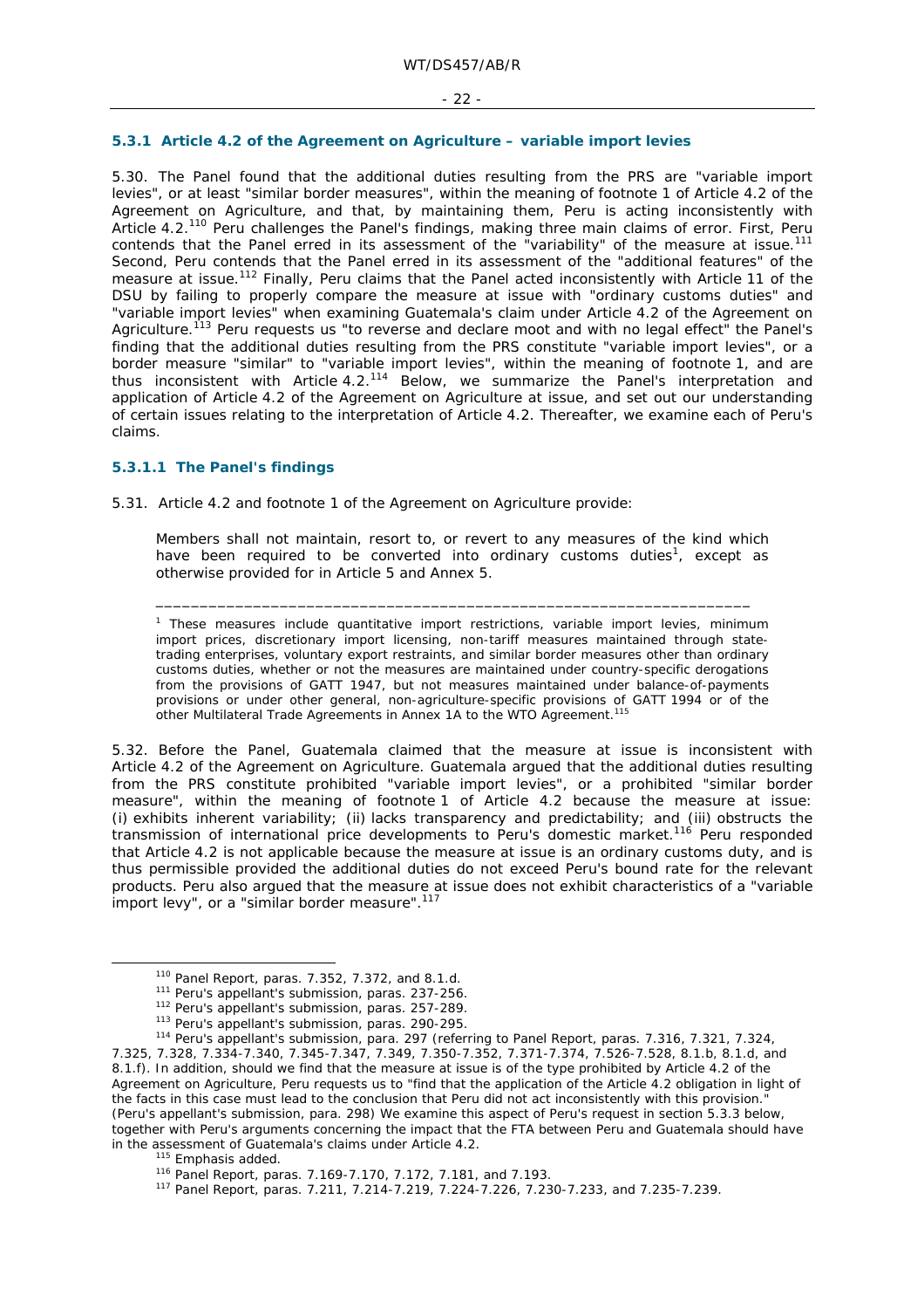### 5.3.1 Article 4.2 of the Agreement on Agriculture – variable import levies

5.30. The Panel found that the additional duties resulting from the PRS are "variable import levies", or at least "similar border measures", within the meaning of footnote 1 of Article 4.2 of the Agreement on Agriculture, and that, by maintaining them, Peru is acting inconsistently with Article 4.2.[110] Peru challenges the Panel's findings, making three main claims of error. First, Peru contends that the Panel erred in its assessment of the "variability" of the measure at issue.[111] Second, Peru contends that the Panel erred in its assessment of the "additional features" of the measure at issue.[112] Finally, Peru claims that the Panel acted inconsistently with Article 11 of the DSU by failing to properly compare the measure at issue with "ordinary customs duties" and "variable import levies" when examining Guatemala's claim under Article 4.2 of the Agreement on Agriculture.[113] Peru requests us "to reverse and declare moot and with no legal effect" the Panel's finding that the additional duties resulting from the PRS constitute "variable import levies", or a border measure "similar" to "variable import levies", within the meaning of footnote 1, and are thus inconsistent with Article 4.2.[114] Below, we summarize the Panel's interpretation and application of Article 4.2 of the Agreement on Agriculture at issue, and set out our understanding of certain issues relating to the interpretation of Article 4.2. Thereafter, we examine each of Peru's claims.

#### 5.3.1.1 The Panel's findings

5.31. Article 4.2 and footnote 1 of the Agreement on Agriculture provide:

> Members shall not maintain, resort to, or revert to any measures of the kind which have been required to be converted into ordinary customs duties[1], except as otherwise provided for in Article 5 and Annex 5.
>
> _______________________________________________________________________
>
> [1] These measures include quantitative import restrictions, *variable import levies*, minimum import prices, discretionary import licensing, non-tariff measures maintained through state-trading enterprises, voluntary export restraints, and *similar border measures other than ordinary customs duties*, whether or not the measures are maintained under country-specific derogations from the provisions of GATT 1947, but not measures maintained under balance-of-payments provisions or under other general, non-agriculture-specific provisions of GATT 1994 or of the other Multilateral Trade Agreements in Annex 1A to the WTO Agreement.[115]

5.32. Before the Panel, Guatemala claimed that the measure at issue is inconsistent with Article 4.2 of the Agreement on Agriculture. Guatemala argued that the additional duties resulting from the PRS constitute prohibited "variable import levies", or a prohibited "similar border measure", within the meaning of footnote 1 of Article 4.2 because the measure at issue: (i) exhibits inherent variability; (ii) lacks transparency and predictability; and (iii) obstructs the transmission of international price developments to Peru's domestic market.[116] Peru responded that Article 4.2 is not applicable because the measure at issue is an ordinary customs duty, and is thus permissible provided the additional duties do not exceed Peru's bound rate for the relevant products. Peru also argued that the measure at issue does not exhibit characteristics of a "variable import levy", or a "similar border measure".[117]

---

[110] Panel Report, paras. 7.352, 7.372, and 8.1.d.

[111] Peru's appellant's submission, paras. 237-256.

[112] Peru's appellant's submission, paras. 257-289.

[113] Peru's appellant's submission, paras. 290-295.

[114] Peru's appellant's submission, para. 297 (referring to Panel Report, paras. 7.316, 7.321, 7.324, 7.325, 7.328, 7.334-7.340, 7.345-7.347, 7.349, 7.350-7.352, 7.371-7.374, 7.526-7.528, 8.1.b, 8.1.d, and 8.1.f). In addition, should we find that the measure at issue is of the type prohibited by Article 4.2 of the Agreement on Agriculture, Peru requests us to "find that the application of the Article 4.2 obligation in light of the facts in this case must lead to the conclusion that Peru did not act inconsistently with this provision." (Peru's appellant's submission, para. 298) We examine this aspect of Peru's request in section 5.3.3 below, together with Peru's arguments concerning the impact that the FTA between Peru and Guatemala should have in the assessment of Guatemala's claims under Article 4.2.

[115] Emphasis added.

[116] Panel Report, paras. 7.169-7.170, 7.172, 7.181, and 7.193.

[117] Panel Report, paras. 7.211, 7.214-7.219, 7.224-7.226, 7.230-7.233, and 7.235-7.239.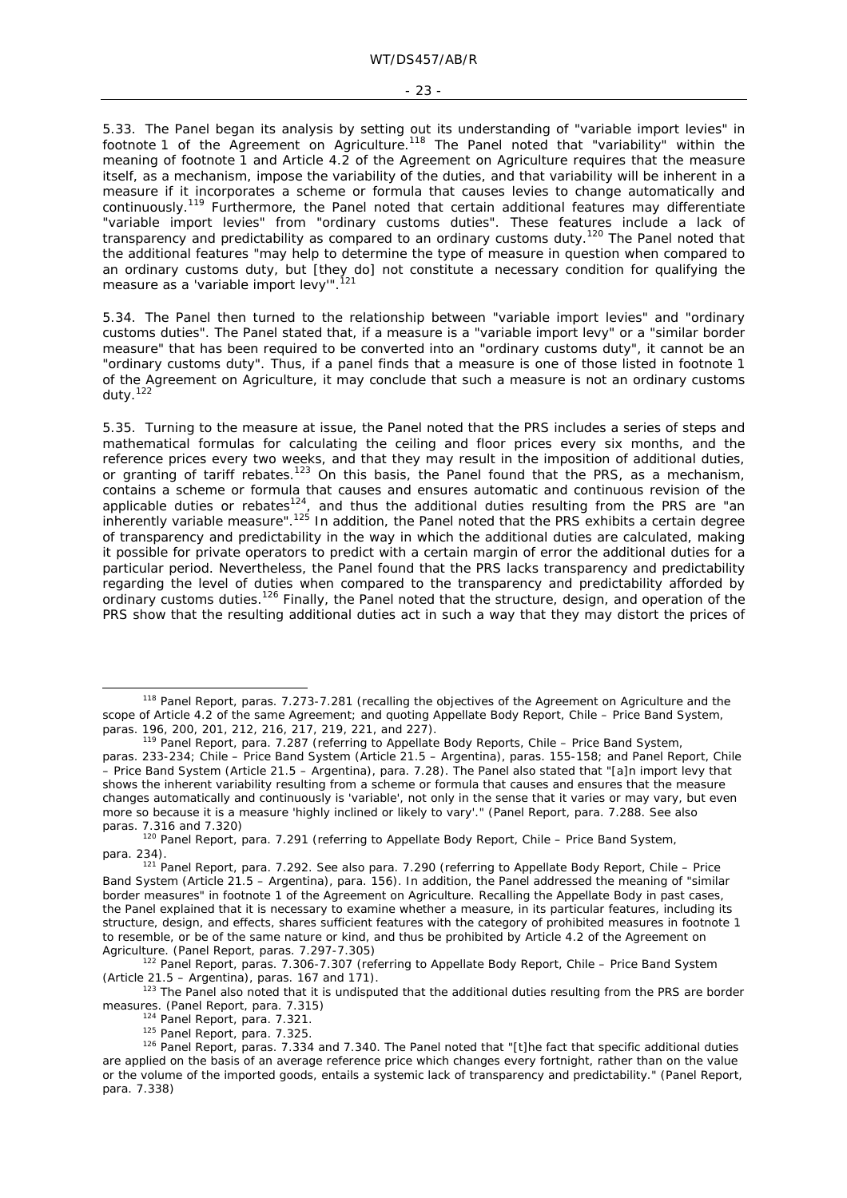5.33. The Panel began its analysis by setting out its understanding of "variable import levies" in footnote 1 of the Agreement on Agriculture.[118] The Panel noted that "variability" within the meaning of footnote 1 and Article 4.2 of the Agreement on Agriculture requires that the measure itself, as a mechanism, impose the variability of the duties, and that variability will be inherent in a measure if it incorporates a scheme or formula that causes levies to change automatically and continuously.[119] Furthermore, the Panel noted that certain additional features may differentiate "variable import levies" from "ordinary customs duties". These features include a lack of transparency and predictability as compared to an ordinary customs duty.[120] The Panel noted that the additional features "may help to determine the type of measure in question when compared to an ordinary customs duty, but [they do] not constitute a necessary condition for qualifying the measure as a 'variable import levy'".[121]

5.34. The Panel then turned to the relationship between "variable import levies" and "ordinary customs duties". The Panel stated that, if a measure is a "variable import levy" or a "similar border measure" that has been required to be converted into an "ordinary customs duty", it cannot be an "ordinary customs duty". Thus, if a panel finds that a measure is one of those listed in footnote 1 of the Agreement on Agriculture, it may conclude that such a measure is not an ordinary customs duty.[122]

5.35. Turning to the measure at issue, the Panel noted that the PRS includes a series of steps and mathematical formulas for calculating the ceiling and floor prices every six months, and the reference prices every two weeks, and that they may result in the imposition of additional duties, or granting of tariff rebates.[123] On this basis, the Panel found that the PRS, as a mechanism, contains a scheme or formula that causes and ensures automatic and continuous revision of the applicable duties or rebates[124], and thus the additional duties resulting from the PRS are "an inherently variable measure".[125] In addition, the Panel noted that the PRS exhibits a certain degree of transparency and predictability in the way in which the additional duties are calculated, making it possible for private operators to predict with a certain margin of error the additional duties for a particular period. Nevertheless, the Panel found that the PRS lacks transparency and predictability regarding the level of duties when compared to the transparency and predictability afforded by ordinary customs duties.[126] Finally, the Panel noted that the structure, design, and operation of the PRS show that the resulting additional duties act in such a way that they may distort the prices of

---

[118] Panel Report, paras. 7.273-7.281 (recalling the objectives of the Agreement on Agriculture and the scope of Article 4.2 of the same Agreement; and quoting Appellate Body Report, *Chile – Price Band System*, paras. 196, 200, 201, 212, 216, 217, 219, 221, and 227).

[119] Panel Report, para. 7.287 (referring to Appellate Body Reports, *Chile – Price Band System*, paras. 233-234; *Chile – Price Band System (Article 21.5 – Argentina)*, paras. 155-158; and Panel Report, *Chile – Price Band System (Article 21.5 – Argentina)*, para. 7.28). The Panel also stated that "[a]n import levy that shows the inherent variability resulting from a scheme or formula that causes and ensures that the measure changes automatically and continuously is 'variable', not only in the sense that it varies or may vary, but even more so because it is a measure 'highly inclined or likely to vary'." (Panel Report, para. 7.288. See also paras. 7.316 and 7.320)

[120] Panel Report, para. 7.291 (referring to Appellate Body Report, *Chile – Price Band System*, para. 234).

[121] Panel Report, para. 7.292. See also para. 7.290 (referring to Appellate Body Report, *Chile – Price Band System (Article 21.5 – Argentina)*, para. 156). In addition, the Panel addressed the meaning of "similar border measures" in footnote 1 of the Agreement on Agriculture. Recalling the Appellate Body in past cases, the Panel explained that it is necessary to examine whether a measure, in its particular features, including its structure, design, and effects, shares sufficient features with the category of prohibited measures in footnote 1 to resemble, or be of the same nature or kind, and thus be prohibited by Article 4.2 of the Agreement on Agriculture. (Panel Report, paras. 7.297-7.305)

[122] Panel Report, paras. 7.306-7.307 (referring to Appellate Body Report, *Chile – Price Band System (Article 21.5 – Argentina)*, paras. 167 and 171).

[123] The Panel also noted that it is undisputed that the additional duties resulting from the PRS are border measures. (Panel Report, para. 7.315)

[124] Panel Report, para. 7.321.

[125] Panel Report, para. 7.325.

[126] Panel Report, paras. 7.334 and 7.340. The Panel noted that "[t]he fact that specific additional duties are applied on the basis of an average reference price which changes every fortnight, rather than on the value or the volume of the imported goods, entails a systemic lack of transparency and predictability." (Panel Report, para. 7.338)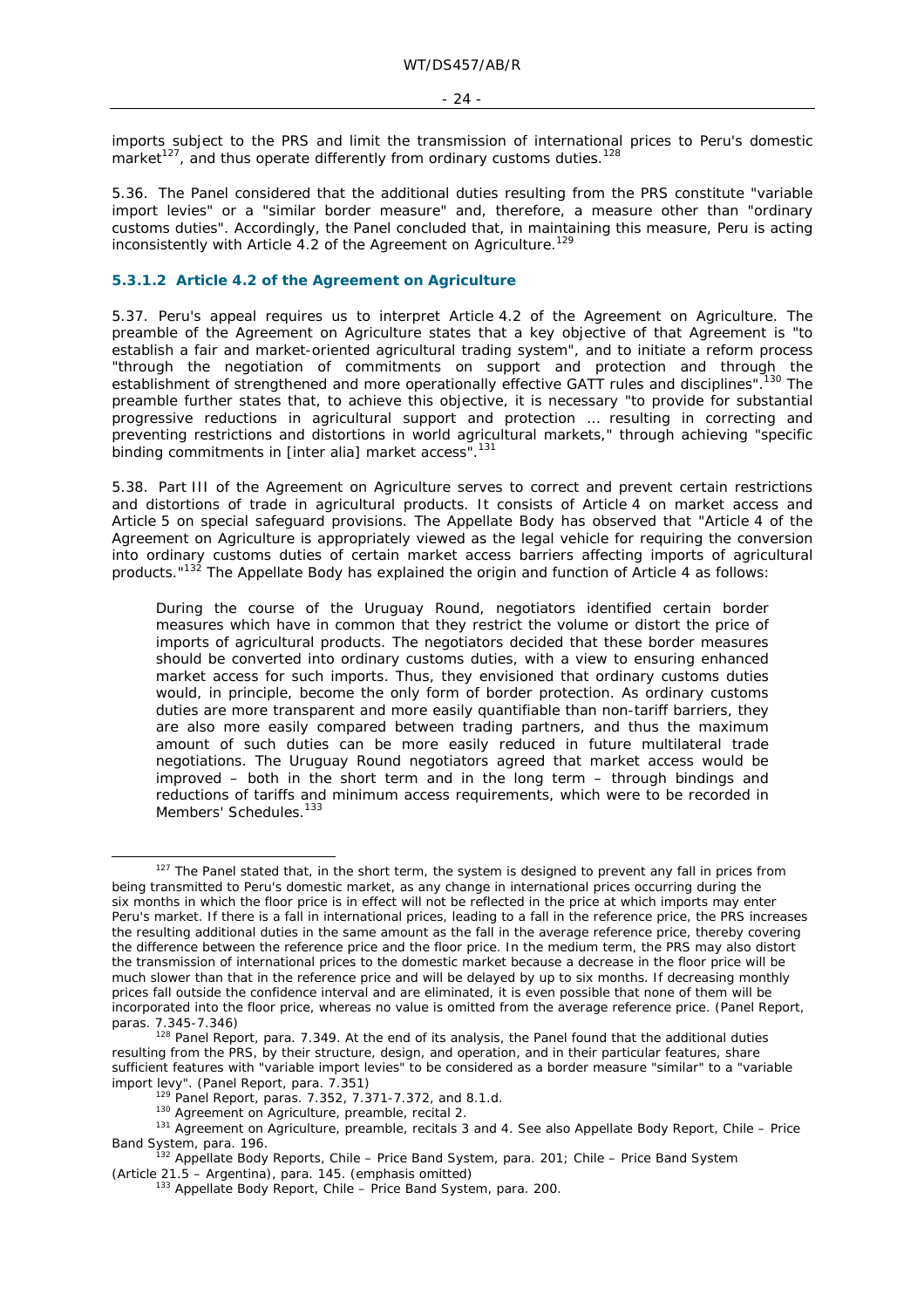imports subject to the PRS and limit the transmission of international prices to Peru's domestic market[127], and thus operate differently from ordinary customs duties.[128]

5.36. The Panel considered that the additional duties resulting from the PRS constitute "variable import levies" or a "similar border measure" and, therefore, a measure other than "ordinary customs duties". Accordingly, the Panel concluded that, in maintaining this measure, Peru is acting inconsistently with Article 4.2 of the Agreement on Agriculture.[129]

#### 5.3.1.2 Article 4.2 of the Agreement on Agriculture

5.37. Peru's appeal requires us to interpret Article 4.2 of the Agreement on Agriculture. The preamble of the Agreement on Agriculture states that a key objective of that Agreement is "to establish a fair and market-oriented agricultural trading system", and to initiate a reform process "through the negotiation of commitments on support and protection and through the establishment of strengthened and more operationally effective GATT rules and disciplines".[130] The preamble further states that, to achieve this objective, it is necessary "to provide for substantial progressive reductions in agricultural support and protection ... resulting in correcting and preventing restrictions and distortions in world agricultural markets," through achieving "specific binding commitments in [inter alia] market access".[131]

5.38. Part III of the Agreement on Agriculture serves to correct and prevent certain restrictions and distortions of trade in agricultural products. It consists of Article 4 on market access and Article 5 on special safeguard provisions. The Appellate Body has observed that "Article 4 of the Agreement on Agriculture is appropriately viewed as the legal vehicle for requiring the conversion into ordinary customs duties of certain market access barriers affecting imports of agricultural products."[132] The Appellate Body has explained the origin and function of Article 4 as follows:

> During the course of the Uruguay Round, negotiators identified certain border measures which have in common that they restrict the volume or distort the price of imports of agricultural products. The negotiators decided that these border measures should be converted into ordinary customs duties, with a view to ensuring enhanced market access for such imports. Thus, they envisioned that ordinary customs duties would, in principle, become the only form of border protection. As ordinary customs duties are more transparent and more easily quantifiable than non-tariff barriers, they are also more easily compared between trading partners, and thus the maximum amount of such duties can be more easily reduced in future multilateral trade negotiations. The Uruguay Round negotiators agreed that market access would be improved – both in the short term and in the long term – through bindings and reductions of tariffs and minimum access requirements, which were to be recorded in Members' Schedules.[133]

---

[127] The Panel stated that, in the short term, the system is designed to prevent any fall in prices from being transmitted to Peru's domestic market, as any change in international prices occurring during the six months in which the floor price is in effect will not be reflected in the price at which imports may enter Peru's market. If there is a fall in international prices, leading to a fall in the reference price, the PRS increases the resulting additional duties in the same amount as the fall in the average reference price, thereby covering the difference between the reference price and the floor price. In the medium term, the PRS may also distort the transmission of international prices to the domestic market because a decrease in the floor price will be much slower than that in the reference price and will be delayed by up to six months. If decreasing monthly prices fall outside the confidence interval and are eliminated, it is even possible that none of them will be incorporated into the floor price, whereas no value is omitted from the average reference price. (Panel Report, paras. 7.345-7.346)

[128] Panel Report, para. 7.349. At the end of its analysis, the Panel found that the additional duties resulting from the PRS, by their structure, design, and operation, and in their particular features, share sufficient features with "variable import levies" to be considered as a border measure "similar" to a "variable import levy". (Panel Report, para. 7.351)

[129] Panel Report, paras. 7.352, 7.371-7.372, and 8.1.d.

[130] Agreement on Agriculture, preamble, recital 2.

[131] Agreement on Agriculture, preamble, recitals 3 and 4. See also Appellate Body Report, *Chile – Price Band System*, para. 196.

[132] Appellate Body Reports, *Chile – Price Band System*, para. 201; *Chile – Price Band System (Article 21.5 – Argentina)*, para. 145. (emphasis omitted)

[133] Appellate Body Report, *Chile – Price Band System*, para. 200.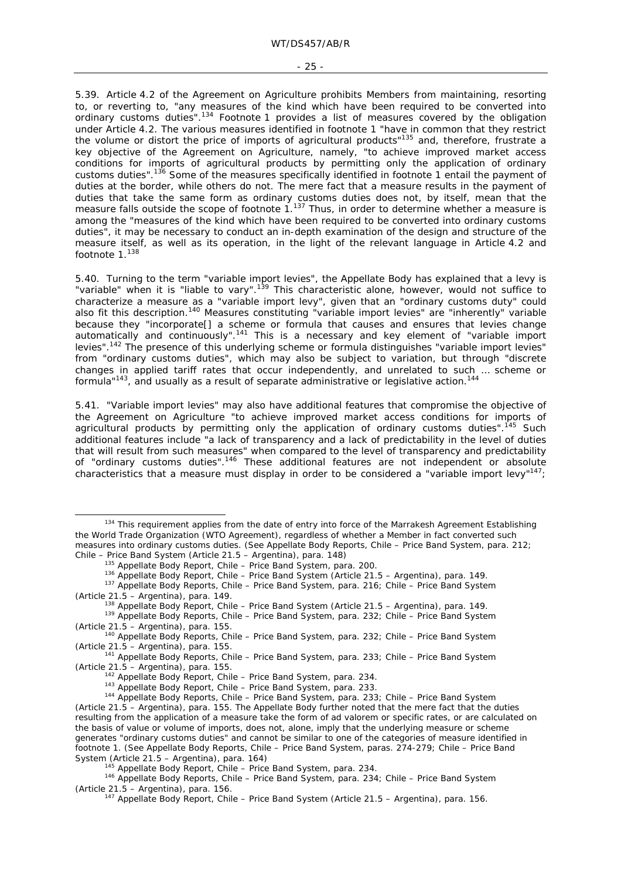5.39. Article 4.2 of the Agreement on Agriculture prohibits Members from maintaining, resorting to, or reverting to, "any measures of the kind which have been required to be converted into ordinary customs duties".[134] Footnote 1 provides a list of measures covered by the obligation under Article 4.2. The various measures identified in footnote 1 "have in common that they restrict the volume or distort the price of imports of agricultural products"[135] and, therefore, frustrate a key objective of the Agreement on Agriculture, namely, "to achieve improved market access conditions for imports of agricultural products by permitting only the application of ordinary customs duties".[136] Some of the measures specifically identified in footnote 1 entail the payment of duties at the border, while others do not. The mere fact that a measure results in the payment of duties that take the same form as ordinary customs duties does not, by itself, mean that the measure falls outside the scope of footnote 1.[137] Thus, in order to determine whether a measure is among the "measures of the kind which have been required to be converted into ordinary customs duties", it may be necessary to conduct an in-depth examination of the design and structure of the measure itself, as well as its operation, in the light of the relevant language in Article 4.2 and footnote 1.[138]

5.40. Turning to the term "variable import levies", the Appellate Body has explained that a levy is "variable" when it is "liable to vary".[139] This characteristic alone, however, would not suffice to characterize a measure as a "variable import levy", given that an "ordinary customs duty" could also fit this description.[140] Measures constituting "variable import levies" are "inherently" variable because they "incorporate[] a scheme or formula that causes and ensures that levies change automatically and continuously".[141] This is a necessary and key element of "variable import levies".[142] The presence of this underlying scheme or formula distinguishes "variable import levies" from "ordinary customs duties", which may also be subject to variation, but through "discrete changes in applied tariff rates that occur independently, and unrelated to such … scheme or formula"[143], and usually as a result of separate administrative or legislative action.[144]

5.41. "Variable import levies" may also have additional features that compromise the objective of the Agreement on Agriculture "to achieve improved market access conditions for imports of agricultural products by permitting only the application of ordinary customs duties".[145] Such additional features include "a lack of transparency and a lack of predictability in the level of duties that will result from such measures" when compared to the level of transparency and predictability of "ordinary customs duties".[146] These additional features are not independent or absolute characteristics that a measure must display in order to be considered a "variable import levy"[147];

---

[134] This requirement applies from the date of entry into force of the Marrakesh Agreement Establishing the World Trade Organization (WTO Agreement), regardless of whether a Member in fact converted such measures into ordinary customs duties. (See Appellate Body Reports, *Chile – Price Band System*, para. 212; *Chile – Price Band System (Article 21.5 – Argentina)*, para. 148)

[135] Appellate Body Report, *Chile – Price Band System*, para. 200.

[136] Appellate Body Report, *Chile – Price Band System (Article 21.5 – Argentina)*, para. 149.

[137] Appellate Body Reports, *Chile – Price Band System*, para. 216; *Chile – Price Band System (Article 21.5 – Argentina)*, para. 149.

[138] Appellate Body Report, *Chile – Price Band System (Article 21.5 – Argentina)*, para. 149.

[139] Appellate Body Reports, *Chile – Price Band System*, para. 232; *Chile – Price Band System (Article 21.5 – Argentina)*, para. 155.

[140] Appellate Body Reports, *Chile – Price Band System*, para. 232; *Chile – Price Band System (Article 21.5 – Argentina)*, para. 155.

[141] Appellate Body Reports, *Chile – Price Band System*, para. 233; *Chile – Price Band System (Article 21.5 – Argentina)*, para. 155.

[142] Appellate Body Report, *Chile – Price Band System*, para. 234.

[143] Appellate Body Report, *Chile – Price Band System*, para. 233.

[144] Appellate Body Reports, *Chile – Price Band System*, para. 233; *Chile – Price Band System (Article 21.5 – Argentina)*, para. 155. The Appellate Body further noted that the mere fact that the duties resulting from the application of a measure take the form of ad valorem or specific rates, or are calculated on the basis of value or volume of imports, does not, alone, imply that the underlying measure or scheme generates "ordinary customs duties" and cannot be similar to one of the categories of measure identified in footnote 1. (See Appellate Body Reports, *Chile – Price Band System*, paras. 274-279; *Chile – Price Band System (Article 21.5 – Argentina)*, para. 164)

[145] Appellate Body Report, *Chile – Price Band System*, para. 234.

[146] Appellate Body Reports, *Chile – Price Band System*, para. 234; *Chile – Price Band System (Article 21.5 – Argentina)*, para. 156.

[147] Appellate Body Report, *Chile – Price Band System (Article 21.5 – Argentina)*, para. 156.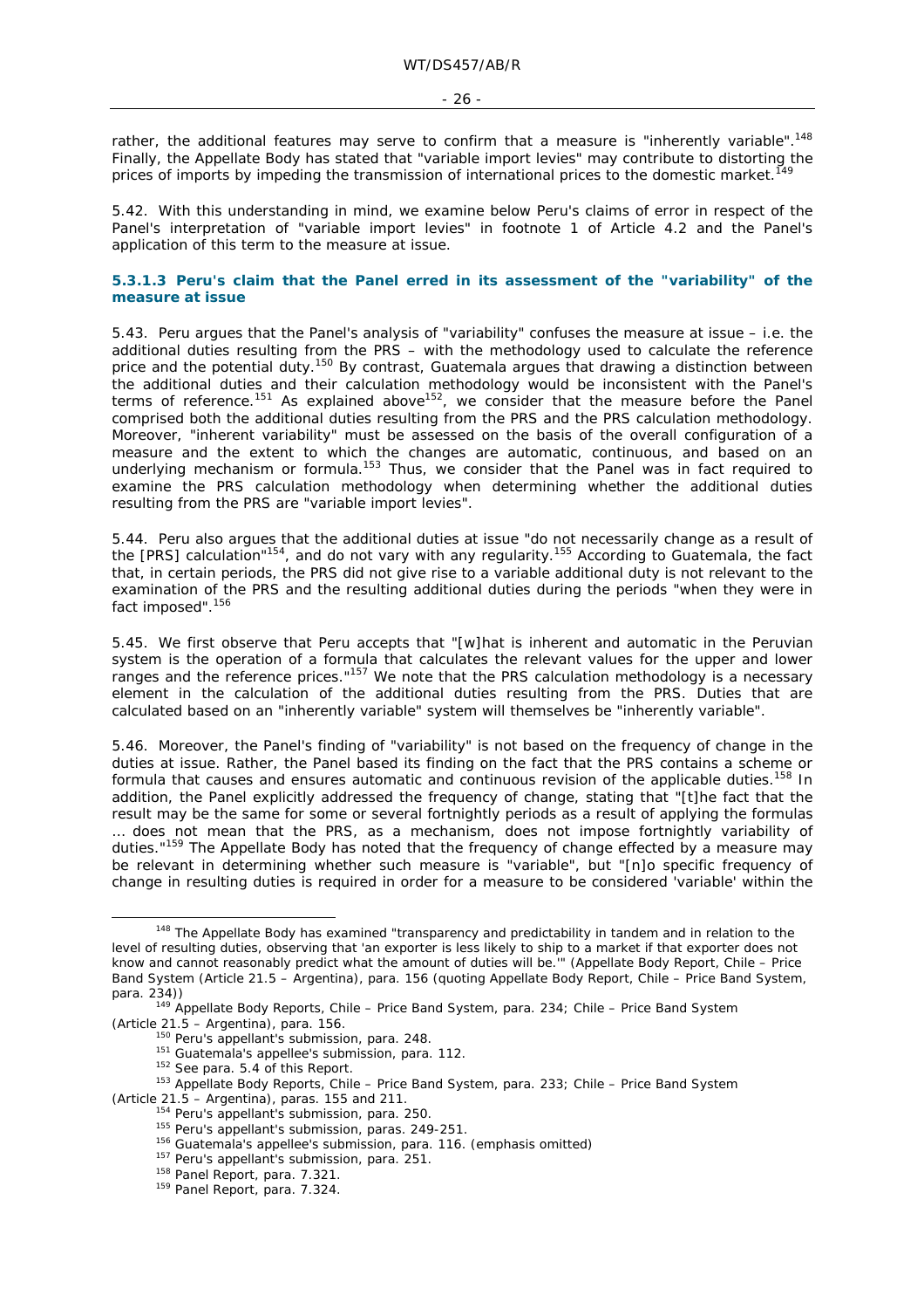rather, the additional features may serve to confirm that a measure is "inherently variable".[148] Finally, the Appellate Body has stated that "variable import levies" may contribute to distorting the prices of imports by impeding the transmission of international prices to the domestic market.[149]

5.42. With this understanding in mind, we examine below Peru's claims of error in respect of the Panel's interpretation of "variable import levies" in footnote 1 of Article 4.2 and the Panel's application of this term to the measure at issue.

#### 5.3.1.3 Peru's claim that the Panel erred in its assessment of the "variability" of the measure at issue

5.43. Peru argues that the Panel's analysis of "variability" confuses the measure at issue – i.e. the additional duties resulting from the PRS – with the methodology used to calculate the reference price and the potential duty.[150] By contrast, Guatemala argues that drawing a distinction between the additional duties and their calculation methodology would be inconsistent with the Panel's terms of reference.[151] As explained above[152], we consider that the measure before the Panel comprised both the additional duties resulting from the PRS and the PRS calculation methodology. Moreover, "inherent variability" must be assessed on the basis of the overall configuration of a measure and the extent to which the changes are automatic, continuous, and based on an underlying mechanism or formula.[153] Thus, we consider that the Panel was in fact required to examine the PRS calculation methodology when determining whether the additional duties resulting from the PRS are "variable import levies".

5.44. Peru also argues that the additional duties at issue "do not necessarily change as a result of the [PRS] calculation"[154], and do not vary with any regularity.[155] According to Guatemala, the fact that, in certain periods, the PRS did not give rise to a variable additional duty is not relevant to the examination of the PRS and the resulting additional duties during the periods "when they were in fact imposed".[156]

5.45. We first observe that Peru accepts that "[w]hat is inherent and automatic in the Peruvian system is the operation of a formula that calculates the relevant values for the upper and lower ranges and the reference prices."[157] We note that the PRS calculation methodology is a necessary element in the calculation of the additional duties resulting from the PRS. Duties that are calculated based on an "inherently variable" system will themselves be "inherently variable".

5.46. Moreover, the Panel's finding of "variability" is not based on the frequency of change in the duties at issue. Rather, the Panel based its finding on the fact that the PRS contains a scheme or formula that causes and ensures automatic and continuous revision of the applicable duties.[158] In addition, the Panel explicitly addressed the frequency of change, stating that "[t]he fact that the result may be the same for some or several fortnightly periods as a result of applying the formulas … does not mean that the PRS, as a mechanism, does not impose fortnightly variability of duties."[159] The Appellate Body has noted that the frequency of change effected by a measure may be relevant in determining whether such measure is "variable", but "[n]o specific frequency of change in resulting duties is required in order for a measure to be considered 'variable' within the

---

[148] The Appellate Body has examined "transparency and predictability in tandem and in relation to the level of resulting duties, observing that 'an exporter is less likely to ship to a market if that exporter does not know and cannot reasonably predict what the amount of duties will be.'" (Appellate Body Report, *Chile – Price Band System (Article 21.5 – Argentina)*, para. 156 (quoting Appellate Body Report, *Chile – Price Band System*, para. 234))

[149] Appellate Body Reports, *Chile – Price Band System*, para. 234; *Chile – Price Band System (Article 21.5 – Argentina)*, para. 156.

[150] Peru's appellant's submission, para. 248.

[151] Guatemala's appellee's submission, para. 112.

[152] See para. 5.4 of this Report.

[153] Appellate Body Reports, *Chile – Price Band System*, para. 233; *Chile – Price Band System (Article 21.5 – Argentina)*, paras. 155 and 211.

[154] Peru's appellant's submission, para. 250.

[155] Peru's appellant's submission, paras. 249-251.

[156] Guatemala's appellee's submission, para. 116. (emphasis omitted)

[157] Peru's appellant's submission, para. 251.

[158] Panel Report, para. 7.321.

[159] Panel Report, para. 7.324.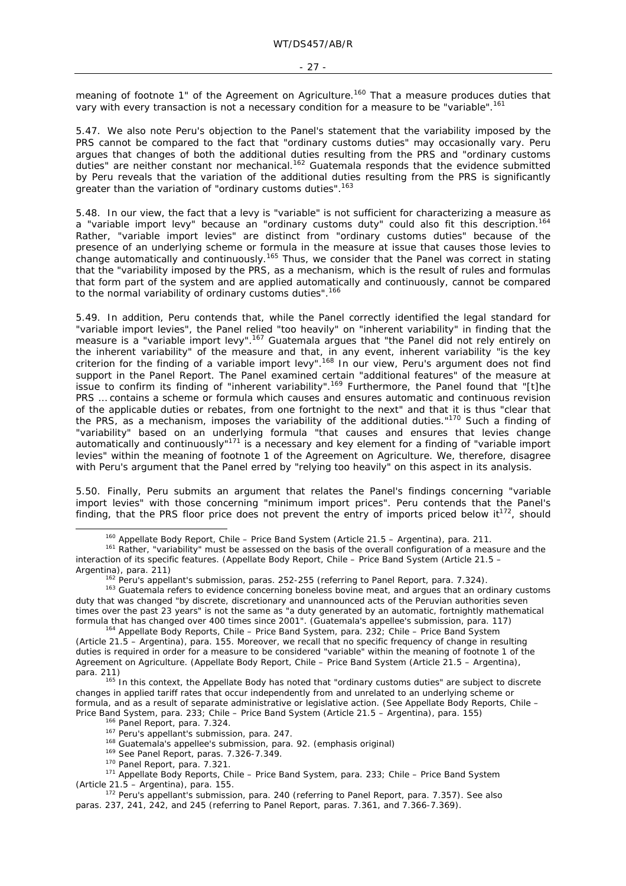meaning of footnote 1" of the Agreement on Agriculture.[160] That a measure produces duties that vary with every transaction is not a necessary condition for a measure to be "variable".[161]

5.47. We also note Peru's objection to the Panel's statement that the variability imposed by the PRS cannot be compared to the fact that "ordinary customs duties" may occasionally vary. Peru argues that changes of both the additional duties resulting from the PRS and "ordinary customs duties" are neither constant nor mechanical.[162] Guatemala responds that the evidence submitted by Peru reveals that the variation of the additional duties resulting from the PRS is significantly greater than the variation of "ordinary customs duties".[163]

5.48. In our view, the fact that a levy is "variable" is not sufficient for characterizing a measure as a "variable import levy" because an "ordinary customs duty" could also fit this description.[164] Rather, "variable import levies" are distinct from "ordinary customs duties" because of the presence of an underlying scheme or formula in the measure at issue that causes those levies to change automatically and continuously.[165] Thus, we consider that the Panel was correct in stating that the "variability imposed by the PRS, as a mechanism, which is the result of rules and formulas that form part of the system and are applied automatically and continuously, cannot be compared to the normal variability of ordinary customs duties".[166]

5.49. In addition, Peru contends that, while the Panel correctly identified the legal standard for "variable import levies", the Panel relied "too heavily" on "inherent variability" in finding that the measure is a "variable import levy".[167] Guatemala argues that "the Panel did not rely entirely on the inherent variability" of the measure and that, in any event, inherent variability "is the key criterion for the finding of a variable import levy".[168] In our view, Peru's argument does not find support in the Panel Report. The Panel examined certain "additional features" of the measure at issue to confirm its finding of "inherent variability".[169] Furthermore, the Panel found that "[t]he PRS … contains a scheme or formula which causes and ensures automatic and continuous revision of the applicable duties or rebates, from one fortnight to the next" and that it is thus "clear that the PRS, as a mechanism, imposes the variability of the additional duties."[170] Such a finding of "variability" based on an underlying formula "that causes and ensures that levies change automatically and continuously"[171] is a necessary and key element for a finding of "variable import levies" within the meaning of footnote 1 of the Agreement on Agriculture. We, therefore, disagree with Peru's argument that the Panel erred by "relying too heavily" on this aspect in its analysis.

5.50. Finally, Peru submits an argument that relates the Panel's findings concerning "variable import levies" with those concerning "minimum import prices". Peru contends that the Panel's finding, that the PRS floor price does not prevent the entry of imports priced below it[172], should

---

[160] Appellate Body Report, *Chile – Price Band System (Article 21.5 – Argentina)*, para. 211.

[161] Rather, "variability" must be assessed on the basis of the overall configuration of a measure and the interaction of its specific features. (Appellate Body Report, *Chile – Price Band System (Article 21.5 – Argentina)*, para. 211)

[162] Peru's appellant's submission, paras. 252-255 (referring to Panel Report, para. 7.324).

[163] Guatemala refers to evidence concerning boneless bovine meat, and argues that an ordinary customs duty that was changed "by discrete, discretionary and unannounced acts of the Peruvian authorities seven times over the past 23 years" is not the same as "a duty generated by an automatic, fortnightly mathematical formula that has changed over 400 times since 2001". (Guatemala's appellee's submission, para. 117)

[164] Appellate Body Reports, *Chile – Price Band System*, para. 232; *Chile – Price Band System (Article 21.5 – Argentina)*, para. 155. Moreover, we recall that no specific frequency of change in resulting duties is required in order for a measure to be considered "variable" within the meaning of footnote 1 of the Agreement on Agriculture. (Appellate Body Report, *Chile – Price Band System (Article 21.5 – Argentina)*, para. 211)

[165] In this context, the Appellate Body has noted that "ordinary customs duties" are subject to discrete changes in applied tariff rates that occur independently from and unrelated to an underlying scheme or formula, and as a result of separate administrative or legislative action. (See Appellate Body Reports, *Chile – Price Band System*, para. 233; *Chile – Price Band System (Article 21.5 – Argentina)*, para. 155)

[166] Panel Report, para. 7.324.

[167] Peru's appellant's submission, para. 247.

[168] Guatemala's appellee's submission, para. 92. (emphasis original)

[169] See Panel Report, paras. 7.326-7.349.

[170] Panel Report, para. 7.321.

[171] Appellate Body Reports, *Chile – Price Band System*, para. 233; *Chile – Price Band System (Article 21.5 – Argentina)*, para. 155.

[172] Peru's appellant's submission, para. 240 (referring to Panel Report, para. 7.357). See also paras. 237, 241, 242, and 245 (referring to Panel Report, paras. 7.361, and 7.366-7.369).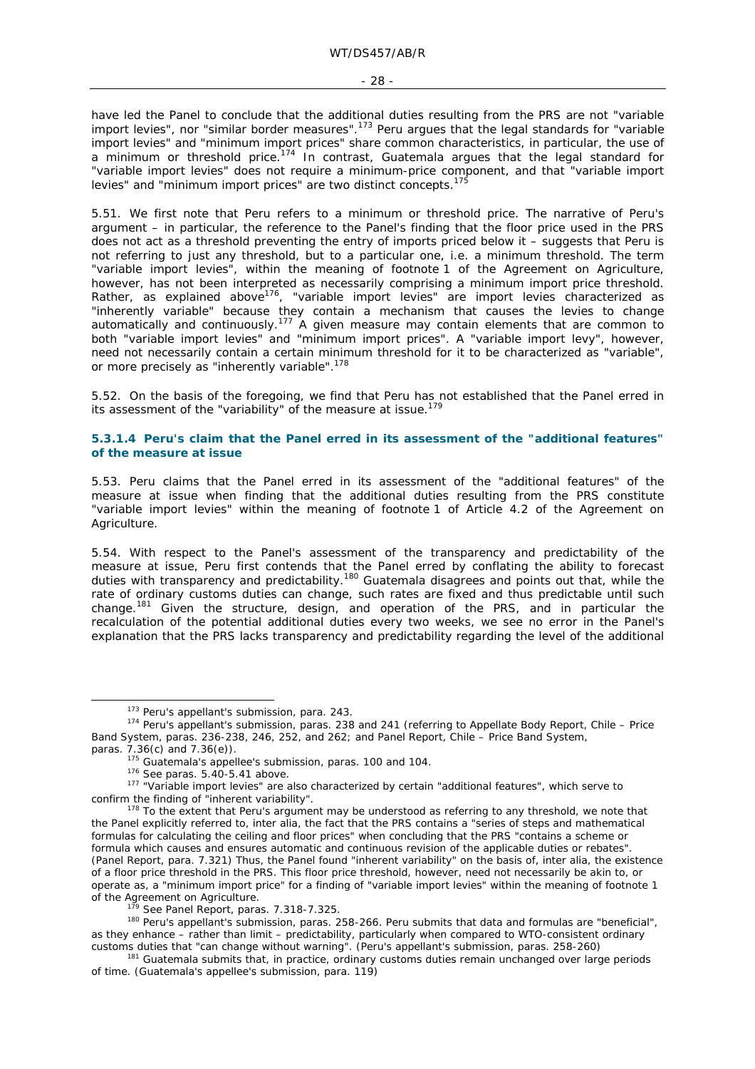have led the Panel to conclude that the additional duties resulting from the PRS are not "variable import levies", nor "similar border measures".[173] Peru argues that the legal standards for "variable import levies" and "minimum import prices" share common characteristics, in particular, the use of a minimum or threshold price.[174] In contrast, Guatemala argues that the legal standard for "variable import levies" does not require a minimum-price component, and that "variable import levies" and "minimum import prices" are two distinct concepts.[175]

5.51. We first note that Peru refers to a minimum or threshold price. The narrative of Peru's argument – in particular, the reference to the Panel's finding that the floor price used in the PRS does not act as a threshold preventing the entry of imports priced below it – suggests that Peru is not referring to just any threshold, but to a particular one, i.e. a minimum threshold. The term "variable import levies", within the meaning of footnote 1 of the Agreement on Agriculture, however, has not been interpreted as necessarily comprising a minimum import price threshold. Rather, as explained above[176], "variable import levies" are import levies characterized as "inherently variable" because they contain a mechanism that causes the levies to change automatically and continuously.[177] A given measure may contain elements that are common to both "variable import levies" and "minimum import prices". A "variable import levy", however, need not necessarily contain a certain minimum threshold for it to be characterized as "variable", or more precisely as "inherently variable".[178]

5.52. On the basis of the foregoing, we find that Peru has not established that the Panel erred in its assessment of the "variability" of the measure at issue.[179]

#### 5.3.1.4 Peru's claim that the Panel erred in its assessment of the "additional features" of the measure at issue

5.53. Peru claims that the Panel erred in its assessment of the "additional features" of the measure at issue when finding that the additional duties resulting from the PRS constitute "variable import levies" within the meaning of footnote 1 of Article 4.2 of the Agreement on Agriculture.

5.54. With respect to the Panel's assessment of the transparency and predictability of the measure at issue, Peru first contends that the Panel erred by conflating the ability to forecast duties with transparency and predictability.[180] Guatemala disagrees and points out that, while the rate of ordinary customs duties can change, such rates are fixed and thus predictable until such change.[181] Given the structure, design, and operation of the PRS, and in particular the recalculation of the potential additional duties every two weeks, we see no error in the Panel's explanation that the PRS lacks transparency and predictability regarding the level of the additional

---

[173] Peru's appellant's submission, para. 243.

[174] Peru's appellant's submission, paras. 238 and 241 (referring to Appellate Body Report, *Chile – Price Band System*, paras. 236-238, 246, 252, and 262; and Panel Report, *Chile – Price Band System*, paras. 7.36(c) and 7.36(e)).

[175] Guatemala's appellee's submission, paras. 100 and 104.

[176] See paras. 5.40-5.41 above.

[177] "Variable import levies" are also characterized by certain "additional features", which serve to confirm the finding of "inherent variability".

[178] To the extent that Peru's argument may be understood as referring to any threshold, we note that the Panel explicitly referred to, *inter alia*, the fact that the PRS contains a "series of steps and mathematical formulas for calculating the ceiling and floor prices" when concluding that the PRS "contains a scheme or formula which causes and ensures automatic and continuous revision of the applicable duties or rebates". (Panel Report, para. 7.321) Thus, the Panel found "inherent variability" on the basis of, *inter alia*, the existence of a floor price threshold in the PRS. This floor price threshold, however, need not necessarily be akin to, or operate as, a "minimum import price" for a finding of "variable import levies" within the meaning of footnote 1 of the Agreement on Agriculture.

[179] See Panel Report, paras. 7.318-7.325.

[180] Peru's appellant's submission, paras. 258-266. Peru submits that data and formulas are "beneficial", as they enhance – rather than limit – predictability, particularly when compared to WTO-consistent ordinary customs duties that "can change without warning". (Peru's appellant's submission, paras. 258-260)

[181] Guatemala submits that, in practice, ordinary customs duties remain unchanged over large periods of time. (Guatemala's appellee's submission, para. 119)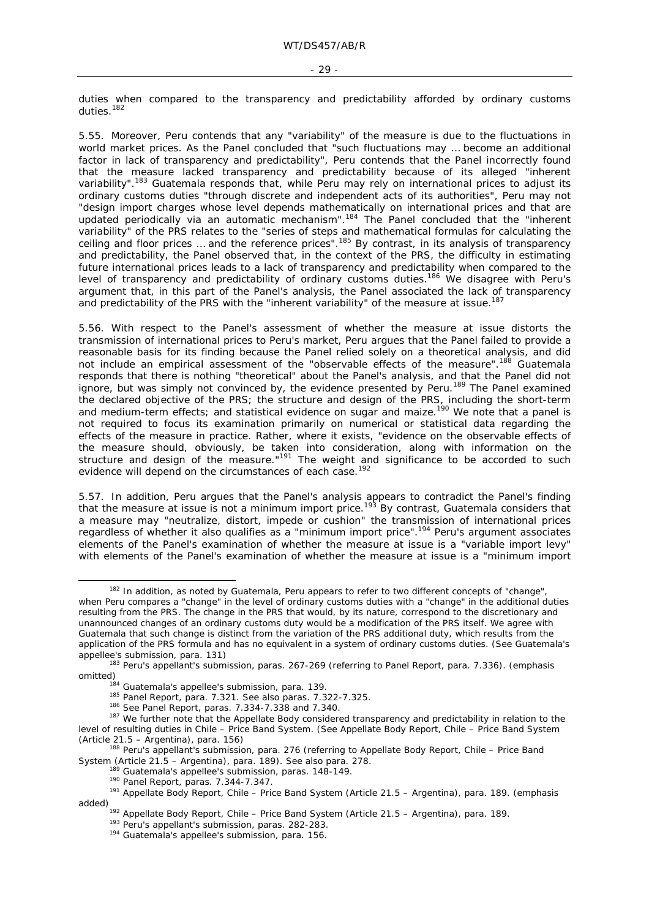duties when compared to the transparency and predictability afforded by ordinary customs duties.[182]

5.55. Moreover, Peru contends that any "variability" of the measure is due to the fluctuations in world market prices. As the Panel concluded that "such fluctuations may … become an additional factor in lack of transparency and predictability", Peru contends that the Panel incorrectly found that the measure lacked transparency and predictability because of its alleged "inherent variability".[183] Guatemala responds that, while Peru may rely on international prices to adjust its ordinary customs duties "through discrete and independent acts of its authorities", Peru may not "design import charges whose level depends mathematically on international prices and that are updated periodically via an automatic mechanism".[184] The Panel concluded that the "inherent variability" of the PRS relates to the "series of steps and mathematical formulas for calculating the ceiling and floor prices … and the reference prices".[185] By contrast, in its analysis of transparency and predictability, the Panel observed that, in the context of the PRS, the difficulty in estimating future international prices leads to a lack of transparency and predictability when compared to the level of transparency and predictability of ordinary customs duties.[186] We disagree with Peru's argument that, in this part of the Panel's analysis, the Panel associated the lack of transparency and predictability of the PRS with the "inherent variability" of the measure at issue.[187]

5.56. With respect to the Panel's assessment of whether the measure at issue distorts the transmission of international prices to Peru's market, Peru argues that the Panel failed to provide a reasonable basis for its finding because the Panel relied solely on a theoretical analysis, and did not include an empirical assessment of the "observable effects of the measure".[188] Guatemala responds that there is nothing "theoretical" about the Panel's analysis, and that the Panel did not ignore, but was simply not convinced by, the evidence presented by Peru.[189] The Panel examined the declared objective of the PRS; the structure and design of the PRS, including the short-term and medium-term effects; and statistical evidence on sugar and maize.[190] We note that a panel is not required to focus its examination primarily on numerical or statistical data regarding the effects of the measure in practice. Rather, where it exists, "evidence on the observable effects of the measure should, obviously, be taken into consideration, along with information on the structure and design of the measure."[191] The weight and significance to be accorded to such evidence will depend on the circumstances of each case.[192]

5.57. In addition, Peru argues that the Panel's analysis appears to contradict the Panel's finding that the measure at issue is not a minimum import price.[193] By contrast, Guatemala considers that a measure may "neutralize, distort, impede or cushion" the transmission of international prices regardless of whether it also qualifies as a "minimum import price".[194] Peru's argument associates elements of the Panel's examination of whether the measure at issue is a "variable import levy" with elements of the Panel's examination of whether the measure at issue is a "minimum import

---

[182] In addition, as noted by Guatemala, Peru appears to refer to two different concepts of "change", when Peru compares a "change" in the level of ordinary customs duties with a "change" in the additional duties resulting from the PRS. The change in the PRS that would, by its nature, correspond to the discretionary and unannounced changes of an ordinary customs duty would be a modification of the PRS itself. We agree with Guatemala that such change is distinct from the variation of the PRS additional duty, which results from the application of the PRS formula and has no equivalent in a system of ordinary customs duties. (See Guatemala's appellee's submission, para. 131)

[183] Peru's appellant's submission, paras. 267-269 (referring to Panel Report, para. 7.336). (emphasis omitted)

[184] Guatemala's appellee's submission, para. 139.

[185] Panel Report, para. 7.321. See also paras. 7.322-7.325.

[186] See Panel Report, paras. 7.334-7.338 and 7.340.

[187] We further note that the Appellate Body considered transparency and predictability in relation to the level of resulting duties in *Chile – Price Band System*. (See Appellate Body Report, *Chile – Price Band System (Article 21.5 – Argentina)*, para. 156)

[188] Peru's appellant's submission, para. 276 (referring to Appellate Body Report, *Chile – Price Band System (Article 21.5 – Argentina)*, para. 189). See also para. 278.

[189] Guatemala's appellee's submission, paras. 148-149.

[190] Panel Report, paras. 7.344-7.347.

[191] Appellate Body Report, *Chile – Price Band System (Article 21.5 – Argentina)*, para. 189. (emphasis added)

[192] Appellate Body Report, *Chile – Price Band System (Article 21.5 – Argentina)*, para. 189.

[193] Peru's appellant's submission, paras. 282-283.

[194] Guatemala's appellee's submission, para. 156.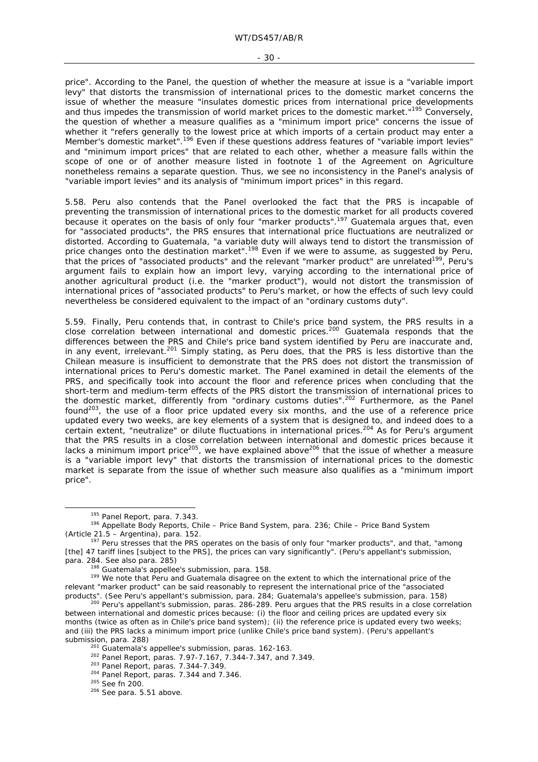price". According to the Panel, the question of whether the measure at issue is a "variable import levy" that distorts the transmission of international prices to the domestic market concerns the issue of whether the measure "insulates domestic prices from international price developments and thus impedes the transmission of world market prices to the domestic market."[195] Conversely, the question of whether a measure qualifies as a "minimum import price" concerns the issue of whether it "refers generally to the lowest price at which imports of a certain product may enter a Member's domestic market".[196] Even if these questions address features of "variable import levies" and "minimum import prices" that are related to each other, whether a measure falls within the scope of one or of another measure listed in footnote 1 of the Agreement on Agriculture nonetheless remains a separate question. Thus, we see no inconsistency in the Panel's analysis of "variable import levies" and its analysis of "minimum import prices" in this regard.

5.58. Peru also contends that the Panel overlooked the fact that the PRS is incapable of preventing the transmission of international prices to the domestic market for all products covered because it operates on the basis of only four "marker products".[197] Guatemala argues that, even for "associated products", the PRS ensures that international price fluctuations are neutralized or distorted. According to Guatemala, "a variable duty will always tend to distort the transmission of price changes onto the destination market".[198] Even if we were to assume, as suggested by Peru, that the prices of "associated products" and the relevant "marker product" are unrelated[199], Peru's argument fails to explain how an import levy, varying according to the international price of another agricultural product (i.e. the "marker product"), would not distort the transmission of international prices of "associated products" to Peru's market, or how the effects of such levy could nevertheless be considered equivalent to the impact of an "ordinary customs duty".

5.59. Finally, Peru contends that, in contrast to Chile's price band system, the PRS results in a close correlation between international and domestic prices.[200] Guatemala responds that the differences between the PRS and Chile's price band system identified by Peru are inaccurate and, in any event, irrelevant.[201] Simply stating, as Peru does, that the PRS is less distortive than the Chilean measure is insufficient to demonstrate that the PRS does not distort the transmission of international prices to Peru's domestic market. The Panel examined in detail the elements of the PRS, and specifically took into account the floor and reference prices when concluding that the short-term and medium-term effects of the PRS distort the transmission of international prices to the domestic market, differently from "ordinary customs duties".[202] Furthermore, as the Panel found[203], the use of a floor price updated every six months, and the use of a reference price updated every two weeks, are key elements of a system that is designed to, and indeed does to a certain extent, "neutralize" or dilute fluctuations in international prices.[204] As for Peru's argument that the PRS results in a close correlation between international and domestic prices because it lacks a minimum import price[205], we have explained above[206] that the issue of whether a measure is a "variable import levy" that distorts the transmission of international prices to the domestic market is separate from the issue of whether such measure also qualifies as a "minimum import price".

---

[195] Panel Report, para. 7.343.

[196] Appellate Body Reports, *Chile – Price Band System*, para. 236; *Chile – Price Band System (Article 21.5 – Argentina)*, para. 152.

[197] Peru stresses that the PRS operates on the basis of only four "marker products", and that, "among [the] 47 tariff lines [subject to the PRS], the prices can vary significantly". (Peru's appellant's submission, para. 284. See also para. 285)

[198] Guatemala's appellee's submission, para. 158.

[199] We note that Peru and Guatemala disagree on the extent to which the international price of the relevant "marker product" can be said reasonably to represent the international price of the "associated products". (See Peru's appellant's submission, para. 284; Guatemala's appellee's submission, para. 158)

[200] Peru's appellant's submission, paras. 286-289. Peru argues that the PRS results in a close correlation between international and domestic prices because: (i) the floor and ceiling prices are updated every six months (twice as often as in Chile's price band system); (ii) the reference price is updated every two weeks; and (iii) the PRS lacks a minimum import price (unlike Chile's price band system). (Peru's appellant's submission, para. 288)

[201] Guatemala's appellee's submission, paras. 162-163.

[202] Panel Report, paras. 7.97-7.167, 7.344-7.347, and 7.349.

[203] Panel Report, paras. 7.344-7.349.

[204] Panel Report, paras. 7.344 and 7.346.

[205] See fn 200.

[206] See para. 5.51 above.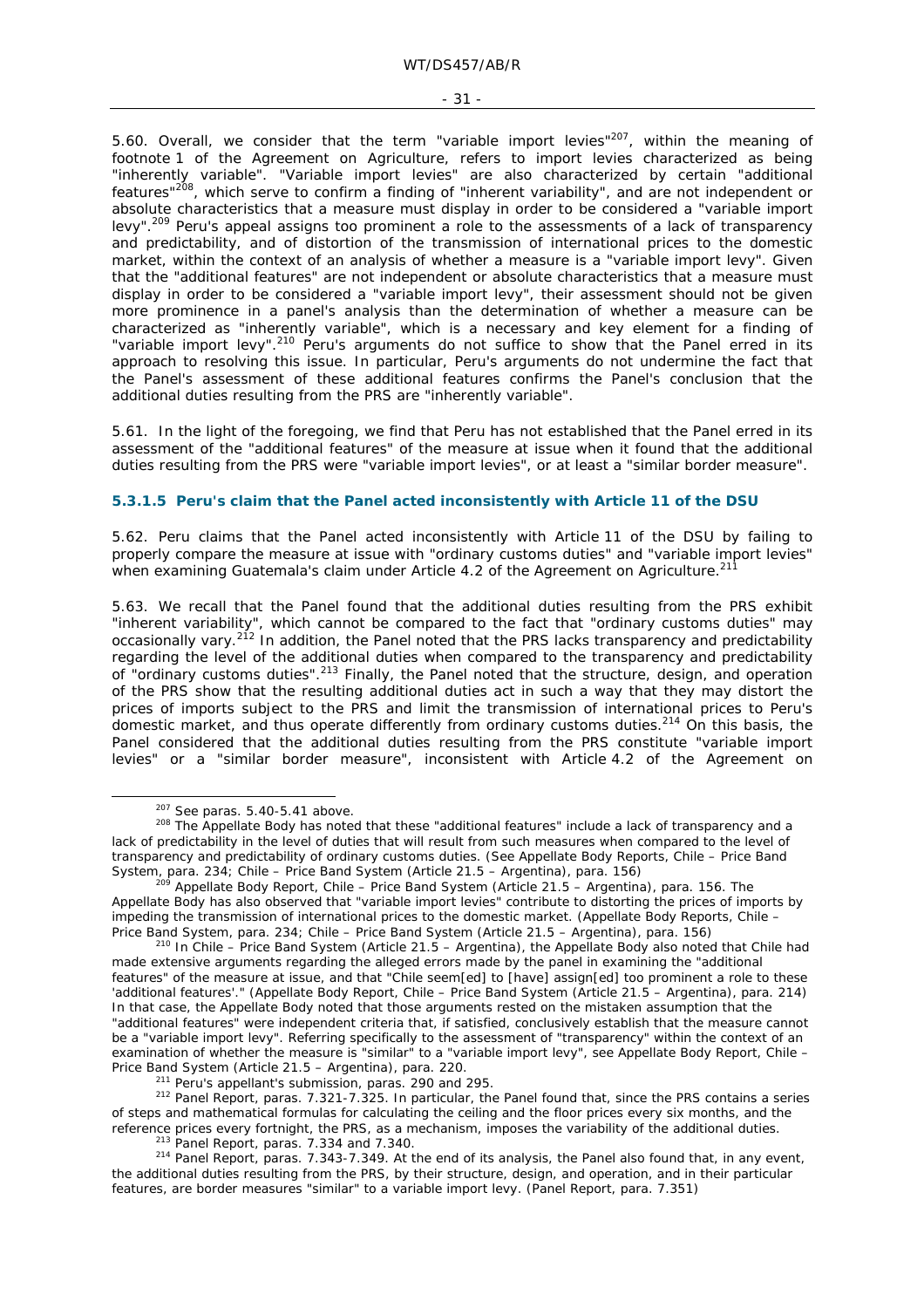5.60. Overall, we consider that the term "variable import levies"[207], within the meaning of footnote 1 of the Agreement on Agriculture, refers to import levies characterized as being "inherently variable". "Variable import levies" are also characterized by certain "additional features"[208], which serve to confirm a finding of "inherent variability", and are not independent or absolute characteristics that a measure must display in order to be considered a "variable import levy".[209] Peru's appeal assigns too prominent a role to the assessments of a lack of transparency and predictability, and of distortion of the transmission of international prices to the domestic market, within the context of an analysis of whether a measure is a "variable import levy". Given that the "additional features" are not independent or absolute characteristics that a measure must display in order to be considered a "variable import levy", their assessment should not be given more prominence in a panel's analysis than the determination of whether a measure can be characterized as "inherently variable", which is a necessary and key element for a finding of "variable import levy".[210] Peru's arguments do not suffice to show that the Panel erred in its approach to resolving this issue. In particular, Peru's arguments do not undermine the fact that the Panel's assessment of these additional features confirms the Panel's conclusion that the additional duties resulting from the PRS are "inherently variable".

5.61. In the light of the foregoing, we find that Peru has not established that the Panel erred in its assessment of the "additional features" of the measure at issue when it found that the additional duties resulting from the PRS were "variable import levies", or at least a "similar border measure".

#### 5.3.1.5 Peru's claim that the Panel acted inconsistently with Article 11 of the DSU

5.62. Peru claims that the Panel acted inconsistently with Article 11 of the DSU by failing to properly compare the measure at issue with "ordinary customs duties" and "variable import levies" when examining Guatemala's claim under Article 4.2 of the Agreement on Agriculture.[211]

5.63. We recall that the Panel found that the additional duties resulting from the PRS exhibit "inherent variability", which cannot be compared to the fact that "ordinary customs duties" may occasionally vary.[212] In addition, the Panel noted that the PRS lacks transparency and predictability regarding the level of the additional duties when compared to the transparency and predictability of "ordinary customs duties".[213] Finally, the Panel noted that the structure, design, and operation of the PRS show that the resulting additional duties act in such a way that they may distort the prices of imports subject to the PRS and limit the transmission of international prices to Peru's domestic market, and thus operate differently from ordinary customs duties.[214] On this basis, the Panel considered that the additional duties resulting from the PRS constitute "variable import levies" or a "similar border measure", inconsistent with Article 4.2 of the Agreement on

---

[207] See paras. 5.40-5.41 above.

[208] The Appellate Body has noted that these "additional features" include a lack of transparency and a lack of predictability in the level of duties that will result from such measures when compared to the level of transparency and predictability of ordinary customs duties. (See Appellate Body Reports, *Chile – Price Band System*, para. 234; *Chile – Price Band System (Article 21.5 – Argentina)*, para. 156)

[209] Appellate Body Report, *Chile – Price Band System (Article 21.5 – Argentina)*, para. 156. The Appellate Body has also observed that "variable import levies" contribute to distorting the prices of imports by impeding the transmission of international prices to the domestic market. (Appellate Body Reports, *Chile – Price Band System*, para. 234; *Chile – Price Band System (Article 21.5 – Argentina)*, para. 156)

[210] In *Chile – Price Band System (Article 21.5 – Argentina)*, the Appellate Body also noted that Chile had made extensive arguments regarding the alleged errors made by the panel in examining the "additional features" of the measure at issue, and that "Chile seem[ed] to [have] assign[ed] too prominent a role to these 'additional features'." (Appellate Body Report, *Chile – Price Band System (Article 21.5 – Argentina)*, para. 214) In that case, the Appellate Body noted that those arguments rested on the mistaken assumption that the "additional features" were independent criteria that, if satisfied, conclusively establish that the measure cannot be a "variable import levy". Referring specifically to the assessment of "transparency" within the context of an examination of whether the measure is "similar" to a "variable import levy", see Appellate Body Report, *Chile – Price Band System (Article 21.5 – Argentina)*, para. 220.

[211] Peru's appellant's submission, paras. 290 and 295.

[212] Panel Report, paras. 7.321-7.325. In particular, the Panel found that, since the PRS contains a series of steps and mathematical formulas for calculating the ceiling and the floor prices every six months, and the reference prices every fortnight, the PRS, as a mechanism, imposes the variability of the additional duties.

[213] Panel Report, paras. 7.334 and 7.340.

[214] Panel Report, paras. 7.343-7.349. At the end of its analysis, the Panel also found that, in any event, the additional duties resulting from the PRS, by their structure, design, and operation, and in their particular features, are border measures "similar" to a variable import levy. (Panel Report, para. 7.351)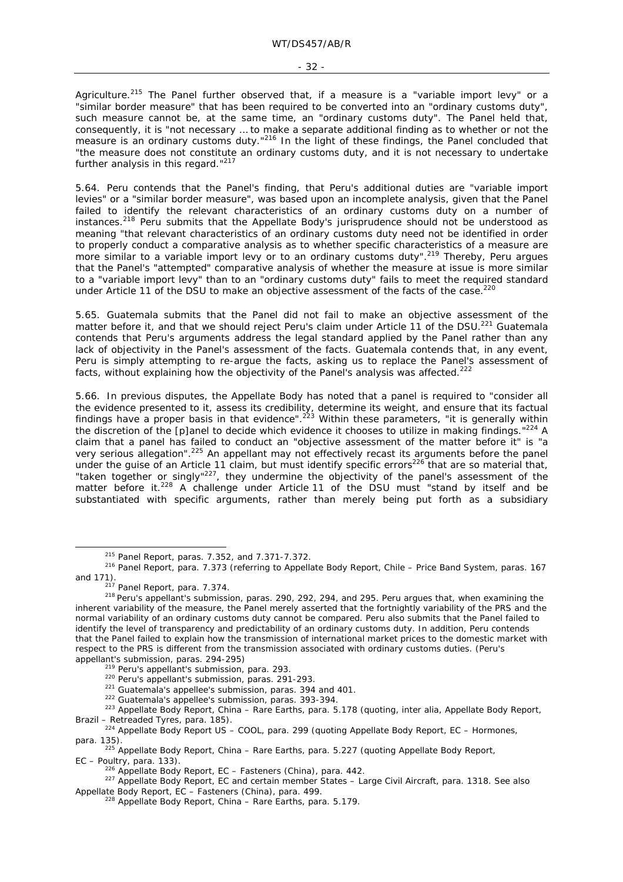Agriculture.[215] The Panel further observed that, if a measure is a "variable import levy" or a "similar border measure" that has been required to be converted into an "ordinary customs duty", such measure cannot be, at the same time, an "ordinary customs duty". The Panel held that, consequently, it is "not necessary … to make a separate additional finding as to whether or not the measure is an ordinary customs duty."[216] In the light of these findings, the Panel concluded that "the measure does not constitute an ordinary customs duty, and it is not necessary to undertake further analysis in this regard."[217]

5.64. Peru contends that the Panel's finding, that Peru's additional duties are "variable import levies" or a "similar border measure", was based upon an incomplete analysis, given that the Panel failed to identify the relevant characteristics of an ordinary customs duty on a number of instances.[218] Peru submits that the Appellate Body's jurisprudence should not be understood as meaning "that relevant characteristics of an ordinary customs duty need not be identified in order to properly conduct a comparative analysis as to whether specific characteristics of a measure are more similar to a variable import levy or to an ordinary customs duty".[219] Thereby, Peru argues that the Panel's "attempted" comparative analysis of whether the measure at issue is more similar to a "variable import levy" than to an "ordinary customs duty" fails to meet the required standard under Article 11 of the DSU to make an objective assessment of the facts of the case.[220]

5.65. Guatemala submits that the Panel did not fail to make an objective assessment of the matter before it, and that we should reject Peru's claim under Article 11 of the DSU.[221] Guatemala contends that Peru's arguments address the legal standard applied by the Panel rather than any lack of objectivity in the Panel's assessment of the facts. Guatemala contends that, in any event, Peru is simply attempting to re-argue the facts, asking us to replace the Panel's assessment of facts, without explaining how the objectivity of the Panel's analysis was affected.[222]

5.66. In previous disputes, the Appellate Body has noted that a panel is required to "consider all the evidence presented to it, assess its credibility, determine its weight, and ensure that its factual findings have a proper basis in that evidence".[223] Within these parameters, "it is generally within the discretion of the [p]anel to decide which evidence it chooses to utilize in making findings."[224] A claim that a panel has failed to conduct an "objective assessment of the matter before it" is "a very serious allegation".[225] An appellant may not effectively recast its arguments before the panel under the guise of an Article 11 claim, but must identify specific errors[226] that are so material that, "taken together or singly"[227], they undermine the objectivity of the panel's assessment of the matter before it.[228] A challenge under Article 11 of the DSU must "stand by itself and be substantiated with specific arguments, rather than merely being put forth as a subsidiary

---

[215] Panel Report, paras. 7.352, and 7.371-7.372.

[216] Panel Report, para. 7.373 (referring to Appellate Body Report, *Chile – Price Band System*, paras. 167 and 171).

[217] Panel Report, para. 7.374.

[218] Peru's appellant's submission, paras. 290, 292, 294, and 295. Peru argues that, when examining the inherent variability of the measure, the Panel merely asserted that the fortnightly variability of the PRS and the normal variability of an ordinary customs duty cannot be compared. Peru also submits that the Panel failed to identify the level of transparency and predictability of an ordinary customs duty. In addition, Peru contends that the Panel failed to explain how the transmission of international market prices to the domestic market with respect to the PRS is different from the transmission associated with ordinary customs duties. (Peru's appellant's submission, paras. 294-295)

[219] Peru's appellant's submission, para. 293.

[220] Peru's appellant's submission, paras. 291-293.

[221] Guatemala's appellee's submission, paras. 394 and 401.

[222] Guatemala's appellee's submission, paras. 393-394.

[223] Appellate Body Report, *China – Rare Earths*, para. 5.178 (quoting, *inter alia*, Appellate Body Report, *Brazil – Retreaded Tyres*, para. 185).

[224] Appellate Body Report *US – COOL*, para. 299 (quoting Appellate Body Report, *EC – Hormones*, para. 135).

[225] Appellate Body Report, *China – Rare Earths*, para. 5.227 (quoting Appellate Body Report, *EC – Poultry*, para. 133).

[226] Appellate Body Report, *EC – Fasteners (China)*, para. 442.

[227] Appellate Body Report, *EC and certain member States – Large Civil Aircraft*, para. 1318. See also Appellate Body Report, *EC – Fasteners (China)*, para. 499.

[228] Appellate Body Report, *China – Rare Earths*, para. 5.179.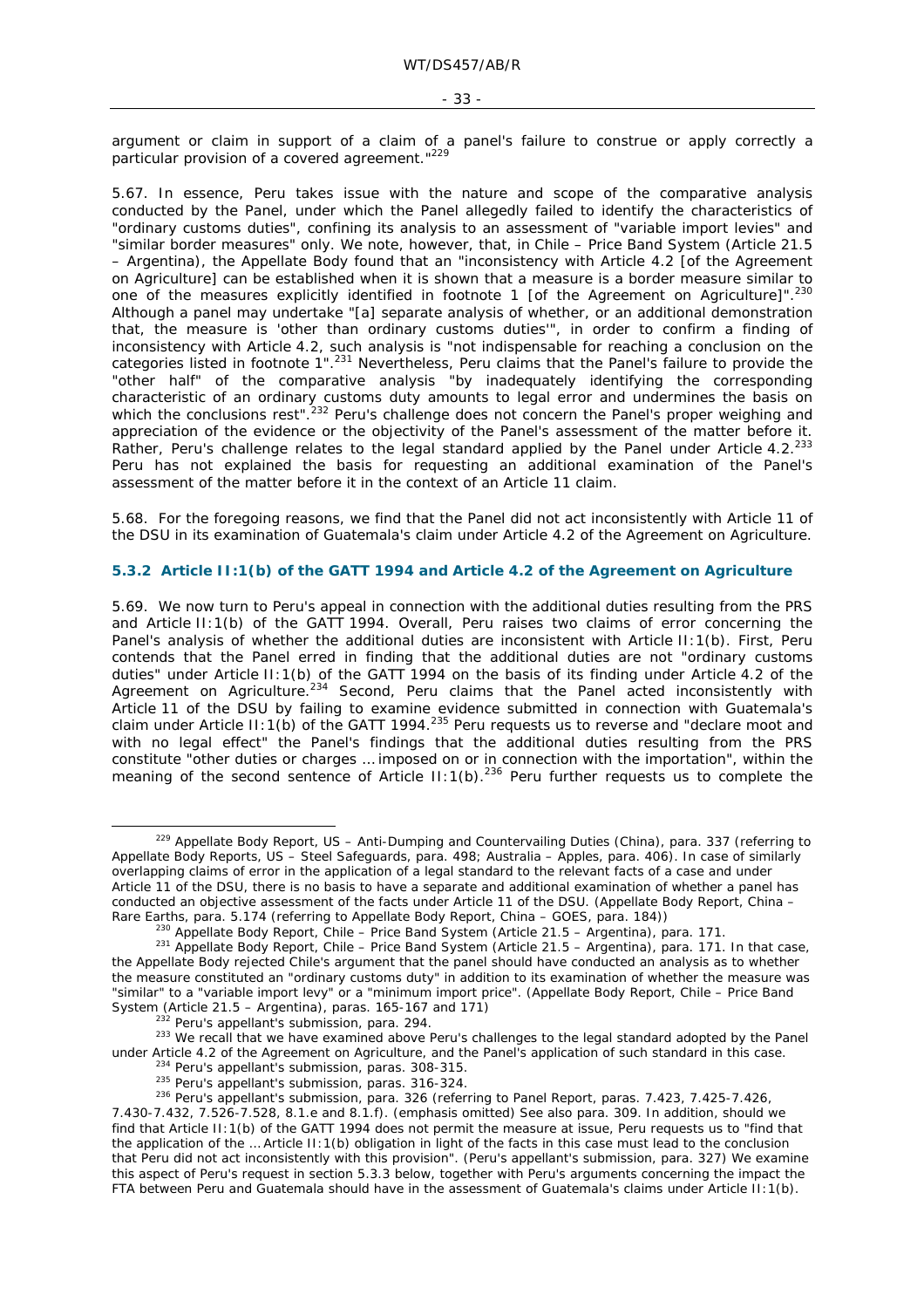argument or claim in support of a claim of a panel's failure to construe or apply correctly a particular provision of a covered agreement."[229]

5.67. In essence, Peru takes issue with the nature and scope of the comparative analysis conducted by the Panel, under which the Panel allegedly failed to identify the characteristics of "ordinary customs duties", confining its analysis to an assessment of "variable import levies" and "similar border measures" only. We note, however, that, in *Chile – Price Band System (Article 21.5 – Argentina)*, the Appellate Body found that an "inconsistency with Article 4.2 [of the Agreement on Agriculture] can be established when it is shown that a measure is a border measure similar to one of the measures explicitly identified in footnote 1 [of the Agreement on Agriculture]".[230] Although a panel may undertake "[a] separate analysis of whether, or an additional demonstration that, the measure is 'other than ordinary customs duties'", in order to confirm a finding of inconsistency with Article 4.2, such analysis is "not indispensable for reaching a conclusion on the categories listed in footnote 1".[231] Nevertheless, Peru claims that the Panel's failure to provide the "other half" of the comparative analysis "by inadequately identifying the corresponding characteristic of an ordinary customs duty amounts to legal error and undermines the basis on which the conclusions rest".[232] Peru's challenge does not concern the Panel's proper weighing and appreciation of the evidence or the objectivity of the Panel's assessment of the matter before it. Rather, Peru's challenge relates to the legal standard applied by the Panel under Article 4.2.[233] Peru has not explained the basis for requesting an additional examination of the Panel's assessment of the matter before it in the context of an Article 11 claim.

5.68. For the foregoing reasons, we find that the Panel did not act inconsistently with Article 11 of the DSU in its examination of Guatemala's claim under Article 4.2 of the Agreement on Agriculture.

### 5.3.2 Article II:1(b) of the GATT 1994 and Article 4.2 of the Agreement on Agriculture

5.69. We now turn to Peru's appeal in connection with the additional duties resulting from the PRS and Article II:1(b) of the GATT 1994. Overall, Peru raises two claims of error concerning the Panel's analysis of whether the additional duties are inconsistent with Article II:1(b). First, Peru contends that the Panel erred in finding that the additional duties are not "ordinary customs duties" under Article II:1(b) of the GATT 1994 on the basis of its finding under Article 4.2 of the Agreement on Agriculture.[234] Second, Peru claims that the Panel acted inconsistently with Article 11 of the DSU by failing to examine evidence submitted in connection with Guatemala's claim under Article II:1(b) of the GATT 1994.[235] Peru requests us to reverse and "declare moot and with no legal effect" the Panel's findings that the additional duties resulting from the PRS constitute "other duties or charges … imposed on or in connection with the importation", within the meaning of the second sentence of Article II:1(b).[236] Peru further requests us to complete the

---

[229] Appellate Body Report, *US – Anti-Dumping and Countervailing Duties (China)*, para. 337 (referring to Appellate Body Reports, *US – Steel Safeguards*, para. 498; *Australia – Apples*, para. 406). In case of similarly overlapping claims of error in the application of a legal standard to the relevant facts of a case and under Article 11 of the DSU, there is no basis to have a separate and additional examination of whether a panel has conducted an objective assessment of the facts under Article 11 of the DSU. (Appellate Body Report, *China – Rare Earths*, para. 5.174 (referring to Appellate Body Report, *China – GOES*, para. 184))

[230] Appellate Body Report, *Chile – Price Band System (Article 21.5 – Argentina)*, para. 171.

[231] Appellate Body Report, *Chile – Price Band System (Article 21.5 – Argentina)*, para. 171. In that case, the Appellate Body rejected Chile's argument that the panel should have conducted an analysis as to whether the measure constituted an "ordinary customs duty" in addition to its examination of whether the measure was "similar" to a "variable import levy" or a "minimum import price". (Appellate Body Report, *Chile – Price Band System (Article 21.5 – Argentina)*, paras. 165-167 and 171)

[232] Peru's appellant's submission, para. 294.

[233] We recall that we have examined above Peru's challenges to the legal standard adopted by the Panel under Article 4.2 of the Agreement on Agriculture, and the Panel's application of such standard in this case.

[234] Peru's appellant's submission, paras. 308-315.

[235] Peru's appellant's submission, paras. 316-324.

[236] Peru's appellant's submission, para. 326 (referring to Panel Report, paras. 7.423, 7.425-7.426, 7.430-7.432, 7.526-7.528, 8.1.e and 8.1.f). (emphasis omitted) See also para. 309. In addition, should we find that Article II:1(b) of the GATT 1994 does not permit the measure at issue, Peru requests us to "find that the application of the … Article II:1(b) obligation in light of the facts in this case must lead to the conclusion that Peru did not act inconsistently with this provision". (Peru's appellant's submission, para. 327) We examine this aspect of Peru's request in section 5.3.3 below, together with Peru's arguments concerning the impact the FTA between Peru and Guatemala should have in the assessment of Guatemala's claims under Article II:1(b).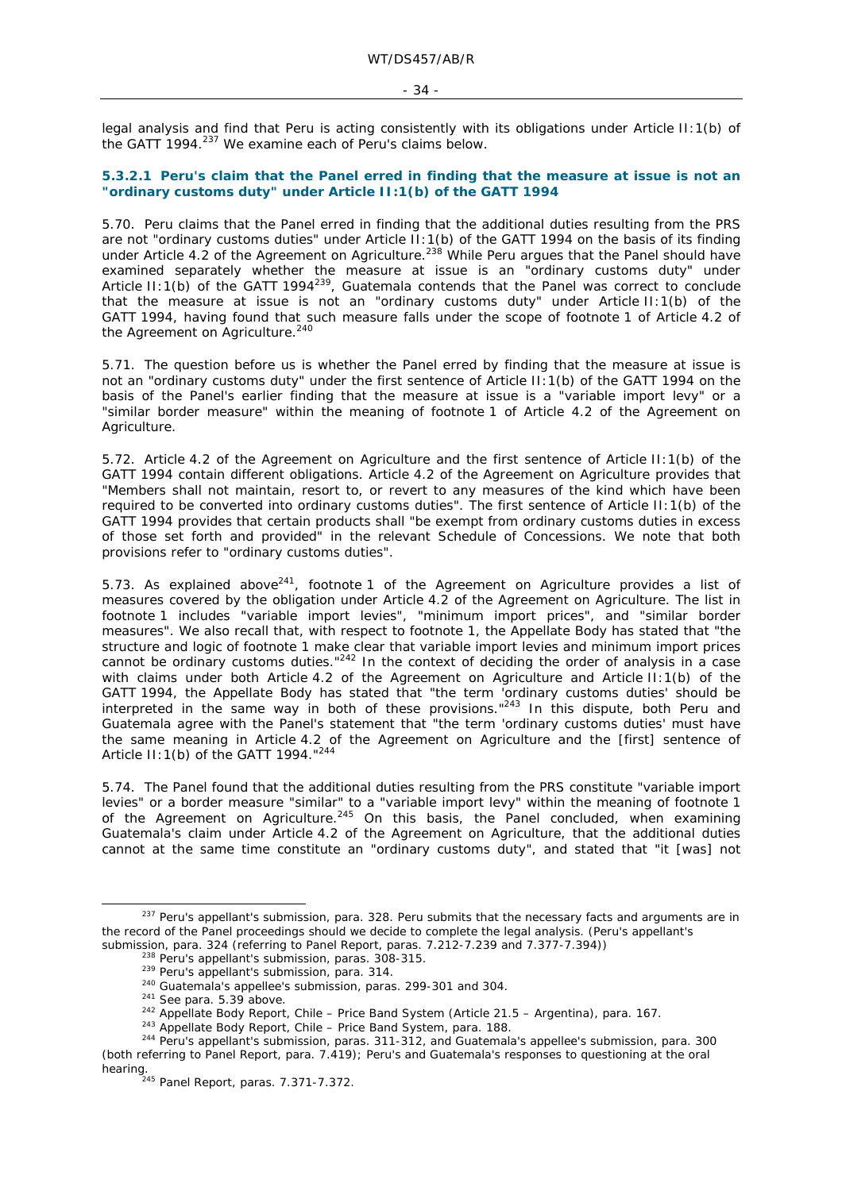legal analysis and find that Peru is acting consistently with its obligations under Article II:1(b) of the GATT 1994.[237] We examine each of Peru's claims below.

#### 5.3.2.1 Peru's claim that the Panel erred in finding that the measure at issue is not an "ordinary customs duty" under Article II:1(b) of the GATT 1994

5.70. Peru claims that the Panel erred in finding that the additional duties resulting from the PRS are not "ordinary customs duties" under Article II:1(b) of the GATT 1994 on the basis of its finding under Article 4.2 of the Agreement on Agriculture.[238] While Peru argues that the Panel should have examined separately whether the measure at issue is an "ordinary customs duty" under Article II:1(b) of the GATT 1994[239], Guatemala contends that the Panel was correct to conclude that the measure at issue is not an "ordinary customs duty" under Article II:1(b) of the GATT 1994, having found that such measure falls under the scope of footnote 1 of Article 4.2 of the Agreement on Agriculture.[240]

5.71. The question before us is whether the Panel erred by finding that the measure at issue is not an "ordinary customs duty" under the first sentence of Article II:1(b) of the GATT 1994 on the basis of the Panel's earlier finding that the measure at issue is a "variable import levy" or a "similar border measure" within the meaning of footnote 1 of Article 4.2 of the Agreement on Agriculture.

5.72. Article 4.2 of the Agreement on Agriculture and the first sentence of Article II:1(b) of the GATT 1994 contain different obligations. Article 4.2 of the Agreement on Agriculture provides that "Members shall not maintain, resort to, or revert to any measures of the kind which have been required to be converted into ordinary customs duties". The first sentence of Article II:1(b) of the GATT 1994 provides that certain products shall "be exempt from ordinary customs duties in excess of those set forth and provided" in the relevant Schedule of Concessions. We note that both provisions refer to "ordinary customs duties".

5.73. As explained above[241], footnote 1 of the Agreement on Agriculture provides a list of measures covered by the obligation under Article 4.2 of the Agreement on Agriculture. The list in footnote 1 includes "variable import levies", "minimum import prices", and "similar border measures". We also recall that, with respect to footnote 1, the Appellate Body has stated that "the structure and logic of footnote 1 make clear that variable import levies and minimum import prices cannot be ordinary customs duties."[242] In the context of deciding the order of analysis in a case with claims under both Article 4.2 of the Agreement on Agriculture and Article II:1(b) of the GATT 1994, the Appellate Body has stated that "the term 'ordinary customs duties' should be interpreted in the same way in both of these provisions."[243] In this dispute, both Peru and Guatemala agree with the Panel's statement that "the term 'ordinary customs duties' must have the same meaning in Article 4.2 of the Agreement on Agriculture and the [first] sentence of Article II:1(b) of the GATT 1994."[244]

5.74. The Panel found that the additional duties resulting from the PRS constitute "variable import levies" or a border measure "similar" to a "variable import levy" within the meaning of footnote 1 of the Agreement on Agriculture.[245] On this basis, the Panel concluded, when examining Guatemala's claim under Article 4.2 of the Agreement on Agriculture, that the additional duties cannot at the same time constitute an "ordinary customs duty", and stated that "it [was] not

---

[237] Peru's appellant's submission, para. 328. Peru submits that the necessary facts and arguments are in the record of the Panel proceedings should we decide to complete the legal analysis. (Peru's appellant's submission, para. 324 (referring to Panel Report, paras. 7.212-7.239 and 7.377-7.394))

[238] Peru's appellant's submission, paras. 308-315.

[239] Peru's appellant's submission, para. 314.

[240] Guatemala's appellee's submission, paras. 299-301 and 304.

[241] See para. 5.39 above.

[242] Appellate Body Report, *Chile – Price Band System (Article 21.5 – Argentina)*, para. 167.

[243] Appellate Body Report, *Chile – Price Band System*, para. 188.

[244] Peru's appellant's submission, paras. 311-312, and Guatemala's appellee's submission, para. 300 (both referring to Panel Report, para. 7.419); Peru's and Guatemala's responses to questioning at the oral hearing.

[245] Panel Report, paras. 7.371-7.372.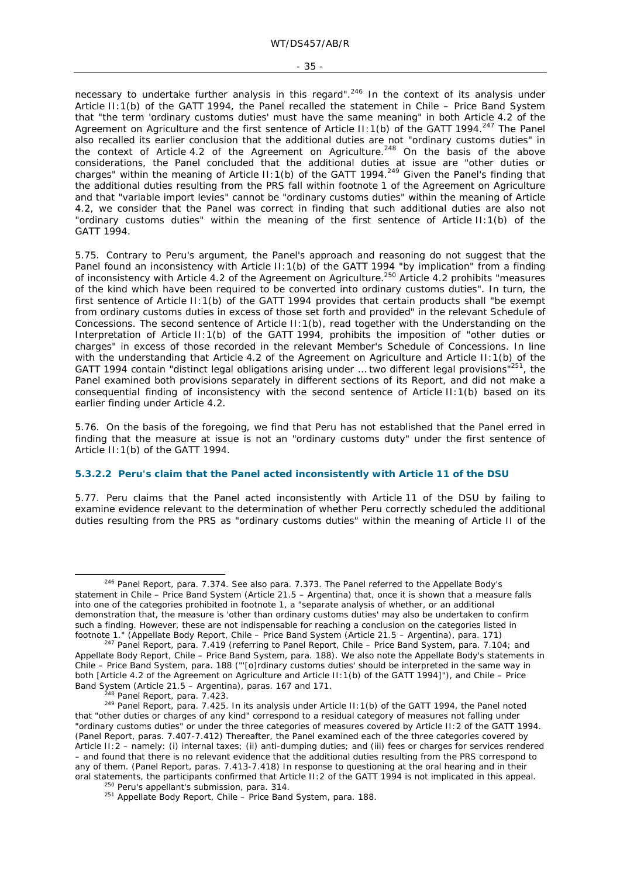necessary to undertake further analysis in this regard".[246] In the context of its analysis under Article II:1(b) of the GATT 1994, the Panel recalled the statement in *Chile – Price Band System* that "the term 'ordinary customs duties' must have the same meaning" in both Article 4.2 of the Agreement on Agriculture and the first sentence of Article II:1(b) of the GATT 1994.[247] The Panel also recalled its earlier conclusion that the additional duties are not "ordinary customs duties" in the context of Article 4.2 of the Agreement on Agriculture.[248] On the basis of the above considerations, the Panel concluded that the additional duties at issue are "other duties or charges" within the meaning of Article II:1(b) of the GATT 1994.[249] Given the Panel's finding that the additional duties resulting from the PRS fall within footnote 1 of the Agreement on Agriculture and that "variable import levies" cannot be "ordinary customs duties" within the meaning of Article 4.2, we consider that the Panel was correct in finding that such additional duties are also not "ordinary customs duties" within the meaning of the first sentence of Article II:1(b) of the GATT 1994.

5.75. Contrary to Peru's argument, the Panel's approach and reasoning do not suggest that the Panel found an inconsistency with Article II:1(b) of the GATT 1994 "by implication" from a finding of inconsistency with Article 4.2 of the Agreement on Agriculture.[250] Article 4.2 prohibits "measures of the kind which have been required to be converted into ordinary customs duties". In turn, the first sentence of Article II:1(b) of the GATT 1994 provides that certain products shall "be exempt from ordinary customs duties in excess of those set forth and provided" in the relevant Schedule of Concessions. The second sentence of Article II:1(b), read together with the Understanding on the Interpretation of Article II:1(b) of the GATT 1994, prohibits the imposition of "other duties or charges" in excess of those recorded in the relevant Member's Schedule of Concessions. In line with the understanding that Article 4.2 of the Agreement on Agriculture and Article II:1(b) of the GATT 1994 contain "distinct legal obligations arising under … two different legal provisions"[251], the Panel examined both provisions separately in different sections of its Report, and did not make a consequential finding of inconsistency with the second sentence of Article II:1(b) based on its earlier finding under Article 4.2.

5.76. On the basis of the foregoing, we find that Peru has not established that the Panel erred in finding that the measure at issue is not an "ordinary customs duty" under the first sentence of Article II:1(b) of the GATT 1994.

#### 5.3.2.2 Peru's claim that the Panel acted inconsistently with Article 11 of the DSU

5.77. Peru claims that the Panel acted inconsistently with Article 11 of the DSU by failing to examine evidence relevant to the determination of whether Peru correctly scheduled the additional duties resulting from the PRS as "ordinary customs duties" within the meaning of Article II of the

---

[246] Panel Report, para. 7.374. See also para. 7.373. The Panel referred to the Appellate Body's statement in *Chile – Price Band System (Article 21.5 – Argentina)* that, once it is shown that a measure falls into one of the categories prohibited in footnote 1, a "separate analysis of whether, or an additional demonstration that, the measure is 'other than ordinary customs duties' may also be undertaken to confirm such a finding. However, these are not indispensable for reaching a conclusion on the categories listed in footnote 1." (Appellate Body Report, *Chile – Price Band System (Article 21.5 – Argentina)*, para. 171)

[247] Panel Report, para. 7.419 (referring to Panel Report, *Chile – Price Band System*, para. 7.104; and Appellate Body Report, *Chile – Price Band System*, para. 188). We also note the Appellate Body's statements in *Chile – Price Band System*, para. 188 ("'[o]rdinary customs duties' should be interpreted in the same way in both [Article 4.2 of the Agreement on Agriculture and Article II:1(b) of the GATT 1994]"), and *Chile – Price Band System (Article 21.5 – Argentina)*, paras. 167 and 171.

[248] Panel Report, para. 7.423.

[249] Panel Report, para. 7.425. In its analysis under Article II:1(b) of the GATT 1994, the Panel noted that "other duties or charges of any kind" correspond to a residual category of measures not falling under "ordinary customs duties" or under the three categories of measures covered by Article II:2 of the GATT 1994. (Panel Report, paras. 7.407-7.412) Thereafter, the Panel examined each of the three categories covered by Article II:2 – namely: (i) internal taxes; (ii) anti-dumping duties; and (iii) fees or charges for services rendered – and found that there is no relevant evidence that the additional duties resulting from the PRS correspond to any of them. (Panel Report, paras. 7.413-7.418) In response to questioning at the oral hearing and in their oral statements, the participants confirmed that Article II:2 of the GATT 1994 is not implicated in this appeal.

[250] Peru's appellant's submission, para. 314.

[251] Appellate Body Report, *Chile – Price Band System*, para. 188.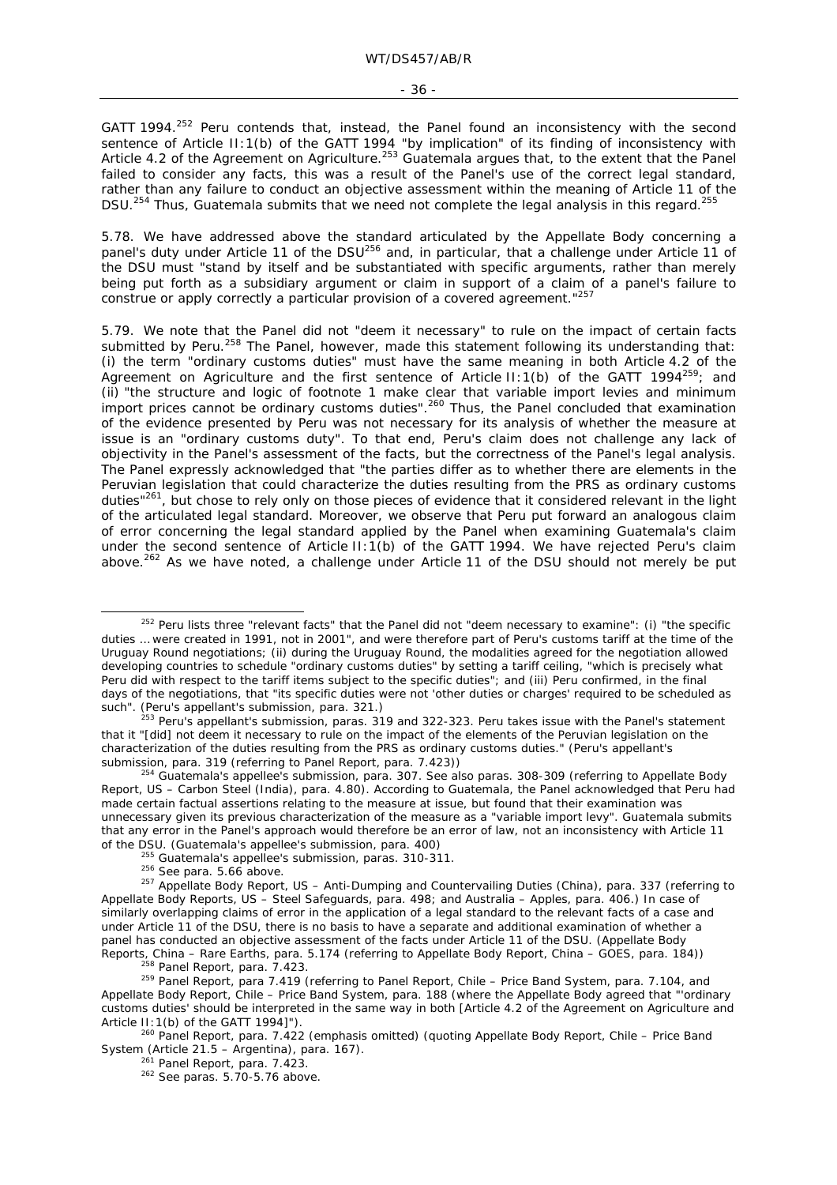GATT 1994.[252] Peru contends that, instead, the Panel found an inconsistency with the second sentence of Article II:1(b) of the GATT 1994 "by implication" of its finding of inconsistency with Article 4.2 of the Agreement on Agriculture.[253] Guatemala argues that, to the extent that the Panel failed to consider any facts, this was a result of the Panel's use of the correct legal standard, rather than any failure to conduct an objective assessment within the meaning of Article 11 of the DSU.[254] Thus, Guatemala submits that we need not complete the legal analysis in this regard.[255]

5.78. We have addressed above the standard articulated by the Appellate Body concerning a panel's duty under Article 11 of the DSU[256] and, in particular, that a challenge under Article 11 of the DSU must "stand by itself and be substantiated with specific arguments, rather than merely being put forth as a subsidiary argument or claim in support of a claim of a panel's failure to construe or apply correctly a particular provision of a covered agreement."[257]

5.79. We note that the Panel did not "deem it necessary" to rule on the impact of certain facts submitted by Peru.[258] The Panel, however, made this statement following its understanding that: (i) the term "ordinary customs duties" must have the same meaning in both Article 4.2 of the Agreement on Agriculture and the first sentence of Article II:1(b) of the GATT 1994[259]; and (ii) "the structure and logic of footnote 1 make clear that variable import levies and minimum import prices cannot be ordinary customs duties".[260] Thus, the Panel concluded that examination of the evidence presented by Peru was not necessary for its analysis of whether the measure at issue is an "ordinary customs duty". To that end, Peru's claim does not challenge any lack of objectivity in the Panel's assessment of the facts, but the correctness of the Panel's legal analysis. The Panel expressly acknowledged that "the parties differ as to whether there are elements in the Peruvian legislation that could characterize the duties resulting from the PRS as ordinary customs duties"[261], but chose to rely only on those pieces of evidence that it considered relevant in the light of the articulated legal standard. Moreover, we observe that Peru put forward an analogous claim of error concerning the legal standard applied by the Panel when examining Guatemala's claim under the second sentence of Article II:1(b) of the GATT 1994. We have rejected Peru's claim above.[262] As we have noted, a challenge under Article 11 of the DSU should not merely be put

---

[252] Peru lists three "relevant facts" that the Panel did not "deem necessary to examine": (i) "the specific duties ... were created in 1991, not in 2001", and were therefore part of Peru's customs tariff at the time of the Uruguay Round negotiations; (ii) during the Uruguay Round, the modalities agreed for the negotiation allowed developing countries to schedule "ordinary customs duties" by setting a tariff ceiling, "which is precisely what Peru did with respect to the tariff items subject to the specific duties"; and (iii) Peru confirmed, in the final days of the negotiations, that "its specific duties were not 'other duties or charges' required to be scheduled as such". (Peru's appellant's submission, para. 321.)

[253] Peru's appellant's submission, paras. 319 and 322-323. Peru takes issue with the Panel's statement that it "[did] not deem it necessary to rule on the impact of the elements of the Peruvian legislation on the characterization of the duties resulting from the PRS as ordinary customs duties." (Peru's appellant's submission, para. 319 (referring to Panel Report, para. 7.423))

[254] Guatemala's appellee's submission, para. 307. See also paras. 308-309 (referring to Appellate Body Report, *US – Carbon Steel (India)*, para. 4.80). According to Guatemala, the Panel acknowledged that Peru had made certain factual assertions relating to the measure at issue, but found that their examination was unnecessary given its previous characterization of the measure as a "variable import levy". Guatemala submits that any error in the Panel's approach would therefore be an error of law, not an inconsistency with Article 11 of the DSU. (Guatemala's appellee's submission, para. 400)

[255] Guatemala's appellee's submission, paras. 310-311.

[256] See para. 5.66 above.

[257] Appellate Body Report, *US – Anti-Dumping and Countervailing Duties (China)*, para. 337 (referring to Appellate Body Reports, *US – Steel Safeguards*, para. 498; and *Australia – Apples*, para. 406.) In case of similarly overlapping claims of error in the application of a legal standard to the relevant facts of a case and under Article 11 of the DSU, there is no basis to have a separate and additional examination of whether a panel has conducted an objective assessment of the facts under Article 11 of the DSU. (Appellate Body Reports, *China – Rare Earths*, para. 5.174 (referring to Appellate Body Report, *China – GOES*, para. 184))

[258] Panel Report, para. 7.423.

[259] Panel Report, para 7.419 (referring to Panel Report, *Chile – Price Band System*, para. 7.104, and Appellate Body Report, *Chile – Price Band System*, para. 188 (where the Appellate Body agreed that "'ordinary customs duties' should be interpreted in the same way in both [Article 4.2 of the Agreement on Agriculture and Article II:1(b) of the GATT 1994]").

[260] Panel Report, para. 7.422 (emphasis omitted) (quoting Appellate Body Report, *Chile – Price Band System (Article 21.5 – Argentina)*, para. 167).

[261] Panel Report, para. 7.423.

[262] See paras. 5.70-5.76 above.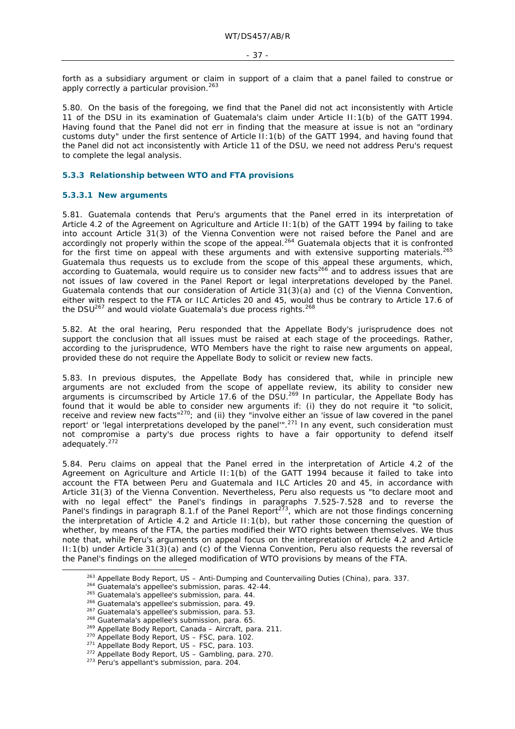forth as a subsidiary argument or claim in support of a claim that a panel failed to construe or apply correctly a particular provision.[263]

5.80. On the basis of the foregoing, we find that the Panel did not act inconsistently with Article 11 of the DSU in its examination of Guatemala's claim under Article II:1(b) of the GATT 1994. Having found that the Panel did not err in finding that the measure at issue is not an "ordinary customs duty" under the first sentence of Article II:1(b) of the GATT 1994, and having found that the Panel did not act inconsistently with Article 11 of the DSU, we need not address Peru's request to complete the legal analysis.

### 5.3.3 Relationship between WTO and FTA provisions

#### 5.3.3.1 New arguments

5.81. Guatemala contends that Peru's arguments that the Panel erred in its interpretation of Article 4.2 of the Agreement on Agriculture and Article II:1(b) of the GATT 1994 by failing to take into account Article 31(3) of the Vienna Convention were not raised before the Panel and are accordingly not properly within the scope of the appeal.[264] Guatemala objects that it is confronted for the first time on appeal with these arguments and with extensive supporting materials.[265] Guatemala thus requests us to exclude from the scope of this appeal these arguments, which, according to Guatemala, would require us to consider new facts[266] and to address issues that are not issues of law covered in the Panel Report or legal interpretations developed by the Panel. Guatemala contends that our consideration of Article 31(3)(a) and (c) of the Vienna Convention, either with respect to the FTA or ILC Articles 20 and 45, would thus be contrary to Article 17.6 of the DSU[267] and would violate Guatemala's due process rights.[268]

5.82. At the oral hearing, Peru responded that the Appellate Body's jurisprudence does not support the conclusion that all issues must be raised at each stage of the proceedings. Rather, according to the jurisprudence, WTO Members have the right to raise new arguments on appeal, provided these do not require the Appellate Body to solicit or review new facts.

5.83. In previous disputes, the Appellate Body has considered that, while in principle new arguments are not excluded from the scope of appellate review, its ability to consider new arguments is circumscribed by Article 17.6 of the DSU.[269] In particular, the Appellate Body has found that it would be able to consider new arguments if: (i) they do not require it "to solicit, receive and review new facts"[270]; and (ii) they "involve either an 'issue of law covered in the panel report' or 'legal interpretations developed by the panel'".[271] In any event, such consideration must not compromise a party's due process rights to have a fair opportunity to defend itself adequately.[272]

5.84. Peru claims on appeal that the Panel erred in the interpretation of Article 4.2 of the Agreement on Agriculture and Article II:1(b) of the GATT 1994 because it failed to take into account the FTA between Peru and Guatemala and ILC Articles 20 and 45, in accordance with Article 31(3) of the Vienna Convention. Nevertheless, Peru also requests us "to declare moot and with no legal effect" the Panel's findings in paragraphs 7.525-7.528 and to reverse the Panel's findings in paragraph 8.1.f of the Panel Report[273], which are not those findings concerning the interpretation of Article 4.2 and Article II:1(b), but rather those concerning the question of whether, by means of the FTA, the parties modified their WTO rights between themselves. We thus note that, while Peru's arguments on appeal focus on the interpretation of Article 4.2 and Article II:1(b) under Article 31(3)(a) and (c) of the Vienna Convention, Peru also requests the reversal of the Panel's findings on the alleged modification of WTO provisions by means of the FTA.

---

[263] Appellate Body Report, *US – Anti-Dumping and Countervailing Duties (China)*, para. 337.
[264] Guatemala's appellee's submission, paras. 42-44.
[265] Guatemala's appellee's submission, para. 44.
[266] Guatemala's appellee's submission, para. 49.
[267] Guatemala's appellee's submission, para. 53.
[268] Guatemala's appellee's submission, para. 65.
[269] Appellate Body Report, *Canada – Aircraft*, para. 211.
[270] Appellate Body Report, *US – FSC*, para. 102.
[271] Appellate Body Report, *US – FSC*, para. 103.
[272] Appellate Body Report, *US – Gambling*, para. 270.
[273] Peru's appellant's submission, para. 204.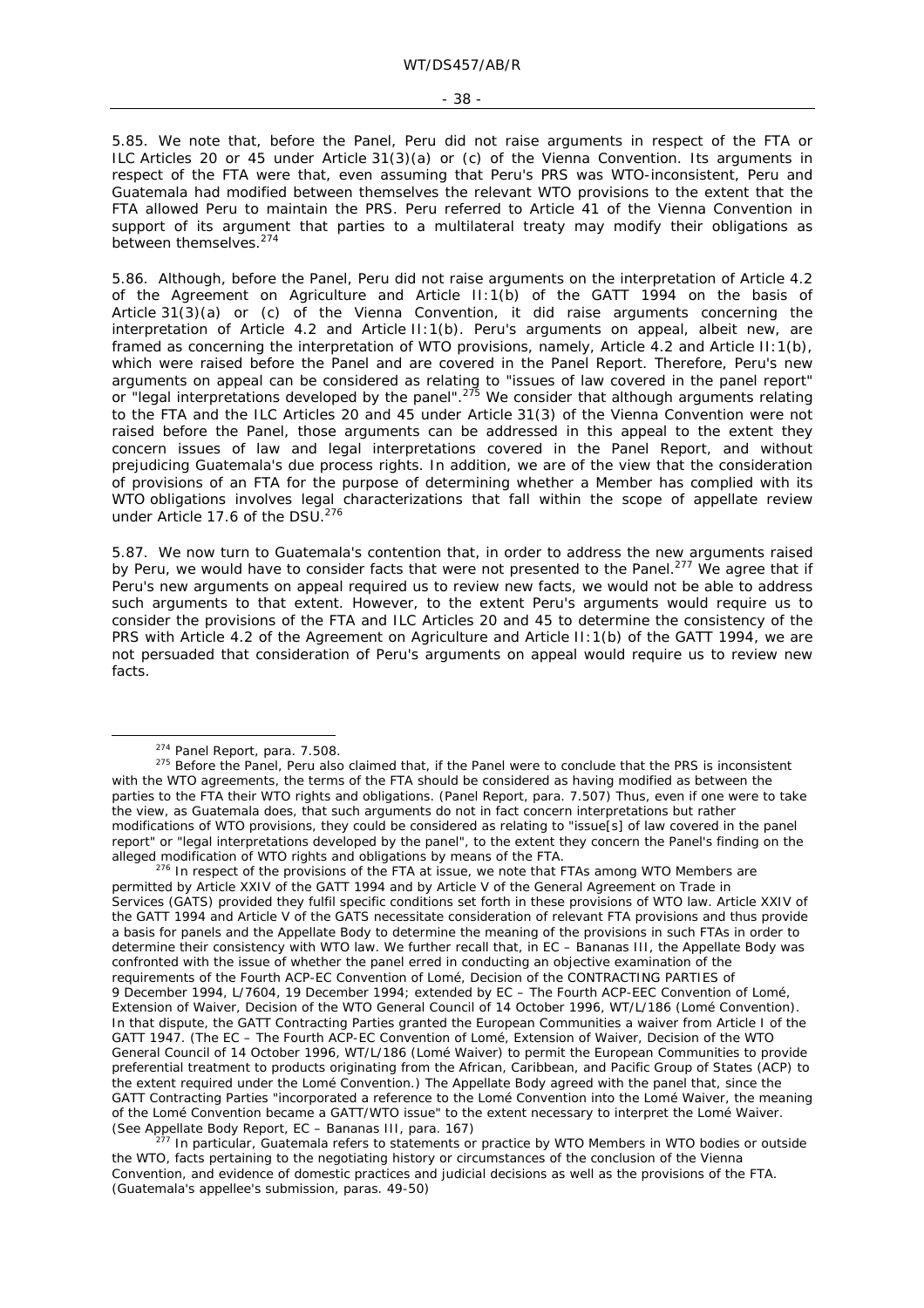5.85. We note that, before the Panel, Peru did not raise arguments in respect of the FTA or ILC Articles 20 or 45 under Article 31(3)(a) or (c) of the Vienna Convention. Its arguments in respect of the FTA were that, even assuming that Peru's PRS was WTO-inconsistent, Peru and Guatemala had modified between themselves the relevant WTO provisions to the extent that the FTA allowed Peru to maintain the PRS. Peru referred to Article 41 of the Vienna Convention in support of its argument that parties to a multilateral treaty may modify their obligations as between themselves.[274]

5.86. Although, before the Panel, Peru did not raise arguments on the interpretation of Article 4.2 of the Agreement on Agriculture and Article II:1(b) of the GATT 1994 on the basis of Article 31(3)(a) or (c) of the Vienna Convention, it did raise arguments concerning the interpretation of Article 4.2 and Article II:1(b). Peru's arguments on appeal, albeit new, are framed as concerning the interpretation of WTO provisions, namely, Article 4.2 and Article II:1(b), which were raised before the Panel and are covered in the Panel Report. Therefore, Peru's new arguments on appeal can be considered as relating to "issues of law covered in the panel report" or "legal interpretations developed by the panel".[275] We consider that although arguments relating to the FTA and the ILC Articles 20 and 45 under Article 31(3) of the Vienna Convention were not raised before the Panel, those arguments can be addressed in this appeal to the extent they concern issues of law and legal interpretations covered in the Panel Report, and without prejudicing Guatemala's due process rights. In addition, we are of the view that the consideration of provisions of an FTA for the purpose of determining whether a Member has complied with its WTO obligations involves legal characterizations that fall within the scope of appellate review under Article 17.6 of the DSU.[276]

5.87. We now turn to Guatemala's contention that, in order to address the new arguments raised by Peru, we would have to consider facts that were not presented to the Panel.[277] We agree that if Peru's new arguments on appeal required us to review new facts, we would not be able to address such arguments to that extent. However, to the extent Peru's arguments would require us to consider the provisions of the FTA and ILC Articles 20 and 45 to determine the consistency of the PRS with Article 4.2 of the Agreement on Agriculture and Article II:1(b) of the GATT 1994, we are not persuaded that consideration of Peru's arguments on appeal would require us to review new facts.

---

[274] Panel Report, para. 7.508.

[275] Before the Panel, Peru also claimed that, if the Panel were to conclude that the PRS is inconsistent with the WTO agreements, the terms of the FTA should be considered as having modified as between the parties to the FTA their WTO rights and obligations. (Panel Report, para. 7.507) Thus, even if one were to take the view, as Guatemala does, that such arguments do not in fact concern interpretations but rather modifications of WTO provisions, they could be considered as relating to "issue[s] of law covered in the panel report" or "legal interpretations developed by the panel", to the extent they concern the Panel's finding on the alleged modification of WTO rights and obligations by means of the FTA.

[276] In respect of the provisions of the FTA at issue, we note that FTAs among WTO Members are permitted by Article XXIV of the GATT 1994 and by Article V of the General Agreement on Trade in Services (GATS) provided they fulfil specific conditions set forth in these provisions of WTO law. Article XXIV of the GATT 1994 and Article V of the GATS necessitate consideration of relevant FTA provisions and thus provide a basis for panels and the Appellate Body to determine the meaning of the provisions in such FTAs in order to determine their consistency with WTO law. We further recall that, in *EC – Bananas III*, the Appellate Body was confronted with the issue of whether the panel erred in conducting an objective examination of the requirements of the Fourth ACP-EC Convention of Lomé, Decision of the CONTRACTING PARTIES of 9 December 1994, L/7604, 19 December 1994; extended by *EC – The Fourth ACP-EEC Convention of Lomé, Extension of Waiver*, Decision of the WTO General Council of 14 October 1996, WT/L/186 (Lomé Convention). In that dispute, the GATT Contracting Parties granted the European Communities a waiver from Article I of the GATT 1947. (The *EC – The Fourth ACP-EC Convention of Lomé, Extension of Waiver*, Decision of the WTO General Council of 14 October 1996, WT/L/186 (Lomé Waiver) to permit the European Communities to provide preferential treatment to products originating from the African, Caribbean, and Pacific Group of States (ACP) to the extent required under the Lomé Convention.) The Appellate Body agreed with the panel that, since the GATT Contracting Parties "incorporated a reference to the Lomé Convention into the Lomé Waiver, the meaning of the Lomé Convention became a GATT/WTO issue" to the extent necessary to interpret the Lomé Waiver. (See Appellate Body Report, *EC – Bananas III*, para. 167)

[277] In particular, Guatemala refers to statements or practice by WTO Members in WTO bodies or outside the WTO, facts pertaining to the negotiating history or circumstances of the conclusion of the Vienna Convention, and evidence of domestic practices and judicial decisions as well as the provisions of the FTA. (Guatemala's appellee's submission, paras. 49-50)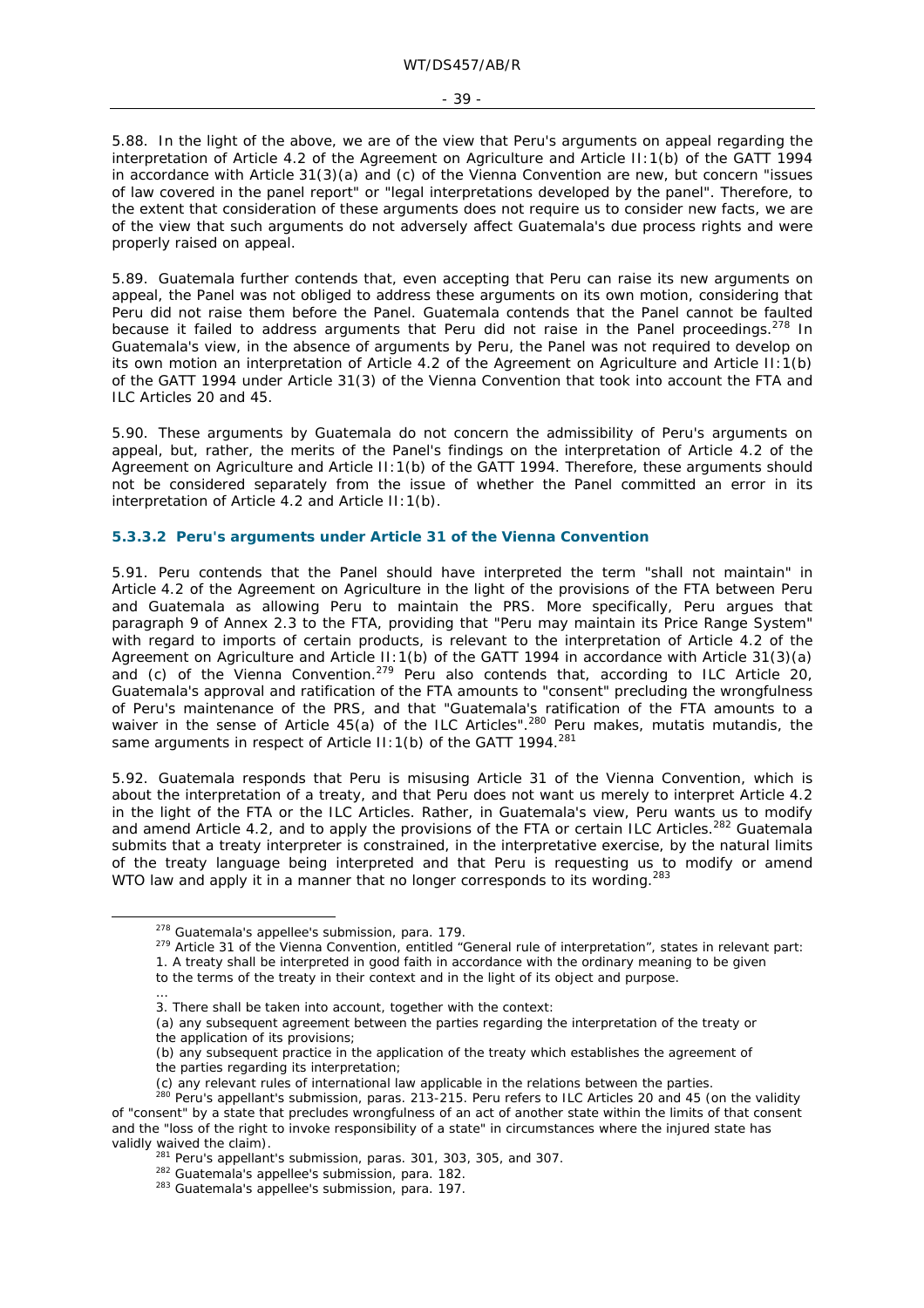5.88. In the light of the above, we are of the view that Peru's arguments on appeal regarding the interpretation of Article 4.2 of the Agreement on Agriculture and Article II:1(b) of the GATT 1994 in accordance with Article 31(3)(a) and (c) of the Vienna Convention are new, but concern "issues of law covered in the panel report" or "legal interpretations developed by the panel". Therefore, to the extent that consideration of these arguments does not require us to consider new facts, we are of the view that such arguments do not adversely affect Guatemala's due process rights and were properly raised on appeal.

5.89. Guatemala further contends that, even accepting that Peru can raise its new arguments on appeal, the Panel was not obliged to address these arguments on its own motion, considering that Peru did not raise them before the Panel. Guatemala contends that the Panel cannot be faulted because it failed to address arguments that Peru did not raise in the Panel proceedings.[278] In Guatemala's view, in the absence of arguments by Peru, the Panel was not required to develop on its own motion an interpretation of Article 4.2 of the Agreement on Agriculture and Article II:1(b) of the GATT 1994 under Article 31(3) of the Vienna Convention that took into account the FTA and ILC Articles 20 and 45.

5.90. These arguments by Guatemala do not concern the admissibility of Peru's arguments on appeal, but, rather, the merits of the Panel's findings on the interpretation of Article 4.2 of the Agreement on Agriculture and Article II:1(b) of the GATT 1994. Therefore, these arguments should not be considered separately from the issue of whether the Panel committed an error in its interpretation of Article 4.2 and Article II:1(b).

#### 5.3.3.2 Peru's arguments under Article 31 of the Vienna Convention

5.91. Peru contends that the Panel should have interpreted the term "shall not maintain" in Article 4.2 of the Agreement on Agriculture in the light of the provisions of the FTA between Peru and Guatemala as allowing Peru to maintain the PRS. More specifically, Peru argues that paragraph 9 of Annex 2.3 to the FTA, providing that "Peru may maintain its Price Range System" with regard to imports of certain products, is relevant to the interpretation of Article 4.2 of the Agreement on Agriculture and Article II:1(b) of the GATT 1994 in accordance with Article 31(3)(a) and (c) of the Vienna Convention.[279] Peru also contends that, according to ILC Article 20, Guatemala's approval and ratification of the FTA amounts to "consent" precluding the wrongfulness of Peru's maintenance of the PRS, and that "Guatemala's ratification of the FTA amounts to a waiver in the sense of Article 45(a) of the ILC Articles".[280] Peru makes, mutatis mutandis, the same arguments in respect of Article II:1(b) of the GATT 1994.[281]

5.92. Guatemala responds that Peru is misusing Article 31 of the Vienna Convention, which is about the interpretation of a treaty, and that Peru does not want us merely to interpret Article 4.2 in the light of the FTA or the ILC Articles. Rather, in Guatemala's view, Peru wants us to modify and amend Article 4.2, and to apply the provisions of the FTA or certain ILC Articles.[282] Guatemala submits that a treaty interpreter is constrained, in the interpretative exercise, by the natural limits of the treaty language being interpreted and that Peru is requesting us to modify or amend WTO law and apply it in a manner that no longer corresponds to its wording.[283]

---

[278] Guatemala's appellee's submission, para. 179.

[279] Article 31 of the Vienna Convention, entitled "General rule of interpretation", states in relevant part:

1. A treaty shall be interpreted in good faith in accordance with the ordinary meaning to be given to the terms of the treaty in their context and in the light of its object and purpose.

...

3. There shall be taken into account, together with the context:

(a) any subsequent agreement between the parties regarding the interpretation of the treaty or the application of its provisions;

(b) any subsequent practice in the application of the treaty which establishes the agreement of the parties regarding its interpretation;

(c) any relevant rules of international law applicable in the relations between the parties.

[280] Peru's appellant's submission, paras. 213-215. Peru refers to ILC Articles 20 and 45 (on the validity of "consent" by a state that precludes wrongfulness of an act of another state within the limits of that consent and the "loss of the right to invoke responsibility of a state" in circumstances where the injured state has validly waived the claim).

[281] Peru's appellant's submission, paras. 301, 303, 305, and 307.

[282] Guatemala's appellee's submission, para. 182.

[283] Guatemala's appellee's submission, para. 197.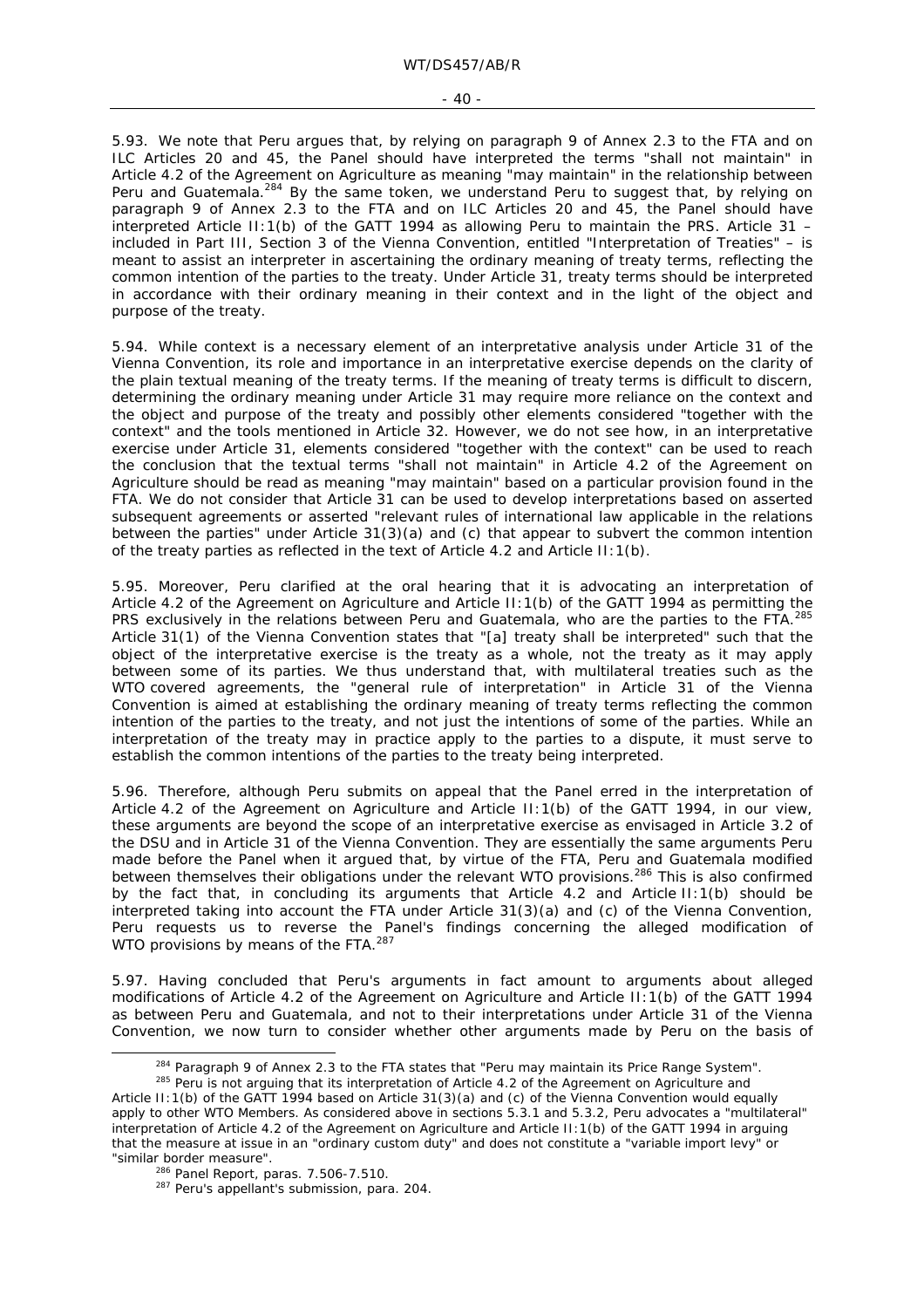5.93. We note that Peru argues that, by relying on paragraph 9 of Annex 2.3 to the FTA and on ILC Articles 20 and 45, the Panel should have interpreted the terms "shall not maintain" in Article 4.2 of the Agreement on Agriculture as meaning "may maintain" in the relationship between Peru and Guatemala.[284] By the same token, we understand Peru to suggest that, by relying on paragraph 9 of Annex 2.3 to the FTA and on ILC Articles 20 and 45, the Panel should have interpreted Article II:1(b) of the GATT 1994 as allowing Peru to maintain the PRS. Article 31 – included in Part III, Section 3 of the Vienna Convention, entitled "Interpretation of Treaties" – is meant to assist an interpreter in ascertaining the ordinary meaning of treaty terms, reflecting the common intention of the parties to the treaty. Under Article 31, treaty terms should be interpreted in accordance with their ordinary meaning in their context and in the light of the object and purpose of the treaty.

5.94. While context is a necessary element of an interpretative analysis under Article 31 of the Vienna Convention, its role and importance in an interpretative exercise depends on the clarity of the plain textual meaning of the treaty terms. If the meaning of treaty terms is difficult to discern, determining the ordinary meaning under Article 31 may require more reliance on the context and the object and purpose of the treaty and possibly other elements considered "together with the context" and the tools mentioned in Article 32. However, we do not see how, in an interpretative exercise under Article 31, elements considered "together with the context" can be used to reach the conclusion that the textual terms "shall not maintain" in Article 4.2 of the Agreement on Agriculture should be read as meaning "may maintain" based on a particular provision found in the FTA. We do not consider that Article 31 can be used to develop interpretations based on asserted subsequent agreements or asserted "relevant rules of international law applicable in the relations between the parties" under Article 31(3)(a) and (c) that appear to subvert the common intention of the treaty parties as reflected in the text of Article 4.2 and Article II:1(b).

5.95. Moreover, Peru clarified at the oral hearing that it is advocating an interpretation of Article 4.2 of the Agreement on Agriculture and Article II:1(b) of the GATT 1994 as permitting the PRS exclusively in the relations between Peru and Guatemala, who are the parties to the FTA.[285] Article 31(1) of the Vienna Convention states that "[a] treaty shall be interpreted" such that the object of the interpretative exercise is the treaty as a whole, not the treaty as it may apply between some of its parties. We thus understand that, with multilateral treaties such as the WTO covered agreements, the "general rule of interpretation" in Article 31 of the Vienna Convention is aimed at establishing the ordinary meaning of treaty terms reflecting the common intention of the parties to the treaty, and not just the intentions of some of the parties. While an interpretation of the treaty may in practice apply to the parties to a dispute, it must serve to establish the common intentions of the parties to the treaty being interpreted.

5.96. Therefore, although Peru submits on appeal that the Panel erred in the interpretation of Article 4.2 of the Agreement on Agriculture and Article II:1(b) of the GATT 1994, in our view, these arguments are beyond the scope of an interpretative exercise as envisaged in Article 3.2 of the DSU and in Article 31 of the Vienna Convention. They are essentially the same arguments Peru made before the Panel when it argued that, by virtue of the FTA, Peru and Guatemala modified between themselves their obligations under the relevant WTO provisions.[286] This is also confirmed by the fact that, in concluding its arguments that Article 4.2 and Article II:1(b) should be interpreted taking into account the FTA under Article 31(3)(a) and (c) of the Vienna Convention, Peru requests us to reverse the Panel's findings concerning the alleged modification of WTO provisions by means of the FTA.[287]

5.97. Having concluded that Peru's arguments in fact amount to arguments about alleged modifications of Article 4.2 of the Agreement on Agriculture and Article II:1(b) of the GATT 1994 as between Peru and Guatemala, and not to their interpretations under Article 31 of the Vienna Convention, we now turn to consider whether other arguments made by Peru on the basis of

---

[284] Paragraph 9 of Annex 2.3 to the FTA states that "Peru may maintain its Price Range System".

[285] Peru is not arguing that its interpretation of Article 4.2 of the Agreement on Agriculture and Article II:1(b) of the GATT 1994 based on Article 31(3)(a) and (c) of the Vienna Convention would equally apply to other WTO Members. As considered above in sections 5.3.1 and 5.3.2, Peru advocates a "multilateral" interpretation of Article 4.2 of the Agreement on Agriculture and Article II:1(b) of the GATT 1994 in arguing that the measure at issue in an "ordinary custom duty" and does not constitute a "variable import levy" or "similar border measure".

[286] Panel Report, paras. 7.506-7.510.

[287] Peru's appellant's submission, para. 204.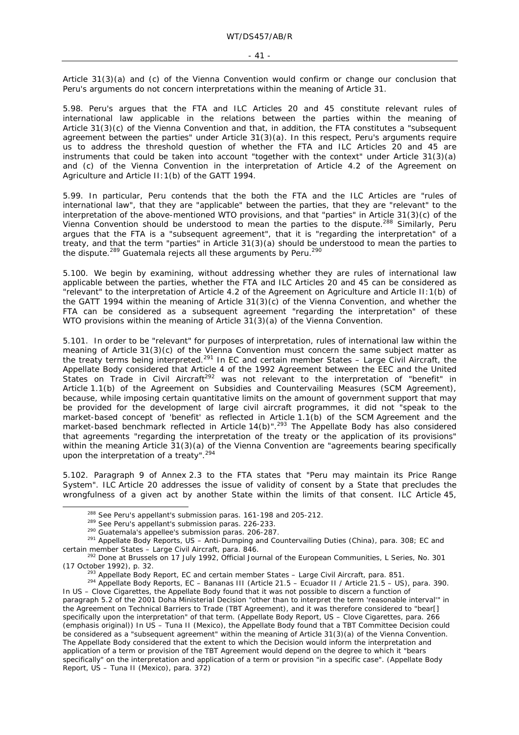Article 31(3)(a) and (c) of the Vienna Convention would confirm or change our conclusion that Peru's arguments do not concern interpretations within the meaning of Article 31.

5.98. Peru's argues that the FTA and ILC Articles 20 and 45 constitute relevant rules of international law applicable in the relations between the parties within the meaning of Article 31(3)(c) of the Vienna Convention and that, in addition, the FTA constitutes a "subsequent agreement between the parties" under Article 31(3)(a). In this respect, Peru's arguments require us to address the threshold question of whether the FTA and ILC Articles 20 and 45 are instruments that could be taken into account "together with the context" under Article 31(3)(a) and (c) of the Vienna Convention in the interpretation of Article 4.2 of the Agreement on Agriculture and Article II:1(b) of the GATT 1994.

5.99. In particular, Peru contends that the both the FTA and the ILC Articles are "rules of international law", that they are "applicable" between the parties, that they are "relevant" to the interpretation of the above-mentioned WTO provisions, and that "parties" in Article 31(3)(c) of the Vienna Convention should be understood to mean the parties to the dispute.[288] Similarly, Peru argues that the FTA is a "subsequent agreement", that it is "regarding the interpretation" of a treaty, and that the term "parties" in Article 31(3)(a) should be understood to mean the parties to the dispute.[289] Guatemala rejects all these arguments by Peru.[290]

5.100. We begin by examining, without addressing whether they are rules of international law applicable between the parties, whether the FTA and ILC Articles 20 and 45 can be considered as "relevant" to the interpretation of Article 4.2 of the Agreement on Agriculture and Article II:1(b) of the GATT 1994 within the meaning of Article 31(3)(c) of the Vienna Convention, and whether the FTA can be considered as a subsequent agreement "regarding the interpretation" of these WTO provisions within the meaning of Article 31(3)(a) of the Vienna Convention.

5.101. In order to be "relevant" for purposes of interpretation, rules of international law within the meaning of Article 31(3)(c) of the Vienna Convention must concern the same subject matter as the treaty terms being interpreted.[291] In *EC and certain member States – Large Civil Aircraft*, the Appellate Body considered that Article 4 of the 1992 Agreement between the EEC and the United States on Trade in Civil Aircraft[292] was not relevant to the interpretation of "benefit" in Article 1.1(b) of the Agreement on Subsidies and Countervailing Measures (SCM Agreement), because, while imposing certain quantitative limits on the amount of government support that may be provided for the development of large civil aircraft programmes, it did not "speak to the market-based concept of 'benefit' as reflected in Article 1.1(b) of the SCM Agreement and the market-based benchmark reflected in Article 14(b)".[293] The Appellate Body has also considered that agreements "regarding the interpretation of the treaty or the application of its provisions" within the meaning Article 31(3)(a) of the Vienna Convention are "agreements bearing specifically upon the interpretation of a treaty".[294]

5.102. Paragraph 9 of Annex 2.3 to the FTA states that "Peru may maintain its Price Range System". ILC Article 20 addresses the issue of validity of consent by a State that precludes the wrongfulness of a given act by another State within the limits of that consent. ILC Article 45,

---

[288] See Peru's appellant's submission paras. 161-198 and 205-212.

[289] See Peru's appellant's submission paras. 226-233.

[290] Guatemala's appellee's submission paras. 206-287.

[291] Appellate Body Reports, *US – Anti-Dumping and Countervailing Duties (China)*, para. 308; *EC and certain member States – Large Civil Aircraft*, para. 846.

[292] Done at Brussels on 17 July 1992, Official Journal of the European Communities, L Series, No. 301 (17 October 1992), p. 32.

[293] Appellate Body Report, *EC and certain member States – Large Civil Aircraft*, para. 851.

[294] Appellate Body Reports, *EC – Bananas III (Article 21.5 – Ecuador II / Article 21.5 – US)*, para. 390. In *US – Clove Cigarettes*, the Appellate Body found that it was not possible to discern a function of paragraph 5.2 of the 2001 Doha Ministerial Decision "other than to interpret the term 'reasonable interval'" in the Agreement on Technical Barriers to Trade (TBT Agreement), and it was therefore considered to "bear[] *specifically* upon the interpretation" of that term. (Appellate Body Report, *US – Clove Cigarettes*, para. 266 (emphasis original)) In *US – Tuna II (Mexico)*, the Appellate Body found that a TBT Committee Decision could be considered as a "subsequent agreement" within the meaning of Article 31(3)(a) of the Vienna Convention. The Appellate Body considered that the extent to which the Decision would inform the interpretation and application of a term or provision of the TBT Agreement would depend on the degree to which it "bears specifically" on the interpretation and application of a term or provision "in a specific case". (Appellate Body Report, *US – Tuna II (Mexico)*, para. 372)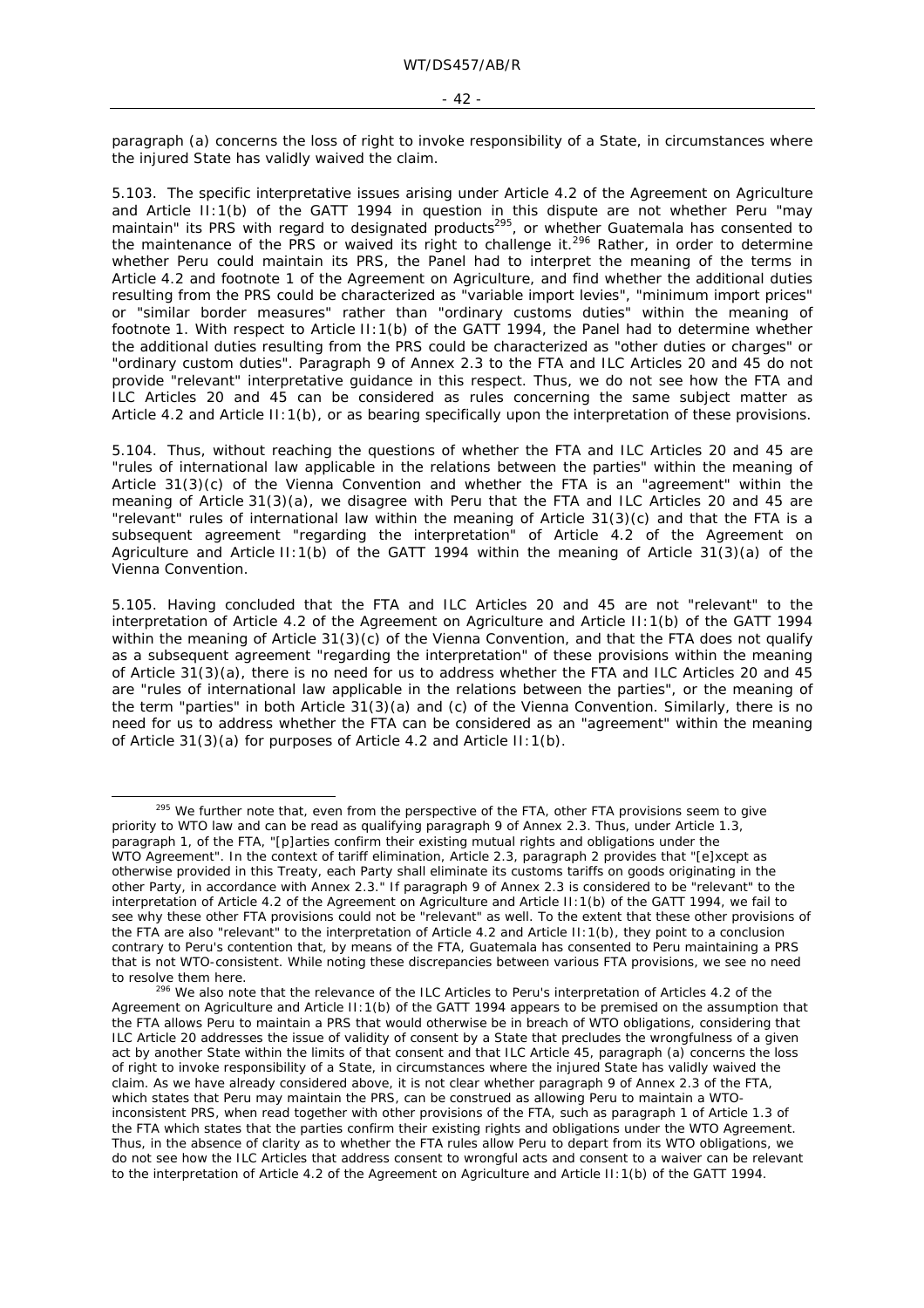paragraph (a) concerns the loss of right to invoke responsibility of a State, in circumstances where the injured State has validly waived the claim.

5.103. The specific interpretative issues arising under Article 4.2 of the Agreement on Agriculture and Article II:1(b) of the GATT 1994 in question in this dispute are not whether Peru "may maintain" its PRS with regard to designated products[295], or whether Guatemala has consented to the maintenance of the PRS or waived its right to challenge it.[296] Rather, in order to determine whether Peru could maintain its PRS, the Panel had to interpret the meaning of the terms in Article 4.2 and footnote 1 of the Agreement on Agriculture, and find whether the additional duties resulting from the PRS could be characterized as "variable import levies", "minimum import prices" or "similar border measures" rather than "ordinary customs duties" within the meaning of footnote 1. With respect to Article II:1(b) of the GATT 1994, the Panel had to determine whether the additional duties resulting from the PRS could be characterized as "other duties or charges" or "ordinary custom duties". Paragraph 9 of Annex 2.3 to the FTA and ILC Articles 20 and 45 do not provide "relevant" interpretative guidance in this respect. Thus, we do not see how the FTA and ILC Articles 20 and 45 can be considered as rules concerning the same subject matter as Article 4.2 and Article II:1(b), or as bearing specifically upon the interpretation of these provisions.

5.104. Thus, without reaching the questions of whether the FTA and ILC Articles 20 and 45 are "rules of international law applicable in the relations between the parties" within the meaning of Article 31(3)(c) of the Vienna Convention and whether the FTA is an "agreement" within the meaning of Article 31(3)(a), we disagree with Peru that the FTA and ILC Articles 20 and 45 are "relevant" rules of international law within the meaning of Article 31(3)(c) and that the FTA is a subsequent agreement "regarding the interpretation" of Article 4.2 of the Agreement on Agriculture and Article II:1(b) of the GATT 1994 within the meaning of Article 31(3)(a) of the Vienna Convention.

5.105. Having concluded that the FTA and ILC Articles 20 and 45 are not "relevant" to the interpretation of Article 4.2 of the Agreement on Agriculture and Article II:1(b) of the GATT 1994 within the meaning of Article 31(3)(c) of the Vienna Convention, and that the FTA does not qualify as a subsequent agreement "regarding the interpretation" of these provisions within the meaning of Article 31(3)(a), there is no need for us to address whether the FTA and ILC Articles 20 and 45 are "rules of international law applicable in the relations between the parties", or the meaning of the term "parties" in both Article 31(3)(a) and (c) of the Vienna Convention. Similarly, there is no need for us to address whether the FTA can be considered as an "agreement" within the meaning of Article 31(3)(a) for purposes of Article 4.2 and Article II:1(b).

---

[295] We further note that, even from the perspective of the FTA, other FTA provisions seem to give priority to WTO law and can be read as qualifying paragraph 9 of Annex 2.3. Thus, under Article 1.3, paragraph 1, of the FTA, "[p]arties confirm their existing mutual rights and obligations under the WTO Agreement". In the context of tariff elimination, Article 2.3, paragraph 2 provides that "[e]xcept as otherwise provided in this Treaty, each Party shall eliminate its customs tariffs on goods originating in the other Party, in accordance with Annex 2.3." If paragraph 9 of Annex 2.3 is considered to be "relevant" to the interpretation of Article 4.2 of the Agreement on Agriculture and Article II:1(b) of the GATT 1994, we fail to see why these other FTA provisions could not be "relevant" as well. To the extent that these other provisions of the FTA are also "relevant" to the interpretation of Article 4.2 and Article II:1(b), they point to a conclusion contrary to Peru's contention that, by means of the FTA, Guatemala has consented to Peru maintaining a PRS that is not WTO-consistent. While noting these discrepancies between various FTA provisions, we see no need to resolve them here.

[296] We also note that the relevance of the ILC Articles to Peru's interpretation of Articles 4.2 of the Agreement on Agriculture and Article II:1(b) of the GATT 1994 appears to be premised on the assumption that the FTA allows Peru to maintain a PRS that would otherwise be in breach of WTO obligations, considering that ILC Article 20 addresses the issue of validity of consent by a State that precludes the wrongfulness of a given act by another State within the limits of that consent and that ILC Article 45, paragraph (a) concerns the loss of right to invoke responsibility of a State, in circumstances where the injured State has validly waived the claim. As we have already considered above, it is not clear whether paragraph 9 of Annex 2.3 of the FTA, which states that Peru may maintain the PRS, can be construed as allowing Peru to maintain a WTO-inconsistent PRS, when read together with other provisions of the FTA, such as paragraph 1 of Article 1.3 of the FTA which states that the parties confirm their existing rights and obligations under the WTO Agreement. Thus, in the absence of clarity as to whether the FTA rules allow Peru to depart from its WTO obligations, we do not see how the ILC Articles that address consent to wrongful acts and consent to a waiver can be relevant to the interpretation of Article 4.2 of the Agreement on Agriculture and Article II:1(b) of the GATT 1994.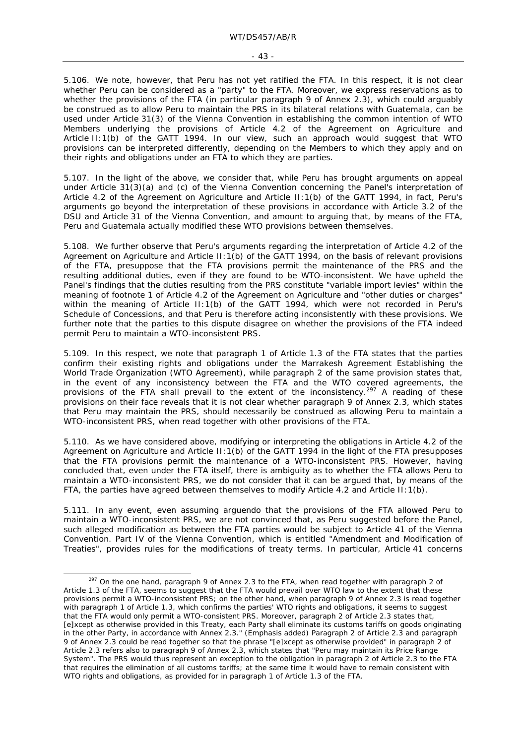5.106. We note, however, that Peru has not yet ratified the FTA. In this respect, it is not clear whether Peru can be considered as a "party" to the FTA. Moreover, we express reservations as to whether the provisions of the FTA (in particular paragraph 9 of Annex 2.3), which could arguably be construed as to allow Peru to maintain the PRS in its bilateral relations with Guatemala, can be used under Article 31(3) of the Vienna Convention in establishing the common intention of WTO Members underlying the provisions of Article 4.2 of the Agreement on Agriculture and Article II:1(b) of the GATT 1994. In our view, such an approach would suggest that WTO provisions can be interpreted differently, depending on the Members to which they apply and on their rights and obligations under an FTA to which they are parties.

5.107. In the light of the above, we consider that, while Peru has brought arguments on appeal under Article 31(3)(a) and (c) of the Vienna Convention concerning the Panel's interpretation of Article 4.2 of the Agreement on Agriculture and Article II:1(b) of the GATT 1994, in fact, Peru's arguments go beyond the interpretation of these provisions in accordance with Article 3.2 of the DSU and Article 31 of the Vienna Convention, and amount to arguing that, by means of the FTA, Peru and Guatemala actually modified these WTO provisions between themselves.

5.108. We further observe that Peru's arguments regarding the interpretation of Article 4.2 of the Agreement on Agriculture and Article II:1(b) of the GATT 1994, on the basis of relevant provisions of the FTA, presuppose that the FTA provisions permit the maintenance of the PRS and the resulting additional duties, even if they are found to be WTO-inconsistent. We have upheld the Panel's findings that the duties resulting from the PRS constitute "variable import levies" within the meaning of footnote 1 of Article 4.2 of the Agreement on Agriculture and "other duties or charges" within the meaning of Article II:1(b) of the GATT 1994, which were not recorded in Peru's Schedule of Concessions, and that Peru is therefore acting inconsistently with these provisions. We further note that the parties to this dispute disagree on whether the provisions of the FTA indeed permit Peru to maintain a WTO-inconsistent PRS.

5.109. In this respect, we note that paragraph 1 of Article 1.3 of the FTA states that the parties confirm their existing rights and obligations under the Marrakesh Agreement Establishing the World Trade Organization (WTO Agreement), while paragraph 2 of the same provision states that, in the event of any inconsistency between the FTA and the WTO covered agreements, the provisions of the FTA shall prevail to the extent of the inconsistency.[297] A reading of these provisions on their face reveals that it is not clear whether paragraph 9 of Annex 2.3, which states that Peru may maintain the PRS, should necessarily be construed as allowing Peru to maintain a WTO-inconsistent PRS, when read together with other provisions of the FTA.

5.110. As we have considered above, modifying or interpreting the obligations in Article 4.2 of the Agreement on Agriculture and Article II:1(b) of the GATT 1994 in the light of the FTA presupposes that the FTA provisions permit the maintenance of a WTO-inconsistent PRS. However, having concluded that, even under the FTA itself, there is ambiguity as to whether the FTA allows Peru to maintain a WTO-inconsistent PRS, we do not consider that it can be argued that, by means of the FTA, the parties have agreed between themselves to modify Article 4.2 and Article II:1(b).

5.111. In any event, even assuming arguendo that the provisions of the FTA allowed Peru to maintain a WTO-inconsistent PRS, we are not convinced that, as Peru suggested before the Panel, such alleged modification as between the FTA parties would be subject to Article 41 of the Vienna Convention. Part IV of the Vienna Convention, which is entitled "Amendment and Modification of Treaties", provides rules for the modifications of treaty terms. In particular, Article 41 concerns

---

[297] On the one hand, paragraph 9 of Annex 2.3 to the FTA, when read together with paragraph 2 of Article 1.3 of the FTA, seems to suggest that the FTA would prevail over WTO law to the extent that these provisions permit a WTO-inconsistent PRS; on the other hand, when paragraph 9 of Annex 2.3 is read together with paragraph 1 of Article 1.3, which confirms the parties' WTO rights and obligations, it seems to suggest that the FTA would only permit a WTO-consistent PRS. Moreover, paragraph 2 of Article 2.3 states that, [e]xcept as otherwise provided in this Treaty, each Party shall eliminate its customs tariffs on goods originating in the other Party, in accordance with Annex 2.3." (Emphasis added) Paragraph 2 of Article 2.3 and paragraph 9 of Annex 2.3 could be read together so that the phrase "[e]xcept as otherwise provided" in paragraph 2 of Article 2.3 refers also to paragraph 9 of Annex 2.3, which states that "Peru may maintain its Price Range System". The PRS would thus represent an exception to the obligation in paragraph 2 of Article 2.3 to the FTA that requires the elimination of all customs tariffs; at the same time it would have to remain consistent with WTO rights and obligations, as provided for in paragraph 1 of Article 1.3 of the FTA.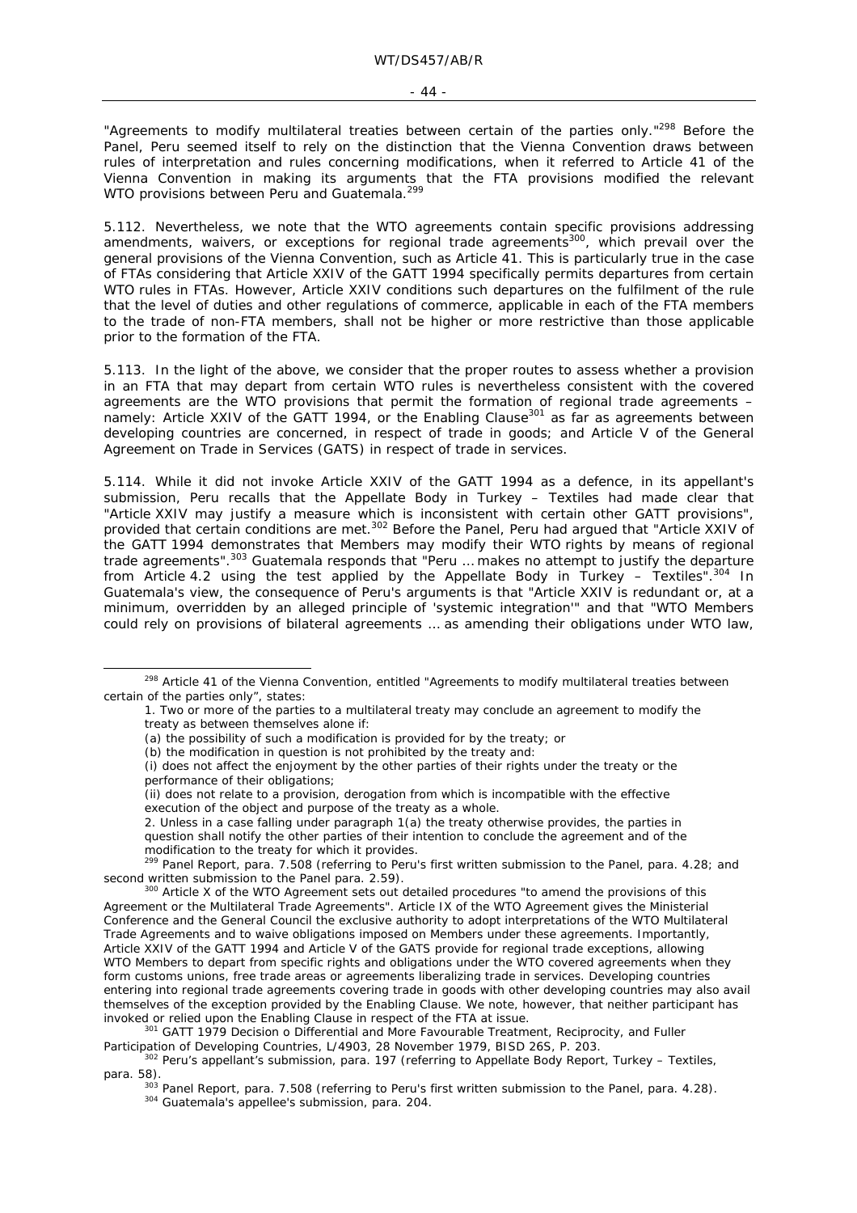"Agreements to modify multilateral treaties between certain of the parties only."[298] Before the Panel, Peru seemed itself to rely on the distinction that the Vienna Convention draws between rules of interpretation and rules concerning modifications, when it referred to Article 41 of the Vienna Convention in making its arguments that the FTA provisions modified the relevant WTO provisions between Peru and Guatemala.[299]

5.112. Nevertheless, we note that the WTO agreements contain specific provisions addressing amendments, waivers, or exceptions for regional trade agreements[300], which prevail over the general provisions of the Vienna Convention, such as Article 41. This is particularly true in the case of FTAs considering that Article XXIV of the GATT 1994 specifically permits departures from certain WTO rules in FTAs. However, Article XXIV conditions such departures on the fulfilment of the rule that the level of duties and other regulations of commerce, applicable in each of the FTA members to the trade of non-FTA members, shall not be higher or more restrictive than those applicable prior to the formation of the FTA.

5.113. In the light of the above, we consider that the proper routes to assess whether a provision in an FTA that may depart from certain WTO rules is nevertheless consistent with the covered agreements are the WTO provisions that permit the formation of regional trade agreements – namely: Article XXIV of the GATT 1994, or the Enabling Clause[301] as far as agreements between developing countries are concerned, in respect of trade in goods; and Article V of the General Agreement on Trade in Services (GATS) in respect of trade in services.

5.114. While it did not invoke Article XXIV of the GATT 1994 as a defence, in its appellant's submission, Peru recalls that the Appellate Body in *Turkey – Textiles* had made clear that "Article XXIV may justify a measure which is inconsistent with certain other GATT provisions", provided that certain conditions are met.[302] Before the Panel, Peru had argued that "Article XXIV of the GATT 1994 demonstrates that Members may modify their WTO rights by means of regional trade agreements".[303] Guatemala responds that "Peru … makes no attempt to justify the departure from Article 4.2 using the test applied by the Appellate Body in *Turkey – Textiles*".[304] In Guatemala's view, the consequence of Peru's arguments is that "Article XXIV is redundant or, at a minimum, overridden by an alleged principle of 'systemic integration'" and that "WTO Members could rely on provisions of bilateral agreements … as amending their obligations under WTO law,

---

[298] Article 41 of the Vienna Convention, entitled "Agreements to modify multilateral treaties between certain of the parties only", states:

> 1. Two or more of the parties to a multilateral treaty may conclude an agreement to modify the treaty as between themselves alone if:
>
> (a) the possibility of such a modification is provided for by the treaty; or
>
> (b) the modification in question is not prohibited by the treaty and:
>
> (i) does not affect the enjoyment by the other parties of their rights under the treaty or the performance of their obligations;
>
> (ii) does not relate to a provision, derogation from which is incompatible with the effective execution of the object and purpose of the treaty as a whole.
>
> 2. Unless in a case falling under paragraph 1(a) the treaty otherwise provides, the parties in question shall notify the other parties of their intention to conclude the agreement and of the modification to the treaty for which it provides.

[299] Panel Report, para. 7.508 (referring to Peru's first written submission to the Panel, para. 4.28; and second written submission to the Panel para. 2.59).

[300] Article X of the WTO Agreement sets out detailed procedures "to amend the provisions of this Agreement or the Multilateral Trade Agreements". Article IX of the WTO Agreement gives the Ministerial Conference and the General Council the exclusive authority to adopt interpretations of the WTO Multilateral Trade Agreements and to waive obligations imposed on Members under these agreements. Importantly, Article XXIV of the GATT 1994 and Article V of the GATS provide for regional trade exceptions, allowing WTO Members to depart from specific rights and obligations under the WTO covered agreements when they form customs unions, free trade areas or agreements liberalizing trade in services. Developing countries entering into regional trade agreements covering trade in goods with other developing countries may also avail themselves of the exception provided by the Enabling Clause. We note, however, that neither participant has invoked or relied upon the Enabling Clause in respect of the FTA at issue.

[301] GATT 1979 Decision o Differential and More Favourable Treatment, Reciprocity, and Fuller Participation of Developing Countries, L/4903, 28 November 1979, BISD 26S, P. 203.

[302] Peru's appellant's submission, para. 197 (referring to Appellate Body Report, *Turkey – Textiles*, para. 58).

[303] Panel Report, para. 7.508 (referring to Peru's first written submission to the Panel, para. 4.28).

[304] Guatemala's appellee's submission, para. 204.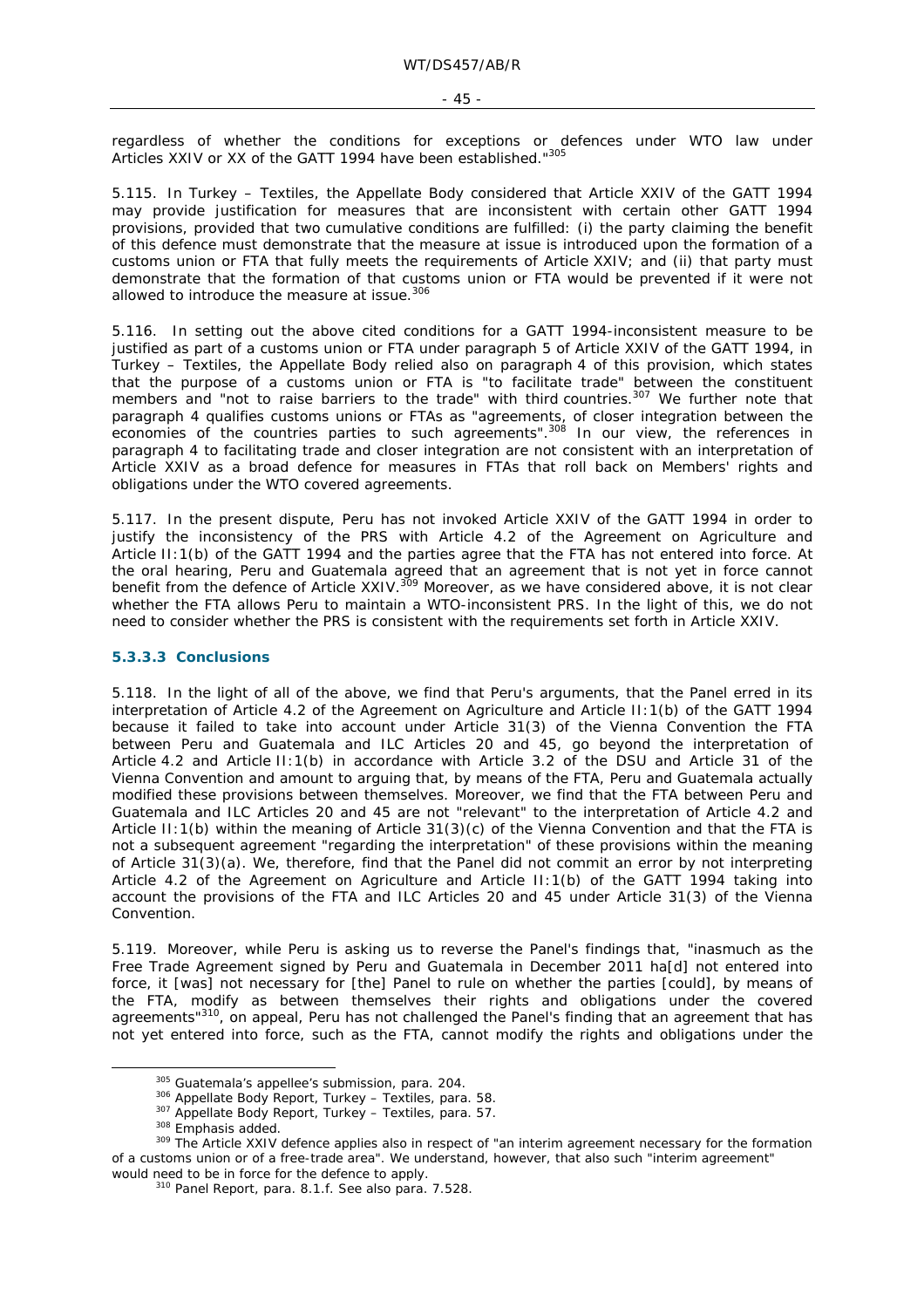regardless of whether the conditions for exceptions or defences under WTO law under Articles XXIV or XX of the GATT 1994 have been established."[305]

5.115. In *Turkey – Textiles*, the Appellate Body considered that Article XXIV of the GATT 1994 may provide justification for measures that are inconsistent with certain other GATT 1994 provisions, provided that two cumulative conditions are fulfilled: (i) the party claiming the benefit of this defence must demonstrate that the measure at issue is introduced upon the formation of a customs union or FTA that fully meets the requirements of Article XXIV; and (ii) that party must demonstrate that the formation of that customs union or FTA would be prevented if it were not allowed to introduce the measure at issue.[306]

5.116. In setting out the above cited conditions for a GATT 1994-inconsistent measure to be justified as part of a customs union or FTA under paragraph 5 of Article XXIV of the GATT 1994, in *Turkey – Textiles*, the Appellate Body relied also on paragraph 4 of this provision, which states that the purpose of a customs union or FTA is "to facilitate trade" between the constituent members and "not to raise barriers to the trade" with third countries.[307] We further note that paragraph 4 qualifies customs unions or FTAs as "agreements, of *closer integration* between the economies of the countries parties to such agreements".[308] In our view, the references in paragraph 4 to facilitating trade and closer integration are not consistent with an interpretation of Article XXIV as a broad defence for measures in FTAs that roll back on Members' rights and obligations under the WTO covered agreements.

5.117. In the present dispute, Peru has not invoked Article XXIV of the GATT 1994 in order to justify the inconsistency of the PRS with Article 4.2 of the Agreement on Agriculture and Article II:1(b) of the GATT 1994 and the parties agree that the FTA has not entered into force. At the oral hearing, Peru and Guatemala agreed that an agreement that is not yet in force cannot benefit from the defence of Article XXIV.[309] Moreover, as we have considered above, it is not clear whether the FTA allows Peru to maintain a WTO-inconsistent PRS. In the light of this, we do not need to consider whether the PRS is consistent with the requirements set forth in Article XXIV.

#### 5.3.3.3 Conclusions

5.118. In the light of all of the above, we find that Peru's arguments, that the Panel erred in its interpretation of Article 4.2 of the Agreement on Agriculture and Article II:1(b) of the GATT 1994 because it failed to take into account under Article 31(3) of the Vienna Convention the FTA between Peru and Guatemala and ILC Articles 20 and 45, go beyond the interpretation of Article 4.2 and Article II:1(b) in accordance with Article 3.2 of the DSU and Article 31 of the Vienna Convention and amount to arguing that, by means of the FTA, Peru and Guatemala actually modified these provisions between themselves. Moreover, we find that the FTA between Peru and Guatemala and ILC Articles 20 and 45 are not "relevant" to the interpretation of Article 4.2 and Article II:1(b) within the meaning of Article 31(3)(c) of the Vienna Convention and that the FTA is not a subsequent agreement "regarding the interpretation" of these provisions within the meaning of Article 31(3)(a). We, therefore, find that the Panel did not commit an error by not interpreting Article 4.2 of the Agreement on Agriculture and Article II:1(b) of the GATT 1994 taking into account the provisions of the FTA and ILC Articles 20 and 45 under Article 31(3) of the Vienna Convention.

5.119. Moreover, while Peru is asking us to reverse the Panel's findings that, "inasmuch as the Free Trade Agreement signed by Peru and Guatemala in December 2011 ha[d] not entered into force, it [was] not necessary for [the] Panel to rule on whether the parties [could], by means of the FTA, modify as between themselves their rights and obligations under the covered agreements"[310], on appeal, Peru has not challenged the Panel's finding that an agreement that has not yet entered into force, such as the FTA, cannot modify the rights and obligations under the

---

[305] Guatemala's appellee's submission, para. 204.

[306] Appellate Body Report, *Turkey – Textiles*, para. 58.

[307] Appellate Body Report, *Turkey – Textiles*, para. 57.

[308] Emphasis added.

[309] The Article XXIV defence applies also in respect of "an interim agreement necessary for the formation of a customs union or of a free-trade area". We understand, however, that also such "interim agreement" would need to be in force for the defence to apply.

[310] Panel Report, para. 8.1.f. See also para. 7.528.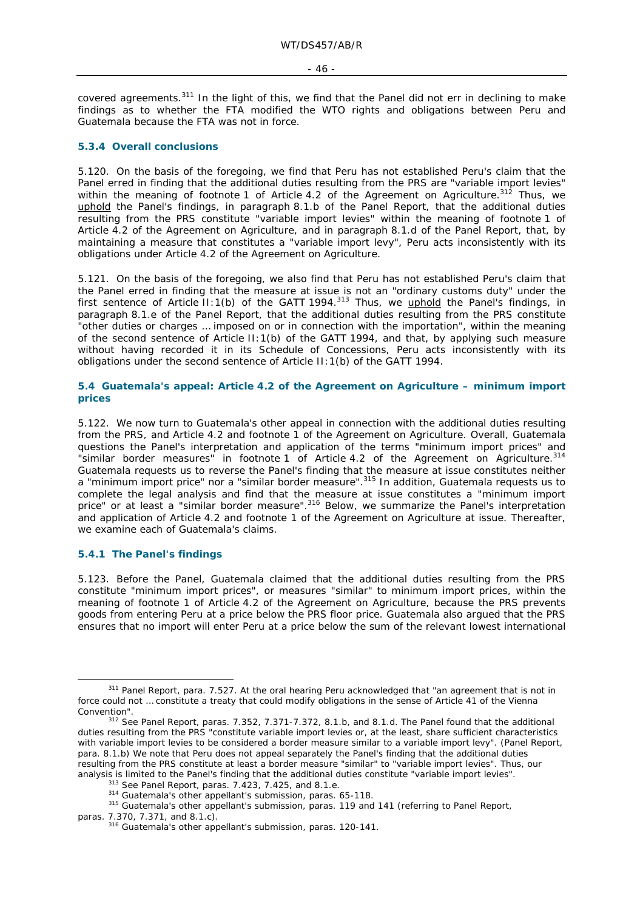covered agreements.[311] In the light of this, we find that the Panel did not err in declining to make findings as to whether the FTA modified the WTO rights and obligations between Peru and Guatemala because the FTA was not in force.

### 5.3.4 Overall conclusions

5.120. On the basis of the foregoing, we find that Peru has not established Peru's claim that the Panel erred in finding that the additional duties resulting from the PRS are "variable import levies" within the meaning of footnote 1 of Article 4.2 of the Agreement on Agriculture.[312] Thus, we uphold the Panel's findings, in paragraph 8.1.b of the Panel Report, that the additional duties resulting from the PRS constitute "variable import levies" within the meaning of footnote 1 of Article 4.2 of the Agreement on Agriculture, and in paragraph 8.1.d of the Panel Report, that, by maintaining a measure that constitutes a "variable import levy", Peru acts inconsistently with its obligations under Article 4.2 of the Agreement on Agriculture.

5.121. On the basis of the foregoing, we also find that Peru has not established Peru's claim that the Panel erred in finding that the measure at issue is not an "ordinary customs duty" under the first sentence of Article II:1(b) of the GATT 1994.[313] Thus, we uphold the Panel's findings, in paragraph 8.1.e of the Panel Report, that the additional duties resulting from the PRS constitute "other duties or charges … imposed on or in connection with the importation", within the meaning of the second sentence of Article II:1(b) of the GATT 1994, and that, by applying such measure without having recorded it in its Schedule of Concessions, Peru acts inconsistently with its obligations under the second sentence of Article II:1(b) of the GATT 1994.

## 5.4 Guatemala's appeal: Article 4.2 of the Agreement on Agriculture – minimum import prices

5.122. We now turn to Guatemala's other appeal in connection with the additional duties resulting from the PRS, and Article 4.2 and footnote 1 of the Agreement on Agriculture. Overall, Guatemala questions the Panel's interpretation and application of the terms "minimum import prices" and "similar border measures" in footnote 1 of Article 4.2 of the Agreement on Agriculture.[314] Guatemala requests us to reverse the Panel's finding that the measure at issue constitutes neither a "minimum import price" nor a "similar border measure".[315] In addition, Guatemala requests us to complete the legal analysis and find that the measure at issue constitutes a "minimum import price" or at least a "similar border measure".[316] Below, we summarize the Panel's interpretation and application of Article 4.2 and footnote 1 of the Agreement on Agriculture at issue. Thereafter, we examine each of Guatemala's claims.

### 5.4.1 The Panel's findings

5.123. Before the Panel, Guatemala claimed that the additional duties resulting from the PRS constitute "minimum import prices", or measures "similar" to minimum import prices, within the meaning of footnote 1 of Article 4.2 of the Agreement on Agriculture, because the PRS prevents goods from entering Peru at a price below the PRS floor price. Guatemala also argued that the PRS ensures that no import will enter Peru at a price below the sum of the relevant lowest international

---

[311] Panel Report, para. 7.527. At the oral hearing Peru acknowledged that "an agreement that is not in force could not … constitute a treaty that could modify obligations in the sense of Article 41 of the Vienna Convention".

[312] See Panel Report, paras. 7.352, 7.371-7.372, 8.1.b, and 8.1.d. The Panel found that the additional duties resulting from the PRS "constitute variable import levies or, at the least, share sufficient characteristics with variable import levies to be considered a border measure similar to a variable import levy". (Panel Report, para. 8.1.b) We note that Peru does not appeal separately the Panel's finding that the additional duties resulting from the PRS constitute at least a border measure "similar" to "variable import levies". Thus, our analysis is limited to the Panel's finding that the additional duties constitute "variable import levies".

[313] See Panel Report, paras. 7.423, 7.425, and 8.1.e.

[314] Guatemala's other appellant's submission, paras. 65-118.

[315] Guatemala's other appellant's submission, paras. 119 and 141 (referring to Panel Report, paras. 7.370, 7.371, and 8.1.c).

[316] Guatemala's other appellant's submission, paras. 120-141.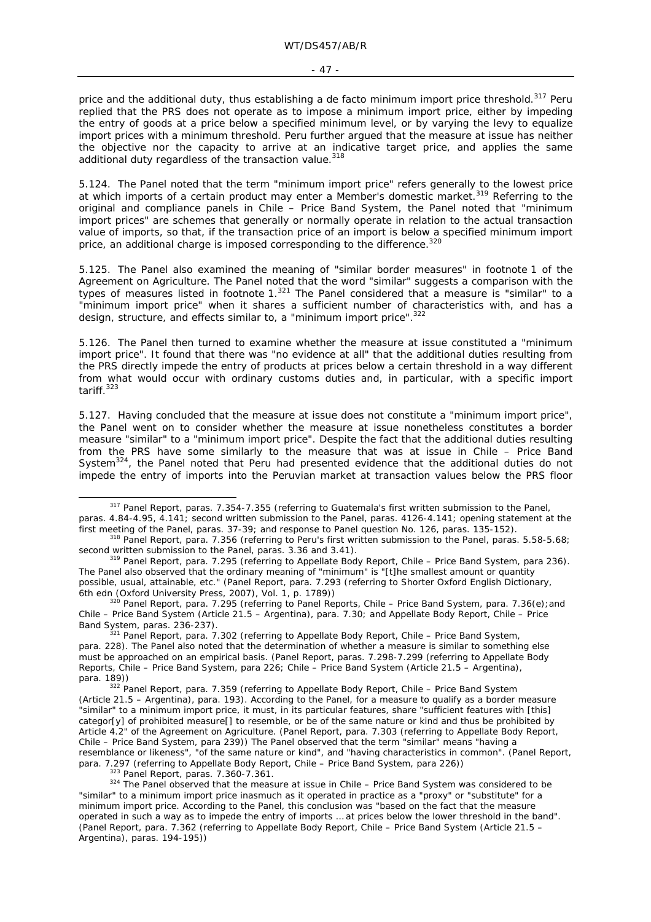price and the additional duty, thus establishing a de facto minimum import price threshold.[317] Peru replied that the PRS does not operate as to impose a minimum import price, either by impeding the entry of goods at a price below a specified minimum level, or by varying the levy to equalize import prices with a minimum threshold. Peru further argued that the measure at issue has neither the objective nor the capacity to arrive at an indicative target price, and applies the same additional duty regardless of the transaction value.[318]

5.124. The Panel noted that the term "minimum import price" refers generally to the lowest price at which imports of a certain product may enter a Member's domestic market.[319] Referring to the original and compliance panels in Chile – Price Band System, the Panel noted that "minimum import prices" are schemes that generally or normally operate in relation to the actual transaction value of imports, so that, if the transaction price of an import is below a specified minimum import price, an additional charge is imposed corresponding to the difference.[320]

5.125. The Panel also examined the meaning of "similar border measures" in footnote 1 of the Agreement on Agriculture. The Panel noted that the word "similar" suggests a comparison with the types of measures listed in footnote 1.[321] The Panel considered that a measure is "similar" to a "minimum import price" when it shares a sufficient number of characteristics with, and has a design, structure, and effects similar to, a "minimum import price".[322]

5.126. The Panel then turned to examine whether the measure at issue constituted a "minimum import price". It found that there was "no evidence at all" that the additional duties resulting from the PRS directly impede the entry of products at prices below a certain threshold in a way different from what would occur with ordinary customs duties and, in particular, with a specific import tariff.[323]

5.127. Having concluded that the measure at issue does not constitute a "minimum import price", the Panel went on to consider whether the measure at issue nonetheless constitutes a border measure "similar" to a "minimum import price". Despite the fact that the additional duties resulting from the PRS have some similarly to the measure that was at issue in Chile – Price Band System[324], the Panel noted that Peru had presented evidence that the additional duties do not impede the entry of imports into the Peruvian market at transaction values below the PRS floor

---

[317] Panel Report, paras. 7.354-7.355 (referring to Guatemala's first written submission to the Panel, paras. 4.84-4.95, 4.141; second written submission to the Panel, paras. 4126-4.141; opening statement at the first meeting of the Panel, paras. 37-39; and response to Panel question No. 126, paras. 135-152).

[318] Panel Report, para. 7.356 (referring to Peru's first written submission to the Panel, paras. 5.58-5.68; second written submission to the Panel, paras. 3.36 and 3.41).

[319] Panel Report, para. 7.295 (referring to Appellate Body Report, Chile – Price Band System, para 236). The Panel also observed that the ordinary meaning of "minimum" is "[t]he smallest amount or quantity possible, usual, attainable, etc." (Panel Report, para. 7.293 (referring to Shorter Oxford English Dictionary, 6th edn (Oxford University Press, 2007), Vol. 1, p. 1789))

[320] Panel Report, para. 7.295 (referring to Panel Reports, Chile – Price Band System, para. 7.36(e); and Chile – Price Band System (Article 21.5 – Argentina), para. 7.30; and Appellate Body Report, Chile – Price Band System, paras. 236-237).

[321] Panel Report, para. 7.302 (referring to Appellate Body Report, Chile – Price Band System, para. 228). The Panel also noted that the determination of whether a measure is similar to something else must be approached on an empirical basis. (Panel Report, paras. 7.298-7.299 (referring to Appellate Body Reports, Chile – Price Band System, para 226; Chile – Price Band System (Article 21.5 – Argentina), para. 189))

[322] Panel Report, para. 7.359 (referring to Appellate Body Report, Chile – Price Band System (Article 21.5 – Argentina), para. 193). According to the Panel, for a measure to qualify as a border measure "similar" to a minimum import price, it must, in its particular features, share "sufficient features with [this] categor[y] of prohibited measure[] to resemble, or be of the same nature or kind and thus be prohibited by Article 4.2" of the Agreement on Agriculture. (Panel Report, para. 7.303 (referring to Appellate Body Report, Chile – Price Band System, para 239)) The Panel observed that the term "similar" means "having a resemblance or likeness", "of the same nature or kind", and "having characteristics in common". (Panel Report, para. 7.297 (referring to Appellate Body Report, Chile – Price Band System, para 226))

[323] Panel Report, paras. 7.360-7.361.

[324] The Panel observed that the measure at issue in Chile – Price Band System was considered to be "similar" to a minimum import price inasmuch as it operated in practice as a "proxy" or "substitute" for a minimum import price. According to the Panel, this conclusion was "based on the fact that the measure operated in such a way as to impede the entry of imports … at prices below the lower threshold in the band". (Panel Report, para. 7.362 (referring to Appellate Body Report, Chile – Price Band System (Article 21.5 – Argentina), paras. 194-195))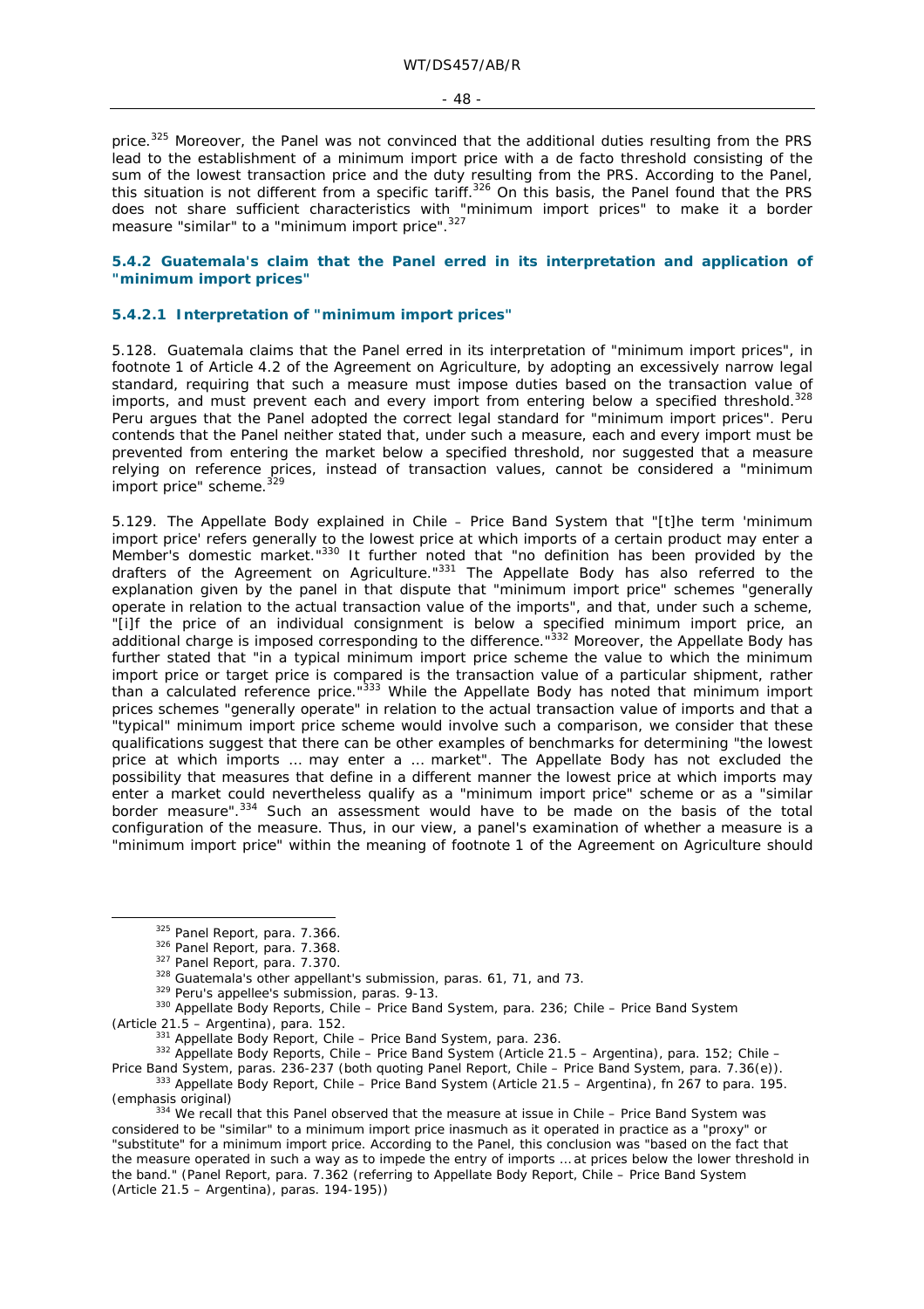price.[325] Moreover, the Panel was not convinced that the additional duties resulting from the PRS lead to the establishment of a minimum import price with a de facto threshold consisting of the sum of the lowest transaction price and the duty resulting from the PRS. According to the Panel, this situation is not different from a specific tariff.[326] On this basis, the Panel found that the PRS does not share sufficient characteristics with "minimum import prices" to make it a border measure "similar" to a "minimum import price".[327]

### 5.4.2 Guatemala's claim that the Panel erred in its interpretation and application of "minimum import prices"

#### 5.4.2.1 Interpretation of "minimum import prices"

5.128. Guatemala claims that the Panel erred in its interpretation of "minimum import prices", in footnote 1 of Article 4.2 of the Agreement on Agriculture, by adopting an excessively narrow legal standard, requiring that such a measure must impose duties based on the transaction value of imports, and must prevent each and every import from entering below a specified threshold.[328] Peru argues that the Panel adopted the correct legal standard for "minimum import prices". Peru contends that the Panel neither stated that, under such a measure, each and every import must be prevented from entering the market below a specified threshold, nor suggested that a measure relying on reference prices, instead of transaction values, cannot be considered a "minimum import price" scheme.[329]

5.129. The Appellate Body explained in *Chile – Price Band System* that "[t]he term 'minimum import price' refers generally to the lowest price at which imports of a certain product may enter a Member's domestic market."[330] It further noted that "no definition has been provided by the drafters of the Agreement on Agriculture."[331] The Appellate Body has also referred to the explanation given by the panel in that dispute that "minimum import price" schemes "generally operate in relation to the actual transaction value of the imports", and that, under such a scheme, "[i]f the price of an individual consignment is below a specified minimum import price, an additional charge is imposed corresponding to the difference."[332] Moreover, the Appellate Body has further stated that "in a typical minimum import price scheme the value to which the minimum import price or target price is compared is the transaction value of a particular shipment, rather than a calculated reference price."[333] While the Appellate Body has noted that minimum import prices schemes "generally operate" in relation to the actual transaction value of imports and that a "typical" minimum import price scheme would involve such a comparison, we consider that these qualifications suggest that there can be other examples of benchmarks for determining "the lowest price at which imports … may enter a … market". The Appellate Body has not excluded the possibility that measures that define in a different manner the lowest price at which imports may enter a market could nevertheless qualify as a "minimum import price" scheme or as a "similar border measure".[334] Such an assessment would have to be made on the basis of the total configuration of the measure. Thus, in our view, a panel's examination of whether a measure is a "minimum import price" within the meaning of footnote 1 of the Agreement on Agriculture should

---

[325] Panel Report, para. 7.366.

[326] Panel Report, para. 7.368.

[327] Panel Report, para. 7.370.

[328] Guatemala's other appellant's submission, paras. 61, 71, and 73.

[329] Peru's appellee's submission, paras. 9-13.

[330] Appellate Body Reports, *Chile – Price Band System*, para. 236; *Chile – Price Band System (Article 21.5 – Argentina)*, para. 152.

[331] Appellate Body Report, *Chile – Price Band System*, para. 236.

[332] Appellate Body Reports, *Chile – Price Band System (Article 21.5 – Argentina)*, para. 152; *Chile – Price Band System*, paras. 236-237 (both quoting Panel Report, *Chile – Price Band System*, para. 7.36(e)).

[333] Appellate Body Report, *Chile – Price Band System (Article 21.5 – Argentina)*, fn 267 to para. 195. (emphasis original)

[334] We recall that this Panel observed that the measure at issue in *Chile – Price Band System* was considered to be "similar" to a minimum import price inasmuch as it operated in practice as a "proxy" or "substitute" for a minimum import price. According to the Panel, this conclusion was "based on the fact that the measure operated in such a way as to impede the entry of imports … at prices below the lower threshold in the band." (Panel Report, para. 7.362 (referring to Appellate Body Report, *Chile – Price Band System (Article 21.5 – Argentina)*, paras. 194-195))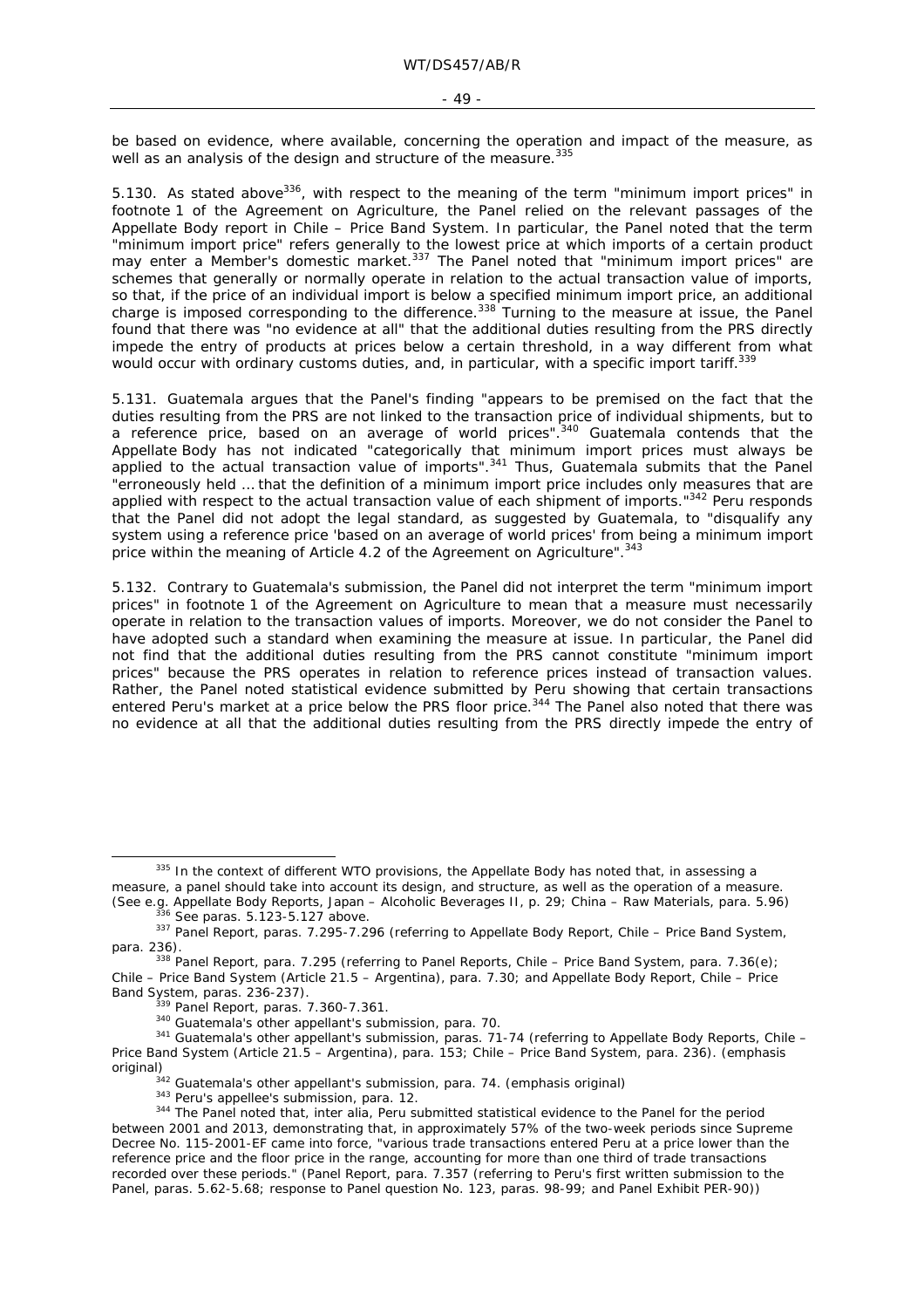be based on evidence, where available, concerning the operation and impact of the measure, as well as an analysis of the design and structure of the measure.[335]

5.130. As stated above[336], with respect to the meaning of the term "minimum import prices" in footnote 1 of the Agreement on Agriculture, the Panel relied on the relevant passages of the Appellate Body report in *Chile – Price Band System*. In particular, the Panel noted that the term "minimum import price" refers generally to the lowest price at which imports of a certain product may enter a Member's domestic market.[337] The Panel noted that "minimum import prices" are schemes that generally or normally operate in relation to the actual transaction value of imports, so that, if the price of an individual import is below a specified minimum import price, an additional charge is imposed corresponding to the difference.[338] Turning to the measure at issue, the Panel found that there was "no evidence at all" that the additional duties resulting from the PRS directly impede the entry of products at prices below a certain threshold, in a way different from what would occur with ordinary customs duties, and, in particular, with a specific import tariff.[339]

5.131. Guatemala argues that the Panel's finding "appears to be premised on the fact that the duties resulting from the PRS are not linked to the transaction price of individual shipments, but to a reference price, based on an average of world prices".[340] Guatemala contends that the Appellate Body has not indicated "*categorically* that minimum import prices must always be applied to the actual transaction value of imports".[341] Thus, Guatemala submits that the Panel "erroneously held … that the definition of a minimum import price includes *only* measures that are applied with respect to the actual transaction value of each shipment of imports."[342] Peru responds that the Panel did not adopt the legal standard, as suggested by Guatemala, to "disqualify any system using a reference price 'based on an average of world prices' from being a minimum import price within the meaning of Article 4.2 of the Agreement on Agriculture".[343]

5.132. Contrary to Guatemala's submission, the Panel did not interpret the term "minimum import prices" in footnote 1 of the Agreement on Agriculture to mean that a measure must necessarily operate in relation to the transaction values of imports. Moreover, we do not consider the Panel to have adopted such a standard when examining the measure at issue. In particular, the Panel did not find that the additional duties resulting from the PRS cannot constitute "minimum import prices" because the PRS operates in relation to reference prices instead of transaction values. Rather, the Panel noted statistical evidence submitted by Peru showing that certain transactions entered Peru's market at a price below the PRS floor price.[344] The Panel also noted that there was no evidence at all that the additional duties resulting from the PRS directly impede the entry of

---

[335] In the context of different WTO provisions, the Appellate Body has noted that, in assessing a measure, a panel should take into account its design, and structure, as well as the operation of a measure. (See e.g. Appellate Body Reports, *Japan – Alcoholic Beverages II*, p. 29; *China – Raw Materials*, para. 5.96)

[336] See paras. 5.123-5.127 above.

[337] Panel Report, paras. 7.295-7.296 (referring to Appellate Body Report, *Chile – Price Band System*, para. 236).

[338] Panel Report, para. 7.295 (referring to Panel Reports, *Chile – Price Band System*, para. 7.36(e); *Chile – Price Band System (Article 21.5 – Argentina)*, para. 7.30; and Appellate Body Report, *Chile – Price Band System*, paras. 236-237).

[339] Panel Report, paras. 7.360-7.361.

[340] Guatemala's other appellant's submission, para. 70.

[341] Guatemala's other appellant's submission, paras. 71-74 (referring to Appellate Body Reports, *Chile – Price Band System (Article 21.5 – Argentina)*, para. 153; *Chile – Price Band System*, para. 236). (emphasis original)

[342] Guatemala's other appellant's submission, para. 74. (emphasis original)

[343] Peru's appellee's submission, para. 12.

[344] The Panel noted that, *inter alia*, Peru submitted statistical evidence to the Panel for the period between 2001 and 2013, demonstrating that, in approximately 57% of the two-week periods since Supreme Decree No. 115-2001-EF came into force, "various trade transactions entered Peru at a price lower than the reference price and the floor price in the range, accounting for more than one third of trade transactions recorded over these periods." (Panel Report, para. 7.357 (referring to Peru's first written submission to the Panel, paras. 5.62-5.68; response to Panel question No. 123, paras. 98-99; and Panel Exhibit PER-90))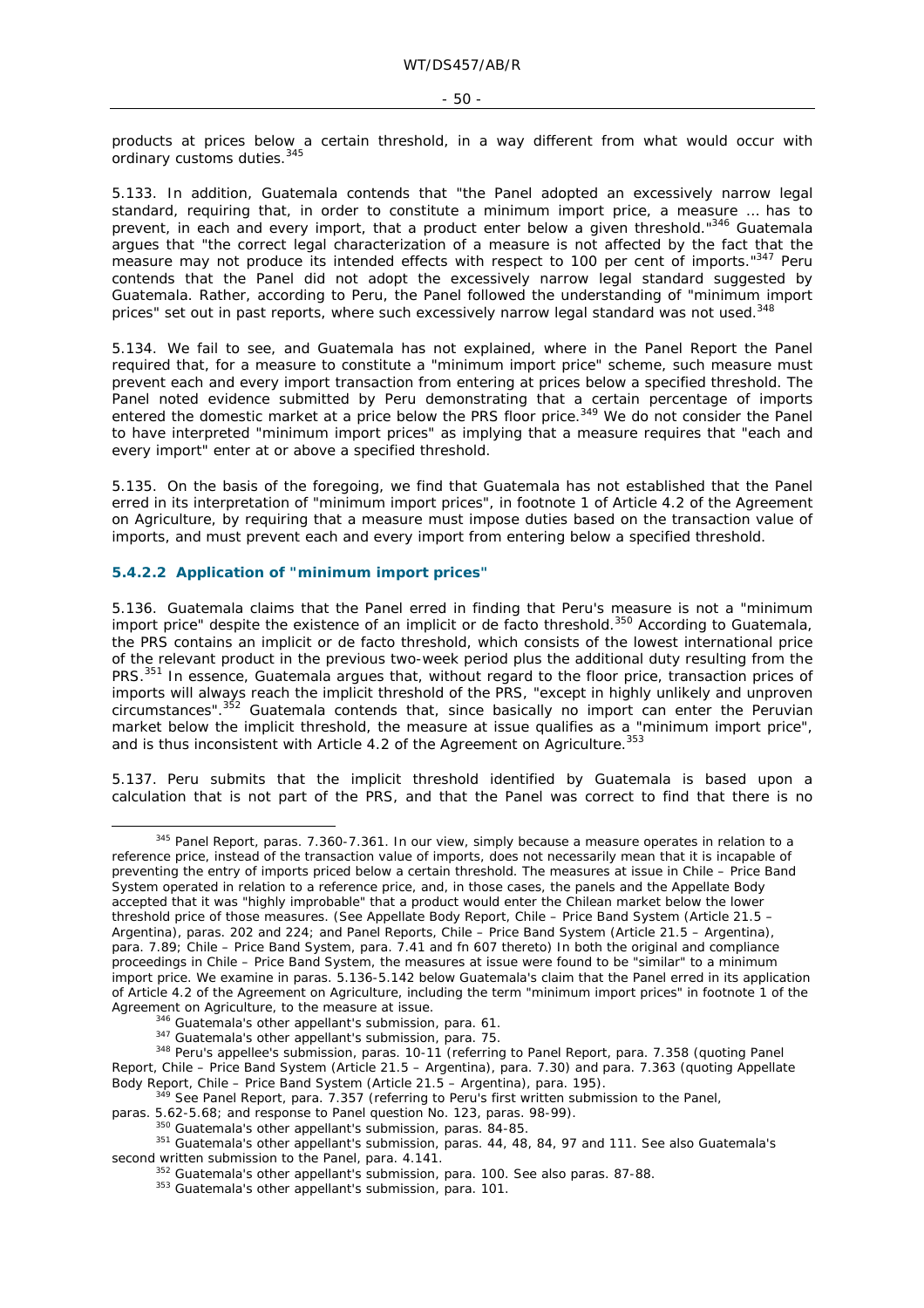products at prices below a certain threshold, in a way different from what would occur with ordinary customs duties.[345]

5.133. In addition, Guatemala contends that "the Panel adopted an excessively narrow legal standard, requiring that, in order to constitute a minimum import price, a measure … has to prevent, in each and every import, that a product enter below a given threshold."[346] Guatemala argues that "the correct legal characterization of a measure is not affected by the fact that the measure may not produce its intended effects with respect to 100 per cent of imports."[347] Peru contends that the Panel did not adopt the excessively narrow legal standard suggested by Guatemala. Rather, according to Peru, the Panel followed the understanding of "minimum import prices" set out in past reports, where such excessively narrow legal standard was not used.[348]

5.134. We fail to see, and Guatemala has not explained, where in the Panel Report the Panel required that, for a measure to constitute a "minimum import price" scheme, such measure must prevent each and every import transaction from entering at prices below a specified threshold. The Panel noted evidence submitted by Peru demonstrating that a certain percentage of imports entered the domestic market at a price below the PRS floor price.[349] We do not consider the Panel to have interpreted "minimum import prices" as implying that a measure requires that "each and every import" enter at or above a specified threshold.

5.135. On the basis of the foregoing, we find that Guatemala has not established that the Panel erred in its interpretation of "minimum import prices", in footnote 1 of Article 4.2 of the Agreement on Agriculture, by requiring that a measure must impose duties based on the transaction value of imports, and must prevent each and every import from entering below a specified threshold.

### 5.4.2.2 Application of "minimum import prices"

5.136. Guatemala claims that the Panel erred in finding that Peru's measure is not a "minimum import price" despite the existence of an implicit or de facto threshold.[350] According to Guatemala, the PRS contains an implicit or de facto threshold, which consists of the lowest international price of the relevant product in the previous two-week period plus the additional duty resulting from the PRS.[351] In essence, Guatemala argues that, without regard to the floor price, transaction prices of imports will always reach the implicit threshold of the PRS, "except in highly unlikely and unproven circumstances".[352] Guatemala contends that, since basically no import can enter the Peruvian market below the implicit threshold, the measure at issue qualifies as a "minimum import price", and is thus inconsistent with Article 4.2 of the Agreement on Agriculture.[353]

5.137. Peru submits that the implicit threshold identified by Guatemala is based upon a calculation that is not part of the PRS, and that the Panel was correct to find that there is no

---

[345] Panel Report, paras. 7.360-7.361. In our view, simply because a measure operates in relation to a reference price, instead of the transaction value of imports, does not necessarily mean that it is incapable of preventing the entry of imports priced below a certain threshold. The measures at issue in *Chile – Price Band System* operated in relation to a reference price, and, in those cases, the panels and the Appellate Body accepted that it was "highly improbable" that a product would enter the Chilean market below the lower threshold price of those measures. (See Appellate Body Report, *Chile – Price Band System (Article 21.5 – Argentina)*, paras. 202 and 224; and Panel Reports, *Chile – Price Band System (Article 21.5 – Argentina)*, para. 7.89; *Chile – Price Band System*, para. 7.41 and fn 607 thereto) In both the original and compliance proceedings in *Chile – Price Band System*, the measures at issue were found to be "similar" to a minimum import price. We examine in paras. 5.136-5.142 below Guatemala's claim that the Panel erred in its application of Article 4.2 of the Agreement on Agriculture, including the term "minimum import prices" in footnote 1 of the Agreement on Agriculture, to the measure at issue.

[346] Guatemala's other appellant's submission, para. 61.

[347] Guatemala's other appellant's submission, para. 75.

[348] Peru's appellee's submission, paras. 10-11 (referring to Panel Report, para. 7.358 (quoting Panel Report, *Chile – Price Band System (Article 21.5 – Argentina)*, para. 7.30) and para. 7.363 (quoting Appellate Body Report, *Chile – Price Band System (Article 21.5 – Argentina)*, para. 195).

[349] See Panel Report, para. 7.357 (referring to Peru's first written submission to the Panel, paras. 5.62-5.68; and response to Panel question No. 123, paras. 98-99).

[350] Guatemala's other appellant's submission, paras. 84-85.

[351] Guatemala's other appellant's submission, paras. 44, 48, 84, 97 and 111. See also Guatemala's second written submission to the Panel, para. 4.141.

[352] Guatemala's other appellant's submission, para. 100. See also paras. 87-88.

[353] Guatemala's other appellant's submission, para. 101.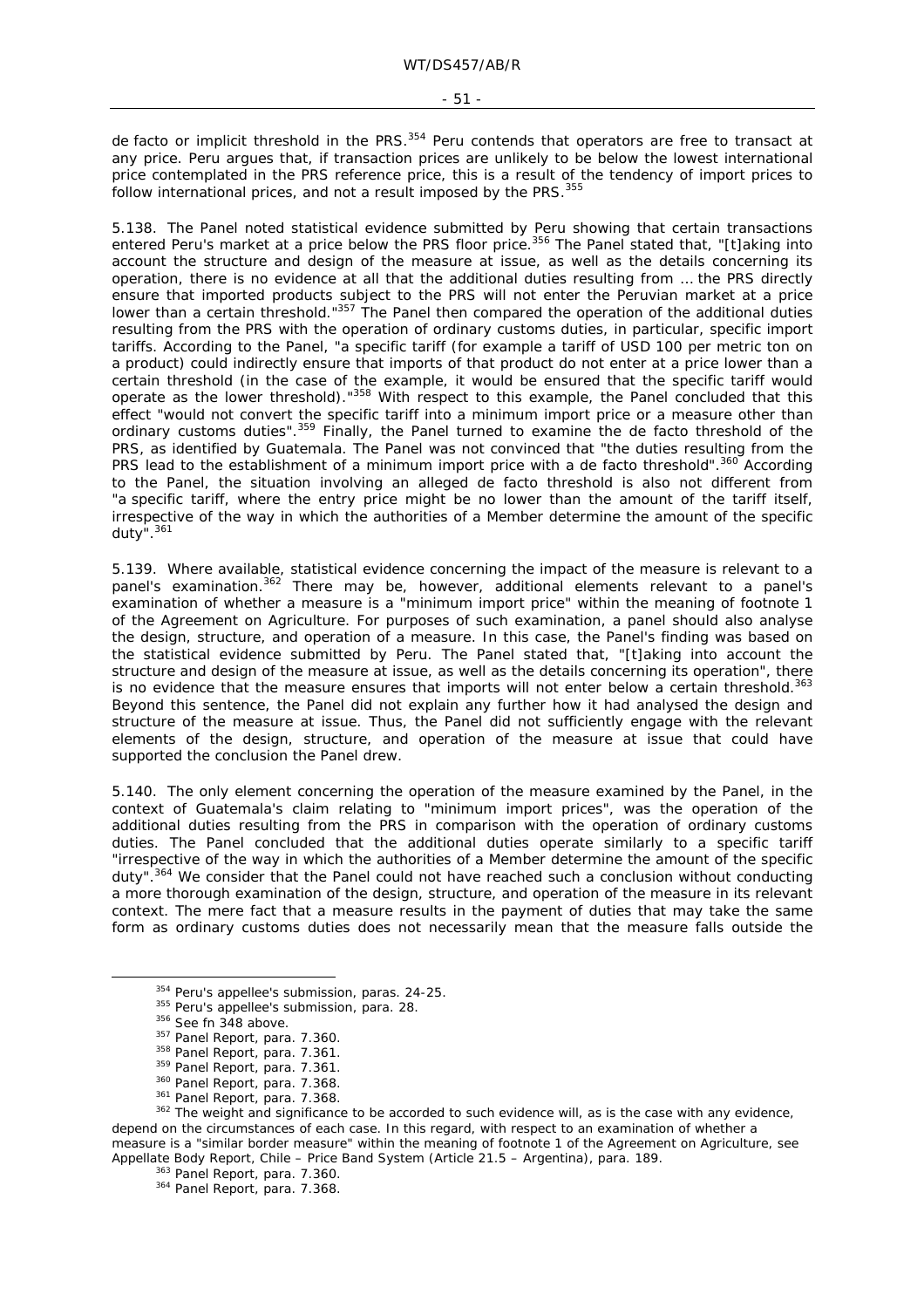de facto or implicit threshold in the PRS.[354] Peru contends that operators are free to transact at any price. Peru argues that, if transaction prices are unlikely to be below the lowest international price contemplated in the PRS reference price, this is a result of the tendency of import prices to follow international prices, and not a result imposed by the PRS.[355]

5.138. The Panel noted statistical evidence submitted by Peru showing that certain transactions entered Peru's market at a price below the PRS floor price.[356] The Panel stated that, "[t]aking into account the structure and design of the measure at issue, as well as the details concerning its operation, there is no evidence at all that the additional duties resulting from … the PRS directly ensure that imported products subject to the PRS will not enter the Peruvian market at a price lower than a certain threshold."[357] The Panel then compared the operation of the additional duties resulting from the PRS with the operation of ordinary customs duties, in particular, specific import tariffs. According to the Panel, "a specific tariff (for example a tariff of USD 100 per metric ton on a product) could indirectly ensure that imports of that product do not enter at a price lower than a certain threshold (in the case of the example, it would be ensured that the specific tariff would operate as the lower threshold)."[358] With respect to this example, the Panel concluded that this effect "would not convert the specific tariff into a minimum import price or a measure other than ordinary customs duties".[359] Finally, the Panel turned to examine the de facto threshold of the PRS, as identified by Guatemala. The Panel was not convinced that "the duties resulting from the PRS lead to the establishment of a minimum import price with a de facto threshold".[360] According to the Panel, the situation involving an alleged de facto threshold is also not different from "a specific tariff, where the entry price might be no lower than the amount of the tariff itself, irrespective of the way in which the authorities of a Member determine the amount of the specific duty".[361]

5.139. Where available, statistical evidence concerning the impact of the measure is relevant to a panel's examination.[362] There may be, however, additional elements relevant to a panel's examination of whether a measure is a "minimum import price" within the meaning of footnote 1 of the Agreement on Agriculture. For purposes of such examination, a panel should also analyse the design, structure, and operation of a measure. In this case, the Panel's finding was based on the statistical evidence submitted by Peru. The Panel stated that, "[t]aking into account the structure and design of the measure at issue, as well as the details concerning its operation", there is no evidence that the measure ensures that imports will not enter below a certain threshold.[363] Beyond this sentence, the Panel did not explain any further how it had analysed the design and structure of the measure at issue. Thus, the Panel did not sufficiently engage with the relevant elements of the design, structure, and operation of the measure at issue that could have supported the conclusion the Panel drew.

5.140. The only element concerning the operation of the measure examined by the Panel, in the context of Guatemala's claim relating to "minimum import prices", was the operation of the additional duties resulting from the PRS in comparison with the operation of ordinary customs duties. The Panel concluded that the additional duties operate similarly to a specific tariff "irrespective of the way in which the authorities of a Member determine the amount of the specific duty".[364] We consider that the Panel could not have reached such a conclusion without conducting a more thorough examination of the design, structure, and operation of the measure in its relevant context. The mere fact that a measure results in the payment of duties that may take the same form as ordinary customs duties does not necessarily mean that the measure falls outside the

---

[354] Peru's appellee's submission, paras. 24-25.

[355] Peru's appellee's submission, para. 28.

[356] See fn 348 above.

[357] Panel Report, para. 7.360.

[358] Panel Report, para. 7.361.

[359] Panel Report, para. 7.361.

[360] Panel Report, para. 7.368.

[361] Panel Report, para. 7.368.

[362] The weight and significance to be accorded to such evidence will, as is the case with any evidence, depend on the circumstances of each case. In this regard, with respect to an examination of whether a measure is a "similar border measure" within the meaning of footnote 1 of the Agreement on Agriculture, see Appellate Body Report, *Chile – Price Band System (Article 21.5 – Argentina)*, para. 189.

[363] Panel Report, para. 7.360.

[364] Panel Report, para. 7.368.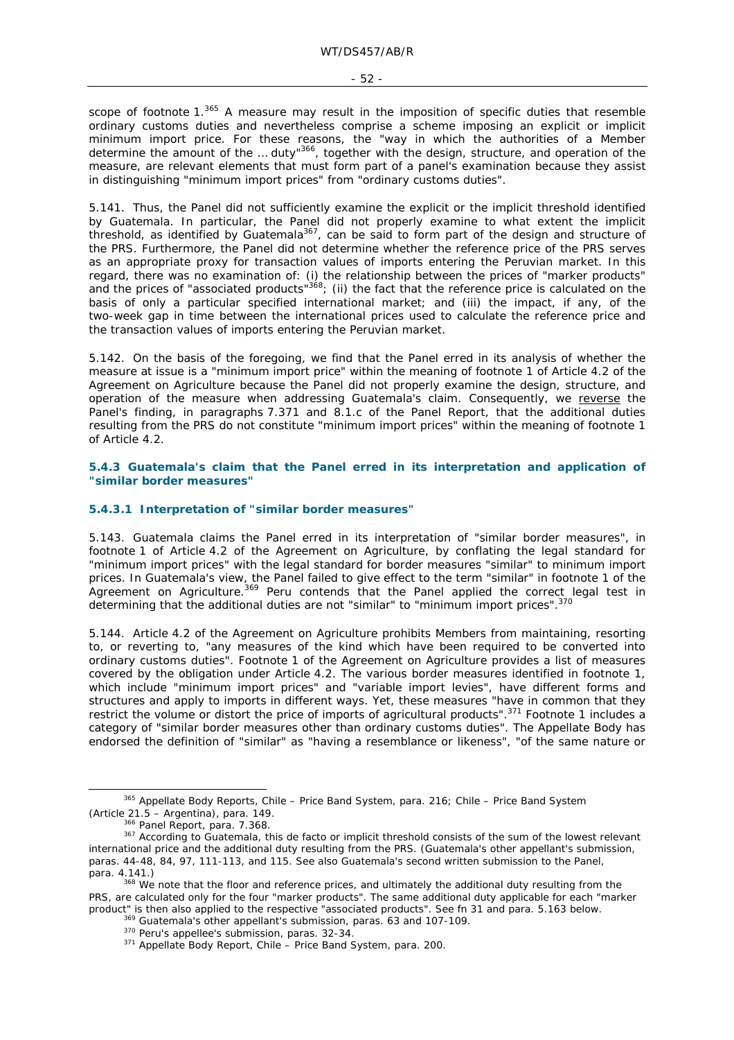scope of footnote 1.[365] A measure may result in the imposition of specific duties that resemble ordinary customs duties and nevertheless comprise a scheme imposing an explicit or implicit minimum import price. For these reasons, the "way in which the authorities of a Member determine the amount of the … duty"[366], together with the design, structure, and operation of the measure, are relevant elements that must form part of a panel's examination because they assist in distinguishing "minimum import prices" from "ordinary customs duties".

5.141. Thus, the Panel did not sufficiently examine the explicit or the implicit threshold identified by Guatemala. In particular, the Panel did not properly examine to what extent the implicit threshold, as identified by Guatemala[367], can be said to form part of the design and structure of the PRS. Furthermore, the Panel did not determine whether the reference price of the PRS serves as an appropriate proxy for transaction values of imports entering the Peruvian market. In this regard, there was no examination of: (i) the relationship between the prices of "marker products" and the prices of "associated products"[368]; (ii) the fact that the reference price is calculated on the basis of only a particular specified international market; and (iii) the impact, if any, of the two-week gap in time between the international prices used to calculate the reference price and the transaction values of imports entering the Peruvian market.

5.142. On the basis of the foregoing, we find that the Panel erred in its analysis of whether the measure at issue is a "minimum import price" within the meaning of footnote 1 of Article 4.2 of the Agreement on Agriculture because the Panel did not properly examine the design, structure, and operation of the measure when addressing Guatemala's claim. Consequently, we reverse the Panel's finding, in paragraphs 7.371 and 8.1.c of the Panel Report, that the additional duties resulting from the PRS do not constitute "minimum import prices" within the meaning of footnote 1 of Article 4.2.

### 5.4.3 Guatemala's claim that the Panel erred in its interpretation and application of "similar border measures"

#### 5.4.3.1 Interpretation of "similar border measures"

5.143. Guatemala claims the Panel erred in its interpretation of "similar border measures", in footnote 1 of Article 4.2 of the Agreement on Agriculture, by conflating the legal standard for "minimum import prices" with the legal standard for border measures "similar" to minimum import prices. In Guatemala's view, the Panel failed to give effect to the term "similar" in footnote 1 of the Agreement on Agriculture.[369] Peru contends that the Panel applied the correct legal test in determining that the additional duties are not "similar" to "minimum import prices".[370]

5.144. Article 4.2 of the Agreement on Agriculture prohibits Members from maintaining, resorting to, or reverting to, "any measures of the kind which have been required to be converted into ordinary customs duties". Footnote 1 of the Agreement on Agriculture provides a list of measures covered by the obligation under Article 4.2. The various border measures identified in footnote 1, which include "minimum import prices" and "variable import levies", have different forms and structures and apply to imports in different ways. Yet, these measures "have in common that they restrict the volume or distort the price of imports of agricultural products".[371] Footnote 1 includes a category of "similar border measures other than ordinary customs duties". The Appellate Body has endorsed the definition of "similar" as "having a resemblance or likeness", "of the same nature or

---

[365] Appellate Body Reports, Chile – Price Band System, para. 216; Chile – Price Band System (Article 21.5 – Argentina), para. 149.

[366] Panel Report, para. 7.368.

[367] According to Guatemala, this de facto or implicit threshold consists of the sum of the lowest relevant international price and the additional duty resulting from the PRS. (Guatemala's other appellant's submission, paras. 44-48, 84, 97, 111-113, and 115. See also Guatemala's second written submission to the Panel, para. 4.141.)

[368] We note that the floor and reference prices, and ultimately the additional duty resulting from the PRS, are calculated only for the four "marker products". The same additional duty applicable for each "marker product" is then also applied to the respective "associated products". See fn 31 and para. 5.163 below.

[369] Guatemala's other appellant's submission, paras. 63 and 107-109.

[370] Peru's appellee's submission, paras. 32-34.

[371] Appellate Body Report, Chile – Price Band System, para. 200.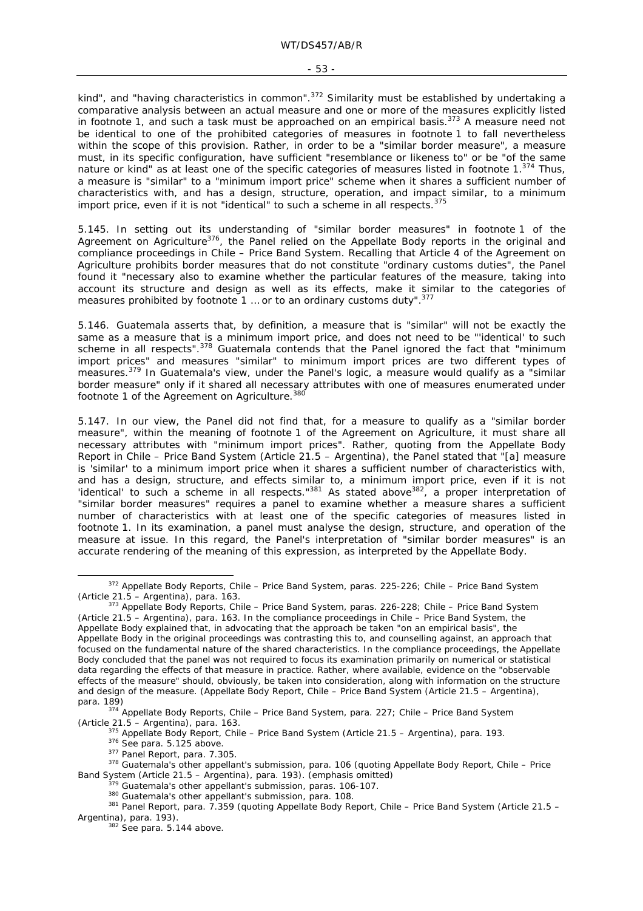kind", and "having characteristics in common".[372] Similarity must be established by undertaking a comparative analysis between an actual measure and one or more of the measures explicitly listed in footnote 1, and such a task must be approached on an empirical basis.[373] A measure need not be identical to one of the prohibited categories of measures in footnote 1 to fall nevertheless within the scope of this provision. Rather, in order to be a "similar border measure", a measure must, in its specific configuration, have sufficient "resemblance or likeness to" or be "of the same nature or kind" as at least one of the specific categories of measures listed in footnote 1.[374] Thus, a measure is "similar" to a "minimum import price" scheme when it shares a sufficient number of characteristics with, and has a design, structure, operation, and impact similar, to a minimum import price, even if it is not "identical" to such a scheme in all respects.[375]

5.145. In setting out its understanding of "similar border measures" in footnote 1 of the Agreement on Agriculture[376], the Panel relied on the Appellate Body reports in the original and compliance proceedings in *Chile – Price Band System*. Recalling that Article 4 of the Agreement on Agriculture prohibits border measures that do not constitute "ordinary customs duties", the Panel found it "necessary also to examine whether the particular features of the measure, taking into account its structure and design as well as its effects, make it similar to the categories of measures prohibited by footnote 1 … or to an ordinary customs duty".[377]

5.146. Guatemala asserts that, by definition, a measure that is "similar" will not be exactly the same as a measure that is a minimum import price, and does not need to be "'identical' to such scheme in all respects".[378] Guatemala contends that the Panel ignored the fact that "minimum import prices" and measures "similar" to minimum import prices are two different types of measures.[379] In Guatemala's view, under the Panel's logic, a measure would qualify as a "similar border measure" only if it shared all necessary attributes with one of measures enumerated under footnote 1 of the Agreement on Agriculture.[380]

5.147. In our view, the Panel did not find that, for a measure to qualify as a "similar border measure", within the meaning of footnote 1 of the Agreement on Agriculture, it must share all necessary attributes with "minimum import prices". Rather, quoting from the Appellate Body Report in *Chile – Price Band System (Article 21.5 – Argentina)*, the Panel stated that "[a] measure is 'similar' to a minimum import price when it shares a sufficient number of characteristics with, and has a design, structure, and effects similar to, a minimum import price, even if it is not 'identical' to such a scheme in all respects."[381] As stated above[382], a proper interpretation of "similar border measures" requires a panel to examine whether a measure shares a sufficient number of characteristics with at least one of the specific categories of measures listed in footnote 1. In its examination, a panel must analyse the design, structure, and operation of the measure at issue. In this regard, the Panel's interpretation of "similar border measures" is an accurate rendering of the meaning of this expression, as interpreted by the Appellate Body.

---

[372] Appellate Body Reports, *Chile – Price Band System*, paras. 225-226; *Chile – Price Band System (Article 21.5 – Argentina)*, para. 163.

[373] Appellate Body Reports, *Chile – Price Band System*, paras. 226-228; *Chile – Price Band System (Article 21.5 – Argentina)*, para. 163. In the compliance proceedings in *Chile – Price Band System*, the Appellate Body explained that, in advocating that the approach be taken "on an empirical basis", the Appellate Body in the original proceedings was contrasting this to, and counselling against, an approach that focused on the fundamental nature of the shared characteristics. In the compliance proceedings, the Appellate Body concluded that the panel was not required to focus its examination primarily on numerical or statistical data regarding the effects of that measure in practice. Rather, where available, evidence on the "observable effects of the measure" should, obviously, be taken into consideration, along with information on the structure and design of the measure. (Appellate Body Report, *Chile – Price Band System (Article 21.5 – Argentina)*, para. 189)

[374] Appellate Body Reports, *Chile – Price Band System*, para. 227; *Chile – Price Band System (Article 21.5 – Argentina)*, para. 163.

[375] Appellate Body Report, *Chile – Price Band System (Article 21.5 – Argentina)*, para. 193.

[376] See para. 5.125 above.

[377] Panel Report, para. 7.305.

[378] Guatemala's other appellant's submission, para. 106 (quoting Appellate Body Report, *Chile – Price Band System (Article 21.5 – Argentina)*, para. 193). (emphasis omitted)

[379] Guatemala's other appellant's submission, paras. 106-107.

[380] Guatemala's other appellant's submission, para. 108.

[381] Panel Report, para. 7.359 (quoting Appellate Body Report, *Chile – Price Band System (Article 21.5 – Argentina)*, para. 193).

[382] See para. 5.144 above.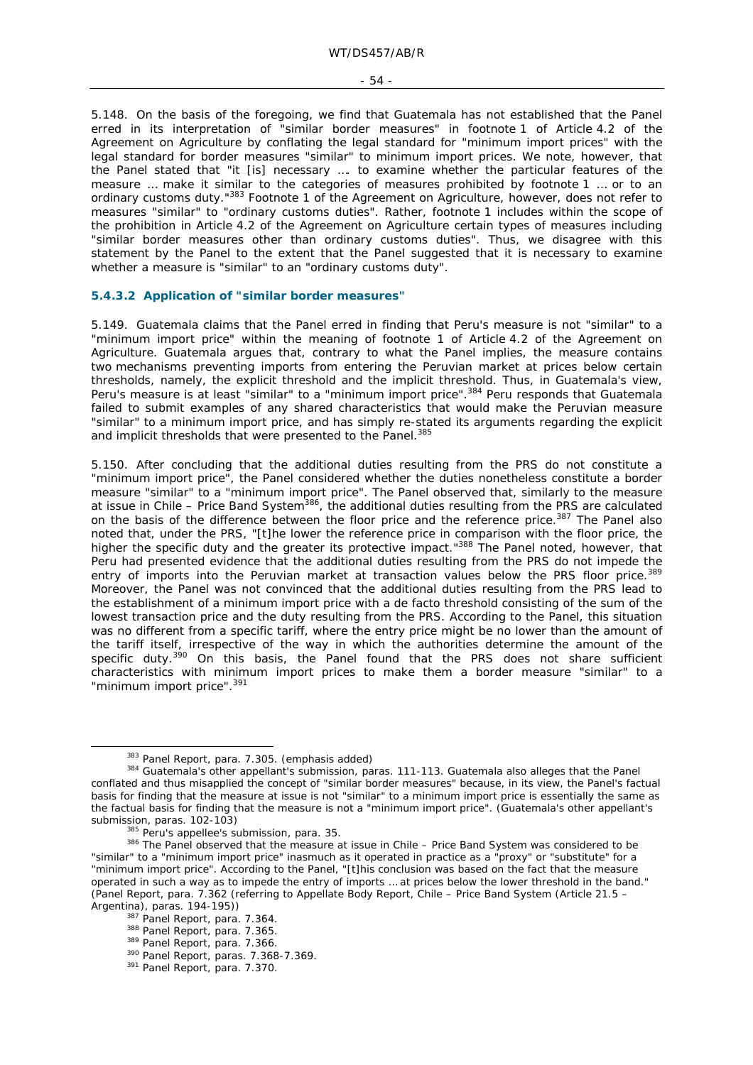5.148. On the basis of the foregoing, we find that Guatemala has not established that the Panel erred in its interpretation of "similar border measures" in footnote 1 of Article 4.2 of the Agreement on Agriculture by conflating the legal standard for "minimum import prices" with the legal standard for border measures "similar" to minimum import prices. We note, however, that the Panel stated that "it [is] necessary … to examine whether the particular features of the measure … make it similar to the categories of measures prohibited by footnote 1 … *or to an ordinary customs duty*."[383] Footnote 1 of the Agreement on Agriculture, however, does not refer to measures "similar" to "ordinary customs duties". Rather, footnote 1 includes within the scope of the prohibition in Article 4.2 of the Agreement on Agriculture certain types of measures including "similar border measures other than ordinary customs duties". Thus, we disagree with this statement by the Panel to the extent that the Panel suggested that it is necessary to examine whether a measure is "similar" to an "ordinary customs duty".

### 5.4.3.2 Application of "similar border measures"

5.149. Guatemala claims that the Panel erred in finding that Peru's measure is not "similar" to a "minimum import price" within the meaning of footnote 1 of Article 4.2 of the Agreement on Agriculture. Guatemala argues that, contrary to what the Panel implies, the measure contains two mechanisms preventing imports from entering the Peruvian market at prices below certain thresholds, namely, the explicit threshold and the implicit threshold. Thus, in Guatemala's view, Peru's measure is at least "similar" to a "minimum import price".[384] Peru responds that Guatemala failed to submit examples of any shared characteristics that would make the Peruvian measure "similar" to a minimum import price, and has simply re-stated its arguments regarding the explicit and implicit thresholds that were presented to the Panel.[385]

5.150. After concluding that the additional duties resulting from the PRS do not constitute a "minimum import price", the Panel considered whether the duties nonetheless constitute a border measure "similar" to a "minimum import price". The Panel observed that, similarly to the measure at issue in *Chile – Price Band System*[386], the additional duties resulting from the PRS are calculated on the basis of the difference between the floor price and the reference price.[387] The Panel also noted that, under the PRS, "[t]he lower the reference price in comparison with the floor price, the higher the specific duty and the greater its protective impact."[388] The Panel noted, however, that Peru had presented evidence that the additional duties resulting from the PRS do not impede the entry of imports into the Peruvian market at transaction values below the PRS floor price.[389] Moreover, the Panel was not convinced that the additional duties resulting from the PRS lead to the establishment of a minimum import price with a de facto threshold consisting of the sum of the lowest transaction price and the duty resulting from the PRS. According to the Panel, this situation was no different from a specific tariff, where the entry price might be no lower than the amount of the tariff itself, irrespective of the way in which the authorities determine the amount of the specific duty.[390] On this basis, the Panel found that the PRS does not share sufficient characteristics with minimum import prices to make them a border measure "similar" to a "minimum import price".[391]

---

[383] Panel Report, para. 7.305. (emphasis added)

[384] Guatemala's other appellant's submission, paras. 111-113. Guatemala also alleges that the Panel conflated and thus misapplied the concept of "similar border measures" because, in its view, the Panel's factual basis for finding that the measure at issue is not "similar" to a minimum import price is essentially the same as the factual basis for finding that the measure is not a "minimum import price". (Guatemala's other appellant's submission, paras. 102-103)

[385] Peru's appellee's submission, para. 35.

[386] The Panel observed that the measure at issue in *Chile – Price Band System* was considered to be "similar" to a "minimum import price" inasmuch as it operated in practice as a "proxy" or "substitute" for a "minimum import price". According to the Panel, "[t]his conclusion was based on the fact that the measure operated in such a way as to impede the entry of imports … at prices below the lower threshold in the band." (Panel Report, para. 7.362 (referring to Appellate Body Report, *Chile – Price Band System (Article 21.5 – Argentina)*, paras. 194-195))

[387] Panel Report, para. 7.364.

[388] Panel Report, para. 7.365.

[389] Panel Report, para. 7.366.

[390] Panel Report, paras. 7.368-7.369.

[391] Panel Report, para. 7.370.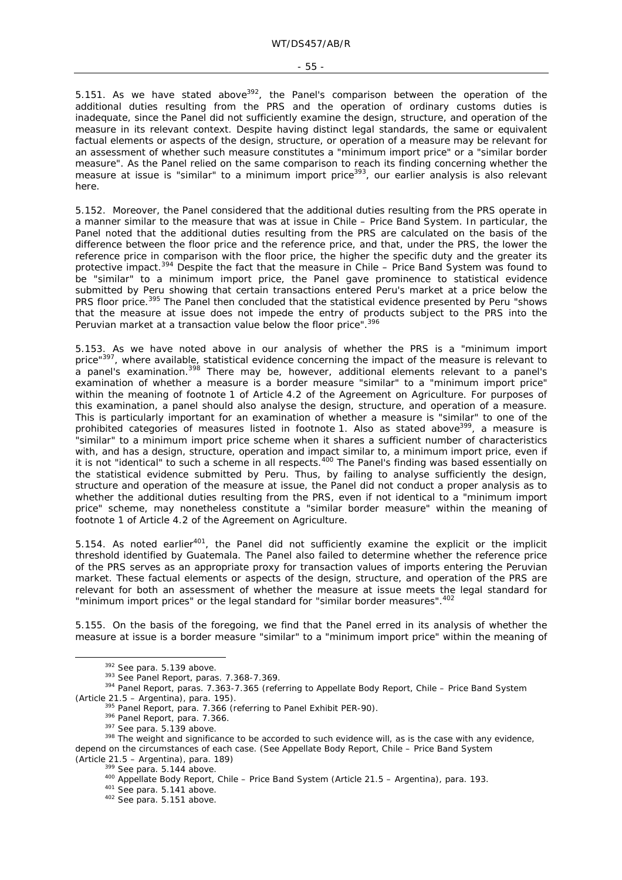5.151. As we have stated above[392], the Panel's comparison between the operation of the additional duties resulting from the PRS and the operation of ordinary customs duties is inadequate, since the Panel did not sufficiently examine the design, structure, and operation of the measure in its relevant context. Despite having distinct legal standards, the same or equivalent factual elements or aspects of the design, structure, or operation of a measure may be relevant for an assessment of whether such measure constitutes a "minimum import price" or a "similar border measure". As the Panel relied on the same comparison to reach its finding concerning whether the measure at issue is "similar" to a minimum import price[393], our earlier analysis is also relevant here.

5.152. Moreover, the Panel considered that the additional duties resulting from the PRS operate in a manner similar to the measure that was at issue in *Chile – Price Band System*. In particular, the Panel noted that the additional duties resulting from the PRS are calculated on the basis of the difference between the floor price and the reference price, and that, under the PRS, the lower the reference price in comparison with the floor price, the higher the specific duty and the greater its protective impact.[394] Despite the fact that the measure in *Chile – Price Band System* was found to be "similar" to a minimum import price, the Panel gave prominence to statistical evidence submitted by Peru showing that certain transactions entered Peru's market at a price below the PRS floor price.[395] The Panel then concluded that the statistical evidence presented by Peru "shows that the measure at issue does not impede the entry of products subject to the PRS into the Peruvian market at a transaction value below the floor price".[396]

5.153. As we have noted above in our analysis of whether the PRS is a "minimum import price"[397], where available, statistical evidence concerning the impact of the measure is relevant to a panel's examination.[398] There may be, however, additional elements relevant to a panel's examination of whether a measure is a border measure "similar" to a "minimum import price" within the meaning of footnote 1 of Article 4.2 of the Agreement on Agriculture. For purposes of this examination, a panel should also analyse the design, structure, and operation of a measure. This is particularly important for an examination of whether a measure is "similar" to one of the prohibited categories of measures listed in footnote 1. Also as stated above[399], a measure is "similar" to a minimum import price scheme when it shares a sufficient number of characteristics with, and has a design, structure, operation and impact similar to, a minimum import price, even if it is not "identical" to such a scheme in all respects.[400] The Panel's finding was based essentially on the statistical evidence submitted by Peru. Thus, by failing to analyse sufficiently the design, structure and operation of the measure at issue, the Panel did not conduct a proper analysis as to whether the additional duties resulting from the PRS, even if not identical to a "minimum import price" scheme, may nonetheless constitute a "similar border measure" within the meaning of footnote 1 of Article 4.2 of the Agreement on Agriculture.

5.154. As noted earlier[401], the Panel did not sufficiently examine the explicit or the implicit threshold identified by Guatemala. The Panel also failed to determine whether the reference price of the PRS serves as an appropriate proxy for transaction values of imports entering the Peruvian market. These factual elements or aspects of the design, structure, and operation of the PRS are relevant for both an assessment of whether the measure at issue meets the legal standard for "minimum import prices" or the legal standard for "similar border measures".[402]

5.155. On the basis of the foregoing, we find that the Panel erred in its analysis of whether the measure at issue is a border measure "similar" to a "minimum import price" within the meaning of

---

[392] See para. 5.139 above.
[393] See Panel Report, paras. 7.368-7.369.
[394] Panel Report, paras. 7.363-7.365 (referring to Appellate Body Report, *Chile – Price Band System (Article 21.5 – Argentina)*, para. 195).
[395] Panel Report, para. 7.366 (referring to Panel Exhibit PER-90).
[396] Panel Report, para. 7.366.
[397] See para. 5.139 above.
[398] The weight and significance to be accorded to such evidence will, as is the case with any evidence, depend on the circumstances of each case. (See Appellate Body Report, *Chile – Price Band System (Article 21.5 – Argentina)*, para. 189)
[399] See para. 5.144 above.
[400] Appellate Body Report, *Chile – Price Band System (Article 21.5 – Argentina)*, para. 193.
[401] See para. 5.141 above.
[402] See para. 5.151 above.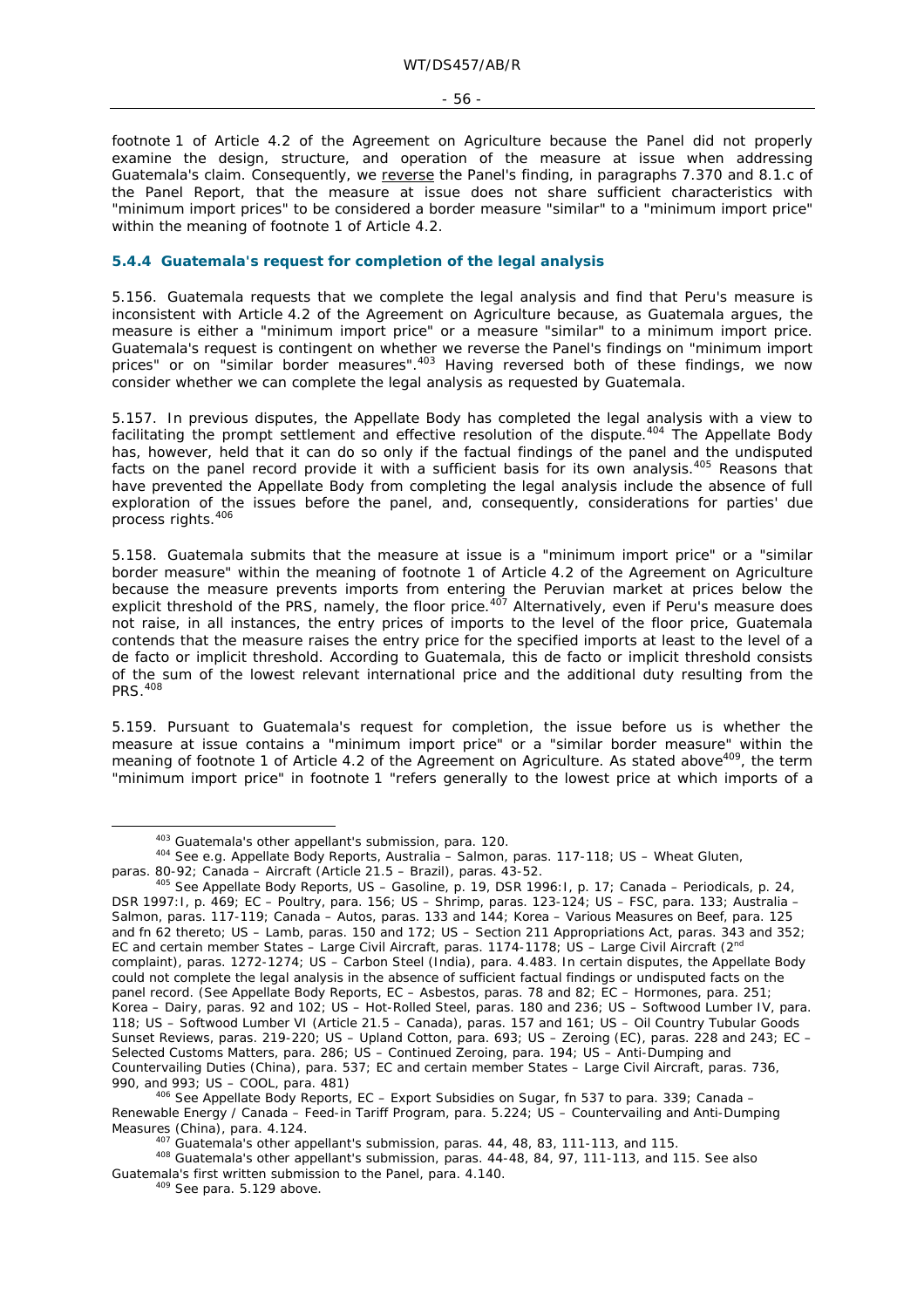footnote 1 of Article 4.2 of the Agreement on Agriculture because the Panel did not properly examine the design, structure, and operation of the measure at issue when addressing Guatemala's claim. Consequently, we reverse the Panel's finding, in paragraphs 7.370 and 8.1.c of the Panel Report, that the measure at issue does not share sufficient characteristics with "minimum import prices" to be considered a border measure "similar" to a "minimum import price" within the meaning of footnote 1 of Article 4.2.

### 5.4.4 Guatemala's request for completion of the legal analysis

5.156. Guatemala requests that we complete the legal analysis and find that Peru's measure is inconsistent with Article 4.2 of the Agreement on Agriculture because, as Guatemala argues, the measure is either a "minimum import price" or a measure "similar" to a minimum import price. Guatemala's request is contingent on whether we reverse the Panel's findings on "minimum import prices" or on "similar border measures".[403] Having reversed both of these findings, we now consider whether we can complete the legal analysis as requested by Guatemala.

5.157. In previous disputes, the Appellate Body has completed the legal analysis with a view to facilitating the prompt settlement and effective resolution of the dispute.[404] The Appellate Body has, however, held that it can do so only if the factual findings of the panel and the undisputed facts on the panel record provide it with a sufficient basis for its own analysis.[405] Reasons that have prevented the Appellate Body from completing the legal analysis include the absence of full exploration of the issues before the panel, and, consequently, considerations for parties' due process rights.[406]

5.158. Guatemala submits that the measure at issue is a "minimum import price" or a "similar border measure" within the meaning of footnote 1 of Article 4.2 of the Agreement on Agriculture because the measure prevents imports from entering the Peruvian market at prices below the explicit threshold of the PRS, namely, the floor price.[407] Alternatively, even if Peru's measure does not raise, in all instances, the entry prices of imports to the level of the floor price, Guatemala contends that the measure raises the entry price for the specified imports at least to the level of a de facto or implicit threshold. According to Guatemala, this de facto or implicit threshold consists of the sum of the lowest relevant international price and the additional duty resulting from the PRS.[408]

5.159. Pursuant to Guatemala's request for completion, the issue before us is whether the measure at issue contains a "minimum import price" or a "similar border measure" within the meaning of footnote 1 of Article 4.2 of the Agreement on Agriculture. As stated above[409], the term "minimum import price" in footnote 1 "refers generally to the lowest price at which imports of a

---

[403] Guatemala's other appellant's submission, para. 120.

[404] See e.g. Appellate Body Reports, Australia – Salmon, paras. 117-118; US – Wheat Gluten, paras. 80-92; Canada – Aircraft (Article 21.5 – Brazil), paras. 43-52.

[405] See Appellate Body Reports, US – Gasoline, p. 19, DSR 1996:I, p. 17; Canada – Periodicals, p. 24, DSR 1997:I, p. 469; EC – Poultry, para. 156; US – Shrimp, paras. 123-124; US – FSC, para. 133; Australia – Salmon, paras. 117-119; Canada – Autos, paras. 133 and 144; Korea – Various Measures on Beef, para. 125 and fn 62 thereto; US – Lamb, paras. 150 and 172; US – Section 211 Appropriations Act, paras. 343 and 352; EC and certain member States – Large Civil Aircraft, paras. 1174-1178; US – Large Civil Aircraft (2nd complaint), paras. 1272-1274; US – Carbon Steel (India), para. 4.483. In certain disputes, the Appellate Body could not complete the legal analysis in the absence of sufficient factual findings or undisputed facts on the panel record. (See Appellate Body Reports, EC – Asbestos, paras. 78 and 82; EC – Hormones, para. 251; Korea – Dairy, paras. 92 and 102; US – Hot-Rolled Steel, paras. 180 and 236; US – Softwood Lumber IV, para. 118; US – Softwood Lumber VI (Article 21.5 – Canada), paras. 157 and 161; US – Oil Country Tubular Goods Sunset Reviews, paras. 219-220; US – Upland Cotton, para. 693; US – Zeroing (EC), paras. 228 and 243; EC – Selected Customs Matters, para. 286; US – Continued Zeroing, para. 194; US – Anti-Dumping and Countervailing Duties (China), para. 537; EC and certain member States – Large Civil Aircraft, paras. 736, 990, and 993; US – COOL, para. 481)

[406] See Appellate Body Reports, EC – Export Subsidies on Sugar, fn 537 to para. 339; Canada – Renewable Energy / Canada – Feed-in Tariff Program, para. 5.224; US – Countervailing and Anti-Dumping Measures (China), para. 4.124.

[407] Guatemala's other appellant's submission, paras. 44, 48, 83, 111-113, and 115.

[408] Guatemala's other appellant's submission, paras. 44-48, 84, 97, 111-113, and 115. See also Guatemala's first written submission to the Panel, para. 4.140.

[409] See para. 5.129 above.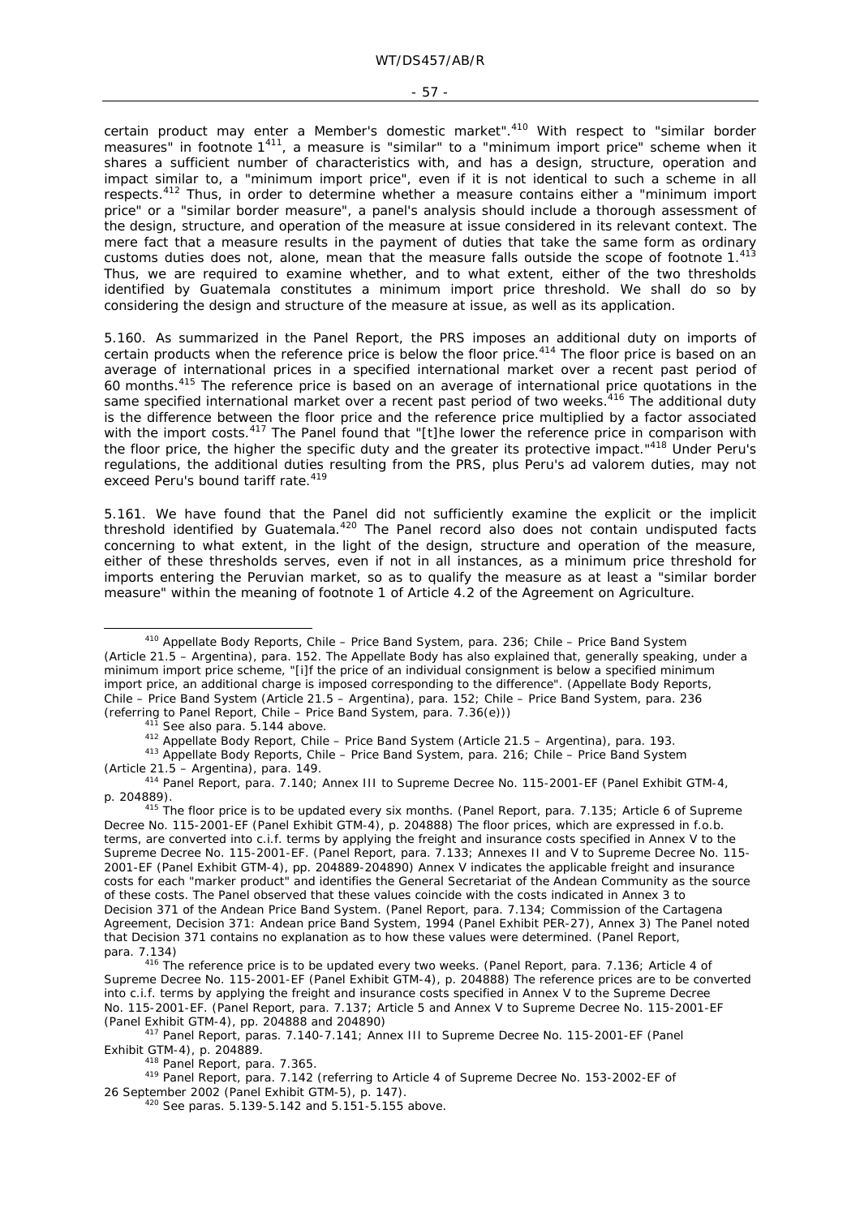certain product may enter a Member's domestic market".[410] With respect to "similar border measures" in footnote 1[411], a measure is "similar" to a "minimum import price" scheme when it shares a sufficient number of characteristics with, and has a design, structure, operation and impact similar to, a "minimum import price", even if it is not identical to such a scheme in all respects.[412] Thus, in order to determine whether a measure contains either a "minimum import price" or a "similar border measure", a panel's analysis should include a thorough assessment of the design, structure, and operation of the measure at issue considered in its relevant context. The mere fact that a measure results in the payment of duties that take the same form as ordinary customs duties does not, alone, mean that the measure falls outside the scope of footnote 1.[413] Thus, we are required to examine whether, and to what extent, either of the two thresholds identified by Guatemala constitutes a minimum import price threshold. We shall do so by considering the design and structure of the measure at issue, as well as its application.

5.160. As summarized in the Panel Report, the PRS imposes an additional duty on imports of certain products when the reference price is below the floor price.[414] The floor price is based on an average of international prices in a specified international market over a recent past period of 60 months.[415] The reference price is based on an average of international price quotations in the same specified international market over a recent past period of two weeks.[416] The additional duty is the difference between the floor price and the reference price multiplied by a factor associated with the import costs.[417] The Panel found that "[t]he lower the reference price in comparison with the floor price, the higher the specific duty and the greater its protective impact."[418] Under Peru's regulations, the additional duties resulting from the PRS, plus Peru's ad valorem duties, may not exceed Peru's bound tariff rate.[419]

5.161. We have found that the Panel did not sufficiently examine the explicit or the implicit threshold identified by Guatemala.[420] The Panel record also does not contain undisputed facts concerning to what extent, in the light of the design, structure and operation of the measure, either of these thresholds serves, even if not in all instances, as a minimum price threshold for imports entering the Peruvian market, so as to qualify the measure as at least a "similar border measure" within the meaning of footnote 1 of Article 4.2 of the Agreement on Agriculture.

---

[410] Appellate Body Reports, *Chile – Price Band System*, para. 236; *Chile – Price Band System (Article 21.5 – Argentina)*, para. 152. The Appellate Body has also explained that, generally speaking, under a minimum import price scheme, "[i]f the price of an individual consignment is below a specified minimum import price, an additional charge is imposed corresponding to the difference". (Appellate Body Reports, *Chile – Price Band System (Article 21.5 – Argentina)*, para. 152; *Chile – Price Band System*, para. 236 (referring to Panel Report, *Chile – Price Band System*, para. 7.36(e)))

[411] See also para. 5.144 above.

[412] Appellate Body Report, *Chile – Price Band System (Article 21.5 – Argentina)*, para. 193.

[413] Appellate Body Reports, *Chile – Price Band System*, para. 216; *Chile – Price Band System (Article 21.5 – Argentina)*, para. 149.

[414] Panel Report, para. 7.140; Annex III to Supreme Decree No. 115-2001-EF (Panel Exhibit GTM-4, p. 204889).

[415] The floor price is to be updated every six months. (Panel Report, para. 7.135; Article 6 of Supreme Decree No. 115-2001-EF (Panel Exhibit GTM-4), p. 204888) The floor prices, which are expressed in f.o.b. terms, are converted into c.i.f. terms by applying the freight and insurance costs specified in Annex V to the Supreme Decree No. 115-2001-EF. (Panel Report, para. 7.133; Annexes II and V to Supreme Decree No. 115-2001-EF (Panel Exhibit GTM-4), pp. 204889-204890) Annex V indicates the applicable freight and insurance costs for each "marker product" and identifies the General Secretariat of the Andean Community as the source of these costs. The Panel observed that these values coincide with the costs indicated in Annex 3 to Decision 371 of the Andean Price Band System. (Panel Report, para. 7.134; Commission of the Cartagena Agreement, Decision 371: Andean price Band System, 1994 (Panel Exhibit PER-27), Annex 3) The Panel noted that Decision 371 contains no explanation as to how these values were determined. (Panel Report, para. 7.134)

[416] The reference price is to be updated every two weeks. (Panel Report, para. 7.136; Article 4 of Supreme Decree No. 115-2001-EF (Panel Exhibit GTM-4), p. 204888) The reference prices are to be converted into c.i.f. terms by applying the freight and insurance costs specified in Annex V to the Supreme Decree No. 115-2001-EF. (Panel Report, para. 7.137; Article 5 and Annex V to Supreme Decree No. 115-2001-EF (Panel Exhibit GTM-4), pp. 204888 and 204890)

[417] Panel Report, paras. 7.140-7.141; Annex III to Supreme Decree No. 115-2001-EF (Panel Exhibit GTM-4), p. 204889.

[418] Panel Report, para. 7.365.

[419] Panel Report, para. 7.142 (referring to Article 4 of Supreme Decree No. 153-2002-EF of 26 September 2002 (Panel Exhibit GTM-5), p. 147).

[420] See paras. 5.139-5.142 and 5.151-5.155 above.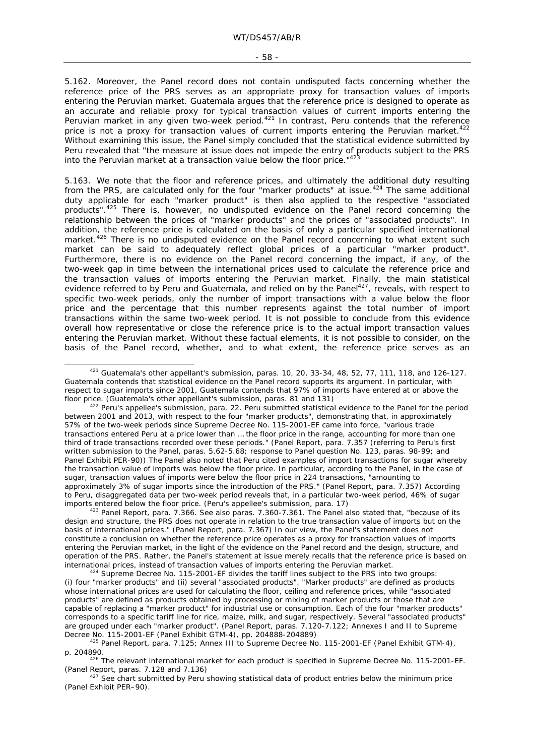5.162. Moreover, the Panel record does not contain undisputed facts concerning whether the reference price of the PRS serves as an appropriate proxy for transaction values of imports entering the Peruvian market. Guatemala argues that the reference price is designed to operate as an accurate and reliable proxy for typical transaction values of current imports entering the Peruvian market in any given two-week period.[421] In contrast, Peru contends that the reference price is not a proxy for transaction values of current imports entering the Peruvian market.[422] Without examining this issue, the Panel simply concluded that the statistical evidence submitted by Peru revealed that "the measure at issue does not impede the entry of products subject to the PRS into the Peruvian market at a transaction value below the floor price."[423]

5.163. We note that the floor and reference prices, and ultimately the additional duty resulting from the PRS, are calculated only for the four "marker products" at issue.[424] The same additional duty applicable for each "marker product" is then also applied to the respective "associated products".[425] There is, however, no undisputed evidence on the Panel record concerning the relationship between the prices of "marker products" and the prices of "associated products". In addition, the reference price is calculated on the basis of only a particular specified international market.[426] There is no undisputed evidence on the Panel record concerning to what extent such market can be said to adequately reflect global prices of a particular "marker product". Furthermore, there is no evidence on the Panel record concerning the impact, if any, of the two-week gap in time between the international prices used to calculate the reference price and the transaction values of imports entering the Peruvian market. Finally, the main statistical evidence referred to by Peru and Guatemala, and relied on by the Panel[427], reveals, with respect to specific two-week periods, only the number of import transactions with a value below the floor price and the percentage that this number represents against the total number of import transactions within the same two-week period. It is not possible to conclude from this evidence overall how representative or close the reference price is to the actual import transaction values entering the Peruvian market. Without these factual elements, it is not possible to consider, on the basis of the Panel record, whether, and to what extent, the reference price serves as an

---

[421] Guatemala's other appellant's submission, paras. 10, 20, 33-34, 48, 52, 77, 111, 118, and 126-127. Guatemala contends that statistical evidence on the Panel record supports its argument. In particular, with respect to sugar imports since 2001, Guatemala contends that 97% of imports have entered at or above the floor price. (Guatemala's other appellant's submission, paras. 81 and 131)

[422] Peru's appellee's submission, para. 22. Peru submitted statistical evidence to the Panel for the period between 2001 and 2013, with respect to the four "marker products", demonstrating that, in approximately 57% of the two-week periods since Supreme Decree No. 115-2001-EF came into force, "various trade transactions entered Peru at a price lower than … the floor price in the range, accounting for more than one third of trade transactions recorded over these periods." (Panel Report, para. 7.357 (referring to Peru's first written submission to the Panel, paras. 5.62-5.68; response to Panel question No. 123, paras. 98-99; and Panel Exhibit PER-90)) The Panel also noted that Peru cited examples of import transactions for sugar whereby the transaction value of imports was below the floor price. In particular, according to the Panel, in the case of sugar, transaction values of imports were below the floor price in 224 transactions, "amounting to approximately 3% of sugar imports since the introduction of the PRS." (Panel Report, para. 7.357) According to Peru, disaggregated data per two-week period reveals that, in a particular two-week period, 46% of sugar imports entered below the floor price. (Peru's appellee's submission, para. 17)

[423] Panel Report, para. 7.366. See also paras. 7.360-7.361. The Panel also stated that, "because of its design and structure, the PRS does not operate in relation to the true transaction value of imports but on the basis of international prices." (Panel Report, para. 7.367) In our view, the Panel's statement does not constitute a conclusion on whether the reference price operates as a proxy for transaction values of imports entering the Peruvian market, in the light of the evidence on the Panel record and the design, structure, and operation of the PRS. Rather, the Panel's statement at issue merely recalls that the reference price is based on international prices, instead of transaction values of imports entering the Peruvian market.

[424] Supreme Decree No. 115-2001-EF divides the tariff lines subject to the PRS into two groups: (i) four "marker products" and (ii) several "associated products". "Marker products" are defined as products whose international prices are used for calculating the floor, ceiling and reference prices, while "associated products" are defined as products obtained by processing or mixing of marker products or those that are capable of replacing a "marker product" for industrial use or consumption. Each of the four "marker products" corresponds to a specific tariff line for rice, maize, milk, and sugar, respectively. Several "associated products" are grouped under each "marker product". (Panel Report, paras. 7.120-7.122; Annexes I and II to Supreme Decree No. 115-2001-EF (Panel Exhibit GTM-4), pp. 204888-204889)

[425] Panel Report, para. 7.125; Annex III to Supreme Decree No. 115-2001-EF (Panel Exhibit GTM-4), p. 204890.

[426] The relevant international market for each product is specified in Supreme Decree No. 115-2001-EF. (Panel Report, paras. 7.128 and 7.136)

[427] See chart submitted by Peru showing statistical data of product entries below the minimum price (Panel Exhibit PER–90).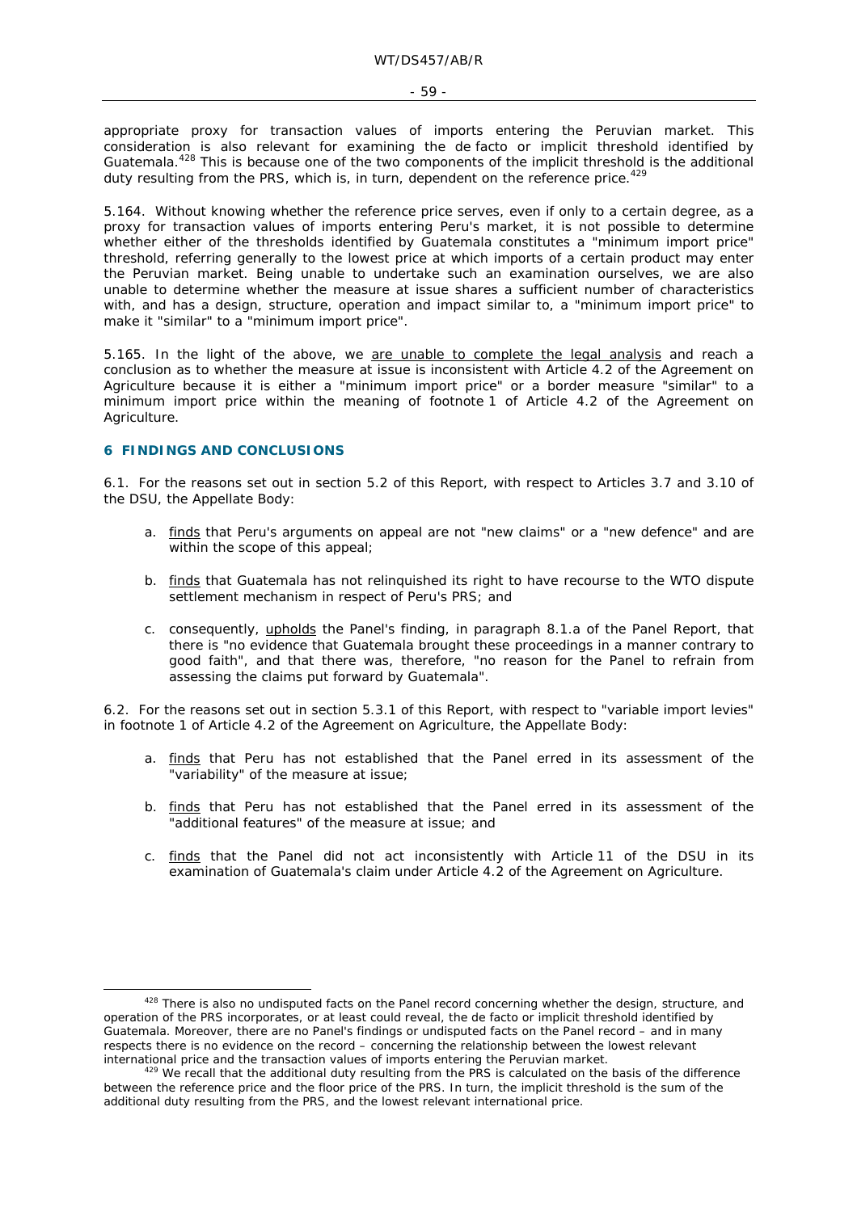appropriate proxy for transaction values of imports entering the Peruvian market. This consideration is also relevant for examining the de facto or implicit threshold identified by Guatemala.[428] This is because one of the two components of the implicit threshold is the additional duty resulting from the PRS, which is, in turn, dependent on the reference price.[429]

5.164. Without knowing whether the reference price serves, even if only to a certain degree, as a proxy for transaction values of imports entering Peru's market, it is not possible to determine whether either of the thresholds identified by Guatemala constitutes a "minimum import price" threshold, referring generally to the lowest price at which imports of a certain product may enter the Peruvian market. Being unable to undertake such an examination ourselves, we are also unable to determine whether the measure at issue shares a sufficient number of characteristics with, and has a design, structure, operation and impact similar to, a "minimum import price" to make it "similar" to a "minimum import price".

5.165. In the light of the above, we are unable to complete the legal analysis and reach a conclusion as to whether the measure at issue is inconsistent with Article 4.2 of the Agreement on Agriculture because it is either a "minimum import price" or a border measure "similar" to a minimum import price within the meaning of footnote 1 of Article 4.2 of the Agreement on Agriculture.

## 6 FINDINGS AND CONCLUSIONS

6.1. For the reasons set out in section 5.2 of this Report, with respect to Articles 3.7 and 3.10 of the DSU, the Appellate Body:

a. finds that Peru's arguments on appeal are not "new claims" or a "new defence" and are within the scope of this appeal;

b. finds that Guatemala has not relinquished its right to have recourse to the WTO dispute settlement mechanism in respect of Peru's PRS; and

c. consequently, upholds the Panel's finding, in paragraph 8.1.a of the Panel Report, that there is "no evidence that Guatemala brought these proceedings in a manner contrary to good faith", and that there was, therefore, "no reason for the Panel to refrain from assessing the claims put forward by Guatemala".

6.2. For the reasons set out in section 5.3.1 of this Report, with respect to "variable import levies" in footnote 1 of Article 4.2 of the Agreement on Agriculture, the Appellate Body:

a. finds that Peru has not established that the Panel erred in its assessment of the "variability" of the measure at issue;

b. finds that Peru has not established that the Panel erred in its assessment of the "additional features" of the measure at issue; and

c. finds that the Panel did not act inconsistently with Article 11 of the DSU in its examination of Guatemala's claim under Article 4.2 of the Agreement on Agriculture.

---

[428] There is also no undisputed facts on the Panel record concerning whether the design, structure, and operation of the PRS incorporates, or at least could reveal, the de facto or implicit threshold identified by Guatemala. Moreover, there are no Panel's findings or undisputed facts on the Panel record – and in many respects there is no evidence on the record – concerning the relationship between the lowest relevant international price and the transaction values of imports entering the Peruvian market.

[429] We recall that the additional duty resulting from the PRS is calculated on the basis of the difference between the reference price and the floor price of the PRS. In turn, the implicit threshold is the sum of the additional duty resulting from the PRS, and the lowest relevant international price.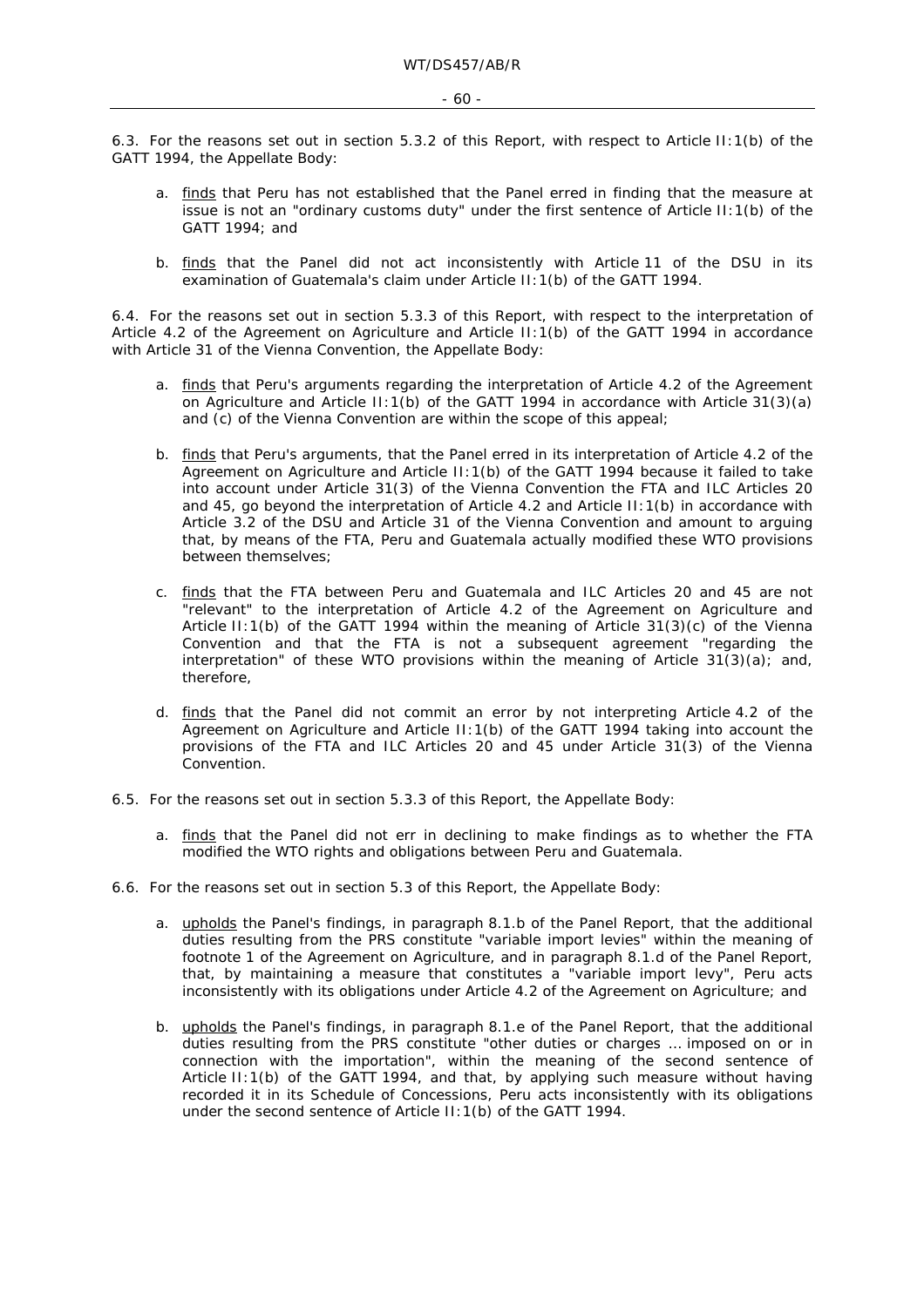6.3. For the reasons set out in section 5.3.2 of this Report, with respect to Article II:1(b) of the GATT 1994, the Appellate Body:

a. _finds_ that Peru has not established that the Panel erred in finding that the measure at issue is not an "ordinary customs duty" under the first sentence of Article II:1(b) of the GATT 1994; and

b. _finds_ that the Panel did not act inconsistently with Article 11 of the DSU in its examination of Guatemala's claim under Article II:1(b) of the GATT 1994.

6.4. For the reasons set out in section 5.3.3 of this Report, with respect to the interpretation of Article 4.2 of the Agreement on Agriculture and Article II:1(b) of the GATT 1994 in accordance with Article 31 of the Vienna Convention, the Appellate Body:

a. _finds_ that Peru's arguments regarding the interpretation of Article 4.2 of the Agreement on Agriculture and Article II:1(b) of the GATT 1994 in accordance with Article 31(3)(a) and (c) of the Vienna Convention are within the scope of this appeal;

b. _finds_ that Peru's arguments, that the Panel erred in its interpretation of Article 4.2 of the Agreement on Agriculture and Article II:1(b) of the GATT 1994 because it failed to take into account under Article 31(3) of the Vienna Convention the FTA and ILC Articles 20 and 45, go beyond the interpretation of Article 4.2 and Article II:1(b) in accordance with Article 3.2 of the DSU and Article 31 of the Vienna Convention and amount to arguing that, by means of the FTA, Peru and Guatemala actually modified these WTO provisions between themselves;

c. _finds_ that the FTA between Peru and Guatemala and ILC Articles 20 and 45 are not "relevant" to the interpretation of Article 4.2 of the Agreement on Agriculture and Article II:1(b) of the GATT 1994 within the meaning of Article 31(3)(c) of the Vienna Convention and that the FTA is not a subsequent agreement "regarding the interpretation" of these WTO provisions within the meaning of Article 31(3)(a); and, therefore,

d. _finds_ that the Panel did not commit an error by not interpreting Article 4.2 of the Agreement on Agriculture and Article II:1(b) of the GATT 1994 taking into account the provisions of the FTA and ILC Articles 20 and 45 under Article 31(3) of the Vienna Convention.

6.5. For the reasons set out in section 5.3.3 of this Report, the Appellate Body:

a. _finds_ that the Panel did not err in declining to make findings as to whether the FTA modified the WTO rights and obligations between Peru and Guatemala.

6.6. For the reasons set out in section 5.3 of this Report, the Appellate Body:

a. _upholds_ the Panel's findings, in paragraph 8.1.b of the Panel Report, that the additional duties resulting from the PRS constitute "variable import levies" within the meaning of footnote 1 of the Agreement on Agriculture, and in paragraph 8.1.d of the Panel Report, that, by maintaining a measure that constitutes a "variable import levy", Peru acts inconsistently with its obligations under Article 4.2 of the Agreement on Agriculture; and

b. _upholds_ the Panel's findings, in paragraph 8.1.e of the Panel Report, that the additional duties resulting from the PRS constitute "other duties or charges ... imposed on or in connection with the importation", within the meaning of the second sentence of Article II:1(b) of the GATT 1994, and that, by applying such measure without having recorded it in its Schedule of Concessions, Peru acts inconsistently with its obligations under the second sentence of Article II:1(b) of the GATT 1994.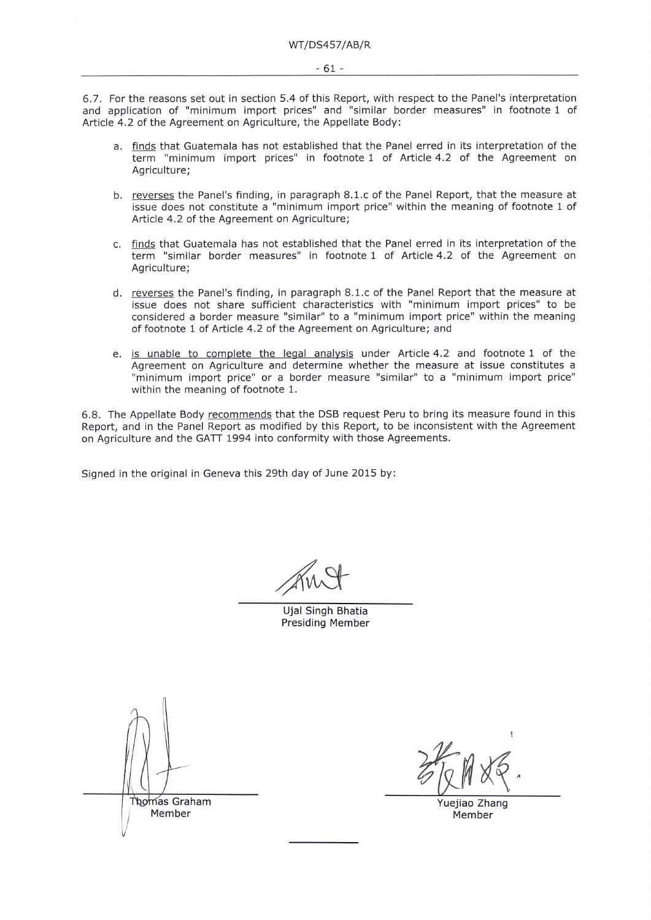6.7. For the reasons set out in section 5.4 of this Report, with respect to the Panel's interpretation and application of "minimum import prices" and "similar border measures" in footnote 1 of Article 4.2 of the Agreement on Agriculture, the Appellate Body:

a. finds that Guatemala has not established that the Panel erred in its interpretation of the term "minimum import prices" in footnote 1 of Article 4.2 of the Agreement on Agriculture;

b. reverses the Panel's finding, in paragraph 8.1.c of the Panel Report, that the measure at issue does not constitute a "minimum import price" within the meaning of footnote 1 of Article 4.2 of the Agreement on Agriculture;

c. finds that Guatemala has not established that the Panel erred in its interpretation of the term "similar border measures" in footnote 1 of Article 4.2 of the Agreement on Agriculture;

d. reverses the Panel's finding, in paragraph 8.1.c of the Panel Report that the measure at issue does not share sufficient characteristics with "minimum import prices" to be considered a border measure "similar" to a "minimum import price" within the meaning of footnote 1 of Article 4.2 of the Agreement on Agriculture; and

e. is unable to complete the legal analysis under Article 4.2 and footnote 1 of the Agreement on Agriculture and determine whether the measure at issue constitutes a "minimum import price" or a border measure "similar" to a "minimum import price" within the meaning of footnote 1.

6.8. The Appellate Body recommends that the DSB request Peru to bring its measure found in this Report, and in the Panel Report as modified by this Report, to be inconsistent with the Agreement on Agriculture and the GATT 1994 into conformity with those Agreements.

Signed in the original in Geneva this 29th day of June 2015 by:

Ujal Singh Bhatia
Presiding Member

Thomas Graham
Member

Yuejiao Zhang
Member